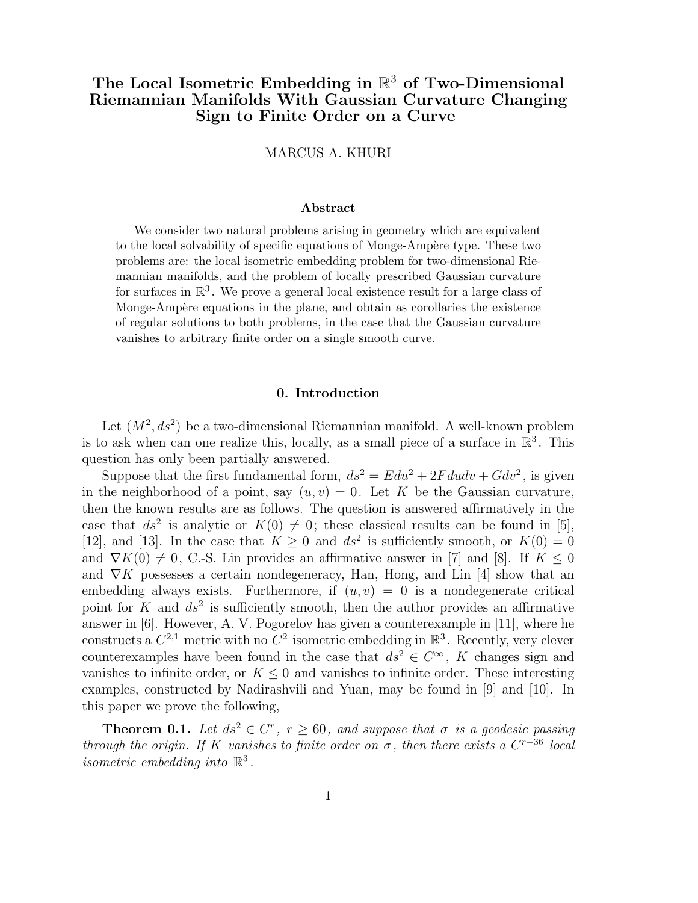# The Local Isometric Embedding in $\mathbb{R}^3$ of Two-Dimensional Riemannian Manifolds With Gaussian Curvature Changing Sign to Finite Order on a Curve

MARCUS A. KHURI

### Abstract

We consider two natural problems arising in geometry which are equivalent to the local solvability of specific equations of Monge-Ampère type. These two problems are: the local isometric embedding problem for two-dimensional Riemannian manifolds, and the problem of locally prescribed Gaussian curvature for surfaces in $\mathbb{R}^3$. We prove a general local existence result for a large class of Monge-Ampère equations in the plane, and obtain as corollaries the existence of regular solutions to both problems, in the case that the Gaussian curvature vanishes to arbitrary finite order on a single smooth curve.

## 0. Introduction

Let $(M^2, ds^2)$ be a two-dimensional Riemannian manifold. A well-known problem is to ask when can one realize this, locally, as a small piece of a surface in $\mathbb{R}^3$. This question has only been partially answered.

Suppose that the first fundamental form, $ds^2 = Edu^2 + 2Fdudv + Gdv^2$, is given in the neighborhood of a point, say $(u, v) = 0$. Let $K$ be the Gaussian curvature, then the known results are as follows. The question is answered affirmatively in the case that $ds^2$ is analytic or $K(0) \neq 0$; these classical results can be found in [5], [12], and [13]. In the case that $K \geq 0$ and $ds^2$ is sufficiently smooth, or $K(0) = 0$ and $\nabla K(0) \neq 0$, C.-S. Lin provides an affirmative answer in [7] and [8]. If $K \leq 0$ and $\nabla K$ possesses a certain nondegeneracy, Han, Hong, and Lin [4] show that an embedding always exists. Furthermore, if $(u, v) = 0$ is a nondegenerate critical point for $K$ and $ds^2$ is sufficiently smooth, then the author provides an affirmative answer in [6]. However, A. V. Pogorelov has given a counterexample in [11], where he constructs a $C^{2,1}$ metric with no $C^2$ isometric embedding in $\mathbb{R}^3$. Recently, very clever counterexamples have been found in the case that $ds^2 \in C^\infty$, $K$ changes sign and vanishes to infinite order, or $K \leq 0$ and vanishes to infinite order. These interesting examples, constructed by Nadirashvili and Yuan, may be found in [9] and [10]. In this paper we prove the following,

**Theorem 0.1.** *Let $ds^2 \in C^r$, $r \geq 60$, and suppose that $\sigma$ is a geodesic passing through the origin. If $K$ vanishes to finite order on $\sigma$, then there exists a $C^{r-36}$ local isometric embedding into $\mathbb{R}^3$.*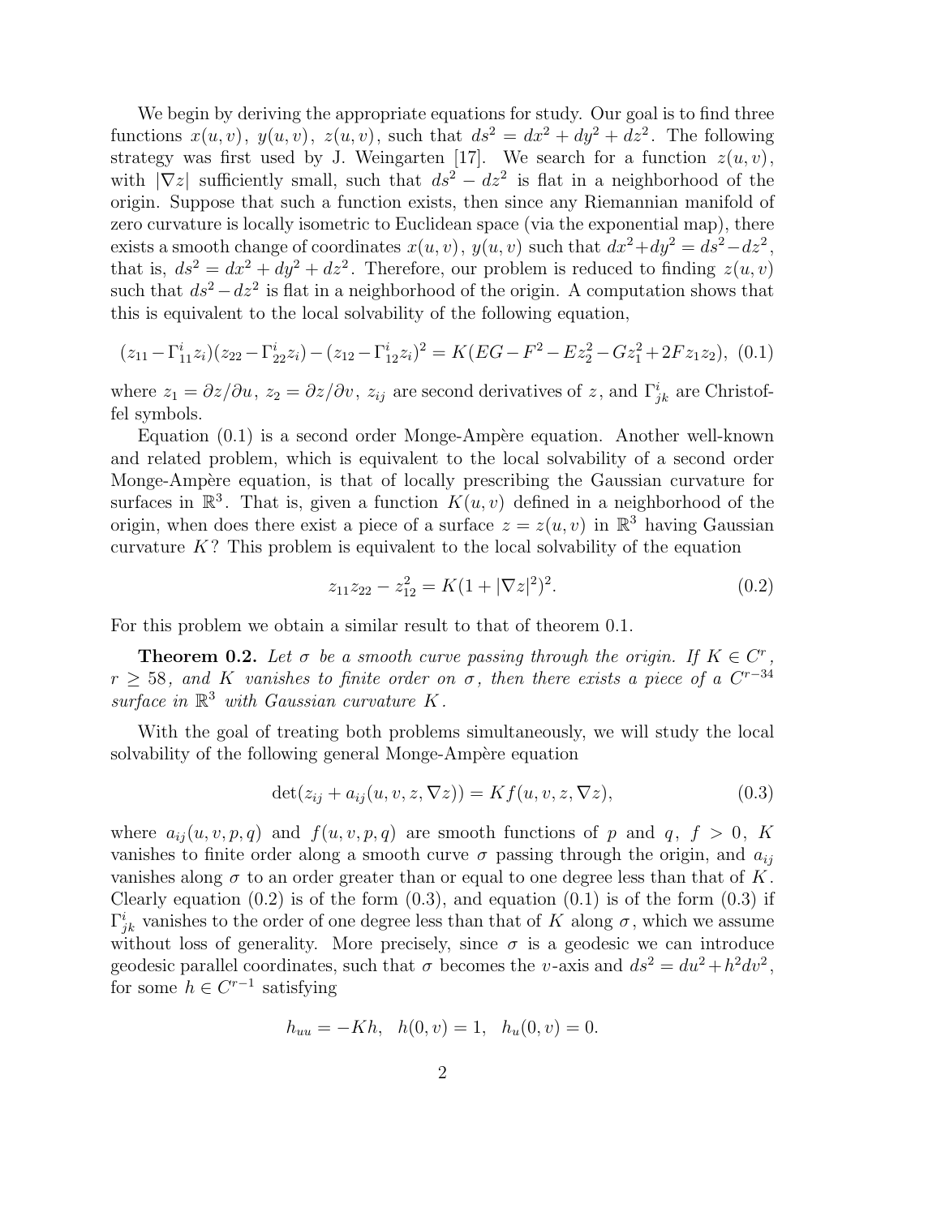We begin by deriving the appropriate equations for study. Our goal is to find three functions $x(u, v)$, $y(u, v)$, $z(u, v)$, such that $ds^2 = dx^2 + dy^2 + dz^2$. The following strategy was first used by J. Weingarten [17]. We search for a function $z(u, v)$, with $|\nabla z|$ sufficiently small, such that $ds^2 - dz^2$ is flat in a neighborhood of the origin. Suppose that such a function exists, then since any Riemannian manifold of zero curvature is locally isometric to Euclidean space (via the exponential map), there exists a smooth change of coordinates $x(u, v)$, $y(u, v)$ such that $dx^2+dy^2 = ds^2-dz^2$, that is, $ds^2 = dx^2 + dy^2 + dz^2$. Therefore, our problem is reduced to finding $z(u, v)$ such that $ds^2-dz^2$ is flat in a neighborhood of the origin. A computation shows that this is equivalent to the local solvability of the following equation,

$$(z_{11}-\Gamma^i_{11}z_i)(z_{22}-\Gamma^i_{22}z_i)-(z_{12}-\Gamma^i_{12}z_i)^2 = K(EG-F^2-Ez_2^2-Gz_1^2+2Fz_1z_2), \quad (0.1)$$

where $z_1 = \partial z/\partial u$, $z_2 = \partial z/\partial v$, $z_{ij}$ are second derivatives of $z$, and $\Gamma^i_{jk}$ are Christoffel symbols.

Equation (0.1) is a second order Monge-Ampère equation. Another well-known and related problem, which is equivalent to the local solvability of a second order Monge-Ampère equation, is that of locally prescribing the Gaussian curvature for surfaces in $\mathbb{R}^3$. That is, given a function $K(u, v)$ defined in a neighborhood of the origin, when does there exist a piece of a surface $z = z(u, v)$ in $\mathbb{R}^3$ having Gaussian curvature $K$? This problem is equivalent to the local solvability of the equation

$$z_{11}z_{22} - z_{12}^2 = K(1 + |\nabla z|^2)^2. \quad (0.2)$$

For this problem we obtain a similar result to that of theorem 0.1.

**Theorem 0.2.** *Let $\sigma$ be a smooth curve passing through the origin. If $K \in C^r$, $r \geq 58$, and $K$ vanishes to finite order on $\sigma$, then there exists a piece of a $C^{r-34}$ surface in $\mathbb{R}^3$ with Gaussian curvature $K$.*

With the goal of treating both problems simultaneously, we will study the local solvability of the following general Monge-Ampère equation

$$\det(z_{ij} + a_{ij}(u, v, z, \nabla z)) = Kf(u, v, z, \nabla z), \quad (0.3)$$

where $a_{ij}(u, v, p, q)$ and $f(u, v, p, q)$ are smooth functions of $p$ and $q$, $f > 0$, $K$ vanishes to finite order along a smooth curve $\sigma$ passing through the origin, and $a_{ij}$ vanishes along $\sigma$ to an order greater than or equal to one degree less than that of $K$. Clearly equation (0.2) is of the form (0.3), and equation (0.1) is of the form (0.3) if $\Gamma^i_{jk}$ vanishes to the order of one degree less than that of $K$ along $\sigma$, which we assume without loss of generality. More precisely, since $\sigma$ is a geodesic we can introduce geodesic parallel coordinates, such that $\sigma$ becomes the $v$-axis and $ds^2 = du^2+h^2dv^2$, for some $h \in C^{r-1}$ satisfying

$$h_{uu} = -Kh, \quad h(0, v) = 1, \quad h_u(0, v) = 0.$$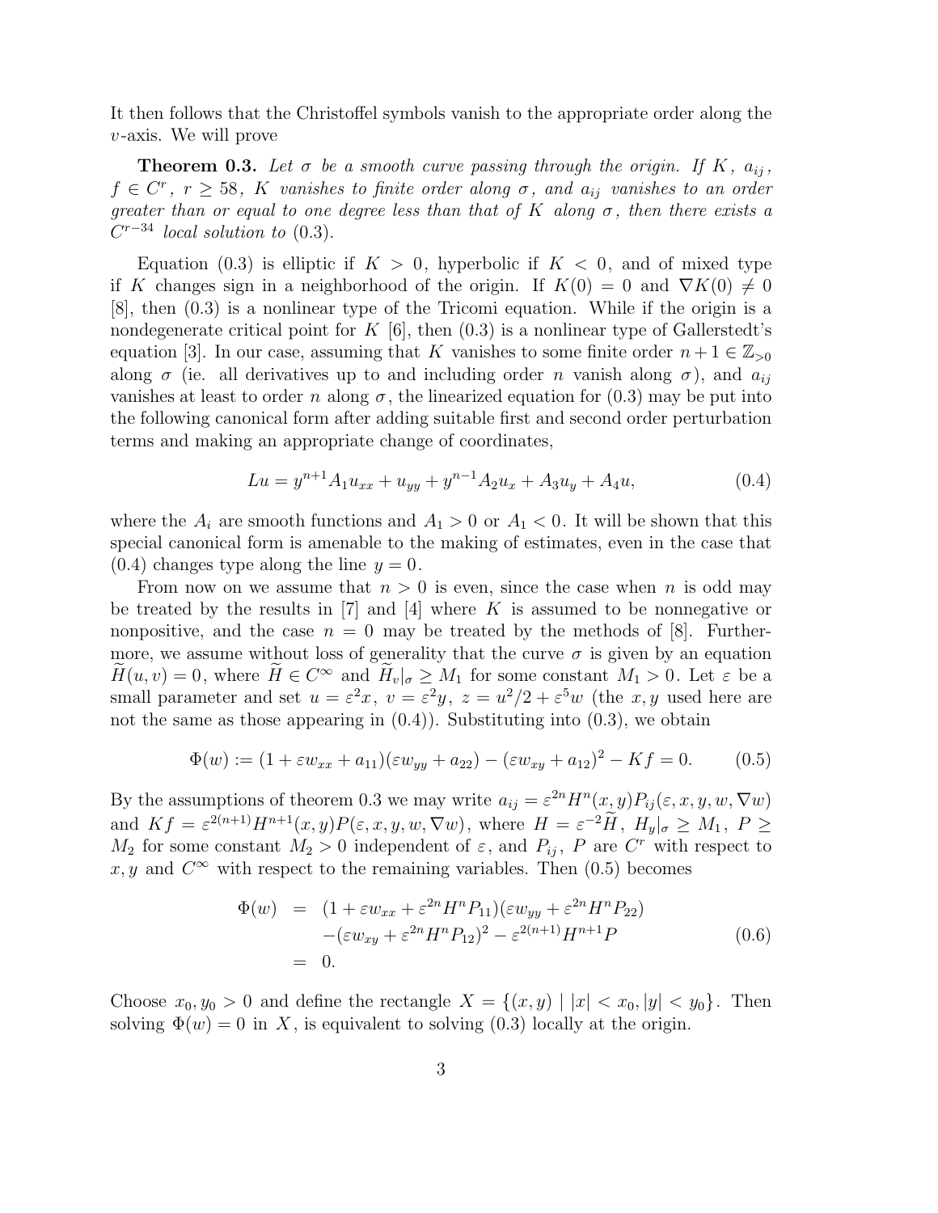It then follows that the Christoffel symbols vanish to the appropriate order along the $v$-axis. We will prove

**Theorem 0.3.** *Let $\sigma$ be a smooth curve passing through the origin. If $K$, $a_{ij}$, $f \in C^r$, $r \geq 58$, $K$ vanishes to finite order along $\sigma$, and $a_{ij}$ vanishes to an order greater than or equal to one degree less than that of $K$ along $\sigma$, then there exists a $C^{r-34}$ local solution to* (0.3).

Equation (0.3) is elliptic if $K > 0$, hyperbolic if $K < 0$, and of mixed type if $K$ changes sign in a neighborhood of the origin. If $K(0) = 0$ and $\nabla K(0) \neq 0$ [8], then (0.3) is a nonlinear type of the Tricomi equation. While if the origin is a nondegenerate critical point for $K$ [6], then (0.3) is a nonlinear type of Gallerstedt's equation [3]. In our case, assuming that $K$ vanishes to some finite order $n+1 \in \mathbb{Z}_{>0}$ along $\sigma$ (ie. all derivatives up to and including order $n$ vanish along $\sigma$), and $a_{ij}$ vanishes at least to order $n$ along $\sigma$, the linearized equation for (0.3) may be put into the following canonical form after adding suitable first and second order perturbation terms and making an appropriate change of coordinates,

$$Lu = y^{n+1}A_1 u_{xx} + u_{yy} + y^{n-1}A_2 u_x + A_3 u_y + A_4 u, \tag{0.4}$$

where the $A_i$ are smooth functions and $A_1 > 0$ or $A_1 < 0$. It will be shown that this special canonical form is amenable to the making of estimates, even in the case that (0.4) changes type along the line $y = 0$.

From now on we assume that $n > 0$ is even, since the case when $n$ is odd may be treated by the results in [7] and [4] where $K$ is assumed to be nonnegative or nonpositive, and the case $n = 0$ may be treated by the methods of [8]. Furthermore, we assume without loss of generality that the curve $\sigma$ is given by an equation $\widetilde{H}(u,v) = 0$, where $\widetilde{H} \in C^\infty$ and $\widetilde{H}_v|_\sigma \geq M_1$ for some constant $M_1 > 0$. Let $\varepsilon$ be a small parameter and set $u = \varepsilon^2 x$, $v = \varepsilon^2 y$, $z = u^2/2 + \varepsilon^5 w$ (the $x, y$ used here are not the same as those appearing in (0.4)). Substituting into (0.3), we obtain

$$\Phi(w) := (1 + \varepsilon w_{xx} + a_{11})(\varepsilon w_{yy} + a_{22}) - (\varepsilon w_{xy} + a_{12})^2 - Kf = 0. \tag{0.5}$$

By the assumptions of theorem 0.3 we may write $a_{ij} = \varepsilon^{2n} H^n(x,y) P_{ij}(\varepsilon, x, y, w, \nabla w)$ and $Kf = \varepsilon^{2(n+1)} H^{n+1}(x,y) P(\varepsilon, x, y, w, \nabla w)$, where $H = \varepsilon^{-2}\widetilde{H}$, $H_y|_\sigma \geq M_1$, $P \geq M_2$ for some constant $M_2 > 0$ independent of $\varepsilon$, and $P_{ij}$, $P$ are $C^r$ with respect to $x, y$ and $C^\infty$ with respect to the remaining variables. Then (0.5) becomes

$$\begin{aligned}
\Phi(w) &= (1 + \varepsilon w_{xx} + \varepsilon^{2n} H^n P_{11})(\varepsilon w_{yy} + \varepsilon^{2n} H^n P_{22}) \\
&\quad - (\varepsilon w_{xy} + \varepsilon^{2n} H^n P_{12})^2 - \varepsilon^{2(n+1)} H^{n+1} P \\
&= 0.
\end{aligned} \tag{0.6}$$

Choose $x_0, y_0 > 0$ and define the rectangle $X = \{(x,y) \mid |x| < x_0, |y| < y_0\}$. Then solving $\Phi(w) = 0$ in $X$, is equivalent to solving (0.3) locally at the origin.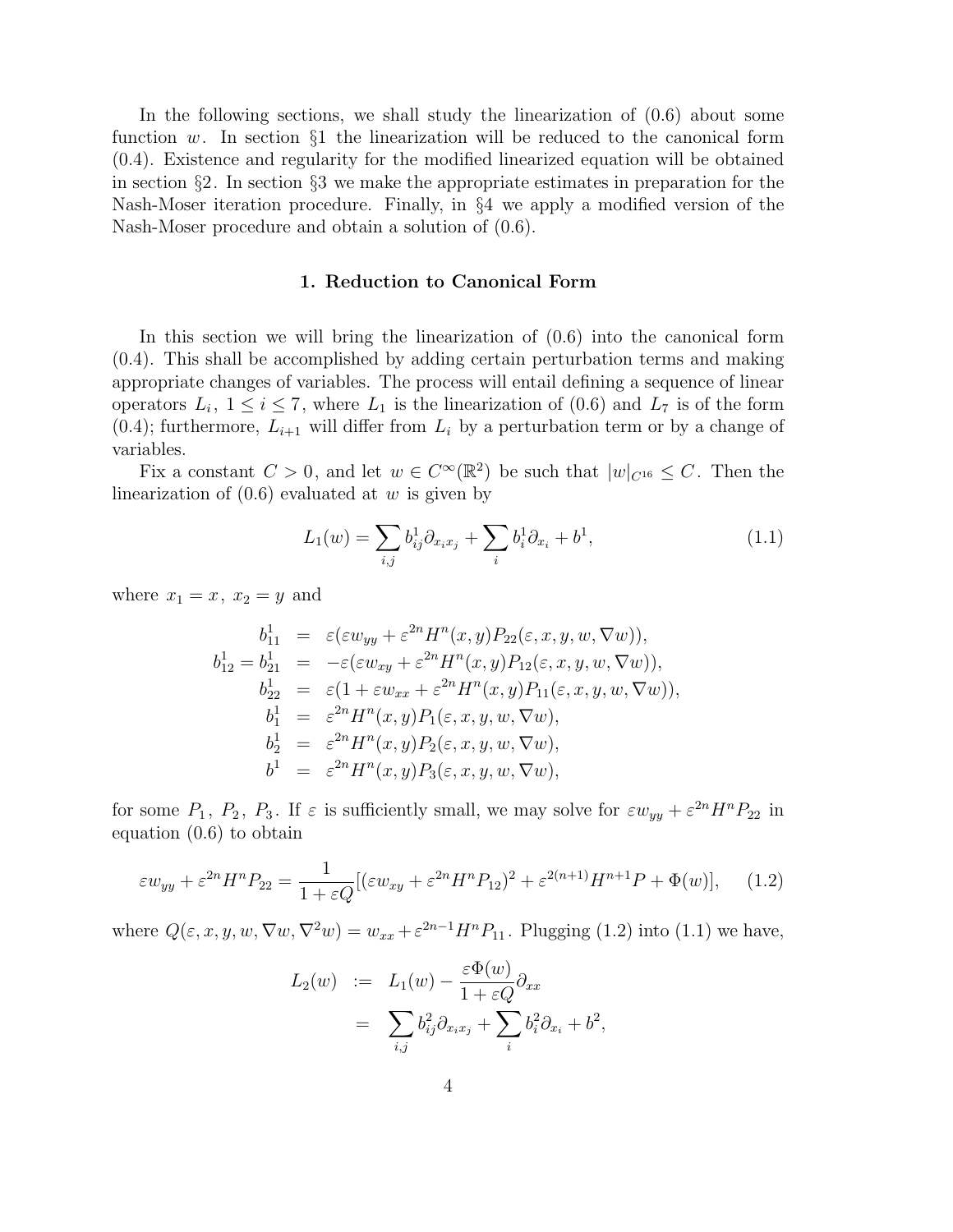In the following sections, we shall study the linearization of (0.6) about some function $w$. In section §1 the linearization will be reduced to the canonical form (0.4). Existence and regularity for the modified linearized equation will be obtained in section §2. In section §3 we make the appropriate estimates in preparation for the Nash-Moser iteration procedure. Finally, in §4 we apply a modified version of the Nash-Moser procedure and obtain a solution of (0.6).

## 1. Reduction to Canonical Form

In this section we will bring the linearization of (0.6) into the canonical form (0.4). This shall be accomplished by adding certain perturbation terms and making appropriate changes of variables. The process will entail defining a sequence of linear operators $L_i$, $1 \leq i \leq 7$, where $L_1$ is the linearization of (0.6) and $L_7$ is of the form (0.4); furthermore, $L_{i+1}$ will differ from $L_i$ by a perturbation term or by a change of variables.

Fix a constant $C > 0$, and let $w \in C^\infty(\mathbb{R}^2)$ be such that $|w|_{C^{16}} \leq C$. Then the linearization of (0.6) evaluated at $w$ is given by

$$L_1(w) = \sum_{i,j} b^1_{ij}\partial_{x_ix_j} + \sum_i b^1_i \partial_{x_i} + b^1, \tag{1.1}$$

where $x_1 = x$, $x_2 = y$ and

$$\begin{aligned}
b^1_{11} &= \varepsilon(\varepsilon w_{yy} + \varepsilon^{2n}H^n(x,y)P_{22}(\varepsilon, x, y, w, \nabla w)),\\
b^1_{12} = b^1_{21} &= -\varepsilon(\varepsilon w_{xy} + \varepsilon^{2n}H^n(x,y)P_{12}(\varepsilon, x, y, w, \nabla w)),\\
b^1_{22} &= \varepsilon(1 + \varepsilon w_{xx} + \varepsilon^{2n}H^n(x,y)P_{11}(\varepsilon, x, y, w, \nabla w)),\\
b^1_1 &= \varepsilon^{2n}H^n(x,y)P_1(\varepsilon, x, y, w, \nabla w),\\
b^1_2 &= \varepsilon^{2n}H^n(x,y)P_2(\varepsilon, x, y, w, \nabla w),\\
b^1 &= \varepsilon^{2n}H^n(x,y)P_3(\varepsilon, x, y, w, \nabla w),
\end{aligned}$$

for some $P_1$, $P_2$, $P_3$. If $\varepsilon$ is sufficiently small, we may solve for $\varepsilon w_{yy} + \varepsilon^{2n}H^nP_{22}$ in equation (0.6) to obtain

$$\varepsilon w_{yy} + \varepsilon^{2n}H^nP_{22} = \frac{1}{1+\varepsilon Q}[(\varepsilon w_{xy} + \varepsilon^{2n}H^nP_{12})^2 + \varepsilon^{2(n+1)}H^{n+1}P + \Phi(w)], \tag{1.2}$$

where $Q(\varepsilon, x, y, w, \nabla w, \nabla^2 w) = w_{xx} + \varepsilon^{2n-1}H^nP_{11}$. Plugging (1.2) into (1.1) we have,

$$\begin{aligned}
L_2(w) &:= L_1(w) - \frac{\varepsilon\Phi(w)}{1+\varepsilon Q}\partial_{xx}\\
&= \sum_{i,j} b^2_{ij}\partial_{x_ix_j} + \sum_i b^2_i\partial_{x_i} + b^2,
\end{aligned}$$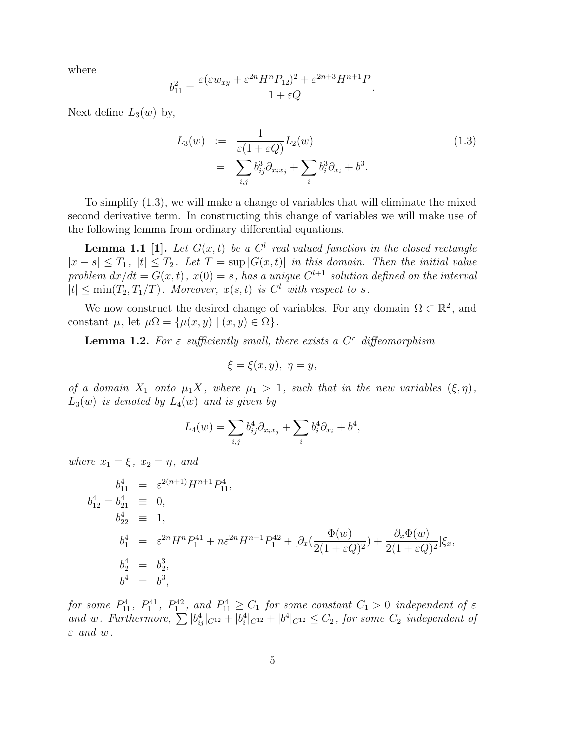where

$$b_{11}^2 = \frac{\varepsilon(\varepsilon w_{xy} + \varepsilon^{2n} H^n P_{12})^2 + \varepsilon^{2n+3} H^{n+1} P}{1 + \varepsilon Q}.$$

Next define $L_3(w)$ by,

$$\begin{aligned} L_3(w) &:= \frac{1}{\varepsilon(1+\varepsilon Q)} L_2(w) \\ &= \sum_{i,j} b_{ij}^3 \partial_{x_i x_j} + \sum_i b_i^3 \partial_{x_i} + b^3. \end{aligned} \tag{1.3}$$

To simplify (1.3), we will make a change of variables that will eliminate the mixed second derivative term. In constructing this change of variables we will make use of the following lemma from ordinary differential equations.

**Lemma 1.1 [1].** *Let $G(x,t)$ be a $C^l$ real valued function in the closed rectangle $|x - s| \leq T_1$, $|t| \leq T_2$. Let $T = \sup |G(x,t)|$ in this domain. Then the initial value problem $dx/dt = G(x,t)$, $x(0) = s$, has a unique $C^{l+1}$ solution defined on the interval $|t| \leq \min(T_2, T_1/T)$. Moreover, $x(s,t)$ is $C^l$ with respect to $s$.*

We now construct the desired change of variables. For any domain $\Omega \subset \mathbb{R}^2$, and constant $\mu$, let $\mu\Omega = \{\mu(x,y) \mid (x,y) \in \Omega\}$.

**Lemma 1.2.** *For $\varepsilon$ sufficiently small, there exists a $C^r$ diffeomorphism*

$$\xi = \xi(x,y), \ \eta = y,$$

*of a domain $X_1$ onto $\mu_1 X$, where $\mu_1 > 1$, such that in the new variables $(\xi, \eta)$, $L_3(w)$ is denoted by $L_4(w)$ and is given by*

$$L_4(w) = \sum_{i,j} b_{ij}^4 \partial_{x_i x_j} + \sum_i b_i^4 \partial_{x_i} + b^4,$$

*where $x_1 = \xi$, $x_2 = \eta$, and*

$$\begin{aligned} b_{11}^4 &= \varepsilon^{2(n+1)} H^{n+1} P_{11}^4, \\ b_{12}^4 = b_{21}^4 &\equiv 0, \\ b_{22}^4 &\equiv 1, \\ b_1^4 &= \varepsilon^{2n} H^n P_1^{41} + n\varepsilon^{2n} H^{n-1} P_1^{42} + [\partial_x(\frac{\Phi(w)}{2(1+\varepsilon Q)^2}) + \frac{\partial_x \Phi(w)}{2(1+\varepsilon Q)^2}]\xi_x, \\ b_2^4 &= b_2^3, \\ b^4 &= b^3, \end{aligned}$$

*for some $P_{11}^4$, $P_1^{41}$, $P_1^{42}$, and $P_{11}^4 \geq C_1$ for some constant $C_1 > 0$ independent of $\varepsilon$ and $w$. Furthermore, $\sum |b_{ij}^4|_{C^{12}} + |b_i^4|_{C^{12}} + |b^4|_{C^{12}} \leq C_2$, for some $C_2$ independent of $\varepsilon$ and $w$.*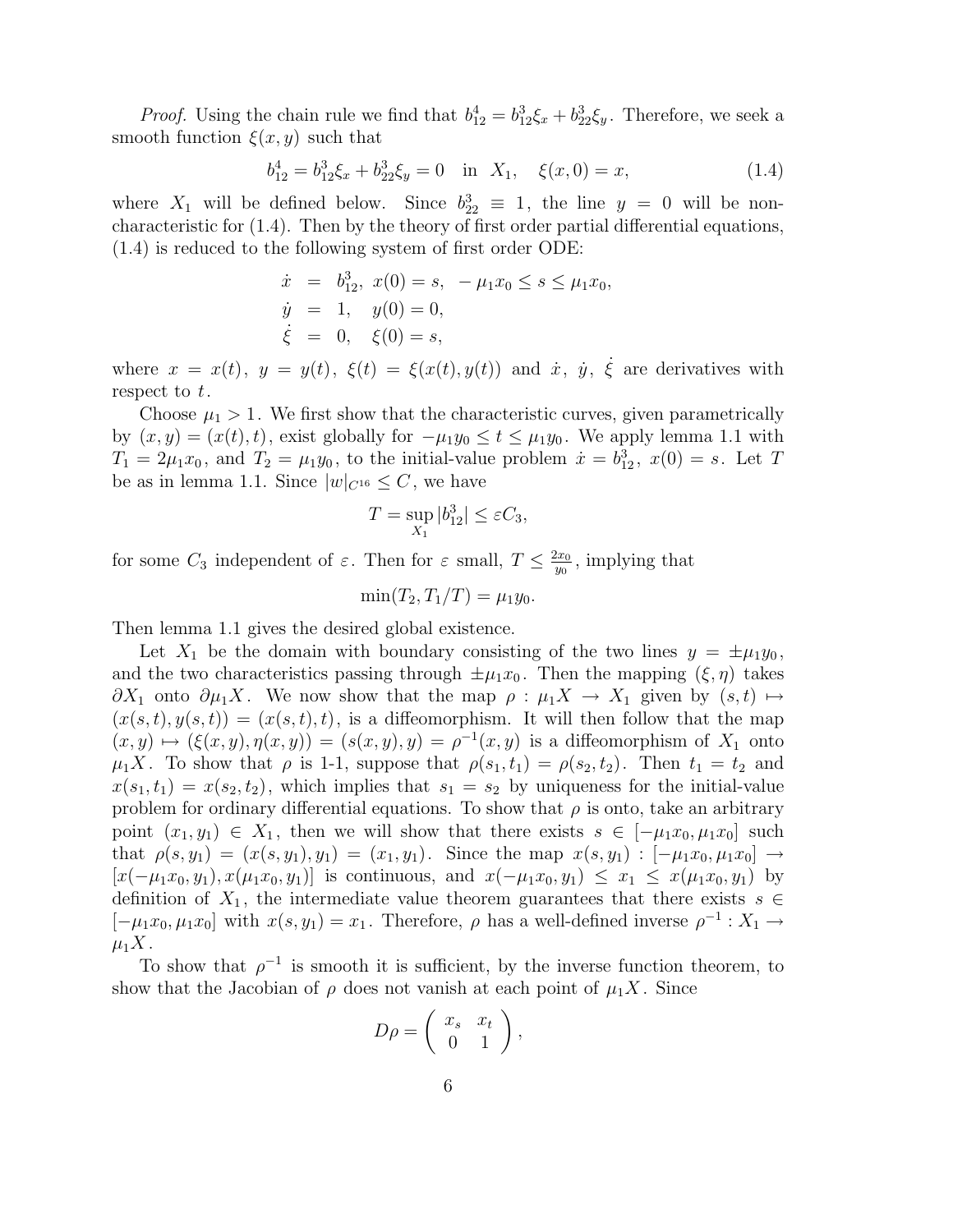*Proof.* Using the chain rule we find that $b^4_{12} = b^3_{12}\xi_x + b^3_{22}\xi_y$. Therefore, we seek a smooth function $\xi(x, y)$ such that

$$b^4_{12} = b^3_{12}\xi_x + b^3_{22}\xi_y = 0 \quad \text{in} \quad X_1, \quad \xi(x, 0) = x, \tag{1.4}$$

where $X_1$ will be defined below. Since $b^3_{22} \equiv 1$, the line $y = 0$ will be non-characteristic for (1.4). Then by the theory of first order partial differential equations, (1.4) is reduced to the following system of first order ODE:

$$\begin{aligned}
\dot{x} &= b^3_{12}, \ x(0) = s, \ -\mu_1 x_0 \leq s \leq \mu_1 x_0, \\
\dot{y} &= 1, \quad y(0) = 0, \\
\dot{\xi} &= 0, \quad \xi(0) = s,
\end{aligned}$$

where $x = x(t)$, $y = y(t)$, $\xi(t) = \xi(x(t), y(t))$ and $\dot{x}$, $\dot{y}$, $\dot{\xi}$ are derivatives with respect to $t$.

Choose $\mu_1 > 1$. We first show that the characteristic curves, given parametrically by $(x, y) = (x(t), t)$, exist globally for $-\mu_1 y_0 \leq t \leq \mu_1 y_0$. We apply lemma 1.1 with $T_1 = 2\mu_1 x_0$, and $T_2 = \mu_1 y_0$, to the initial-value problem $\dot{x} = b^3_{12}$, $x(0) = s$. Let $T$ be as in lemma 1.1. Since $|w|_{C^{16}} \leq C$, we have

$$T = \sup_{X_1} |b^3_{12}| \leq \varepsilon C_3,$$

for some $C_3$ independent of $\varepsilon$. Then for $\varepsilon$ small, $T \leq \frac{2x_0}{y_0}$, implying that

$$\min(T_2, T_1/T) = \mu_1 y_0.$$

Then lemma 1.1 gives the desired global existence.

Let $X_1$ be the domain with boundary consisting of the two lines $y = \pm\mu_1 y_0$, and the two characteristics passing through $\pm\mu_1 x_0$. Then the mapping $(\xi, \eta)$ takes $\partial X_1$ onto $\partial \mu_1 X$. We now show that the map $\rho : \mu_1 X \to X_1$ given by $(s, t) \mapsto (x(s, t), y(s, t)) = (x(s, t), t)$, is a diffeomorphism. It will then follow that the map $(x, y) \mapsto (\xi(x, y), \eta(x, y)) = (s(x, y), y) = \rho^{-1}(x, y)$ is a diffeomorphism of $X_1$ onto $\mu_1 X$. To show that $\rho$ is 1-1, suppose that $\rho(s_1, t_1) = \rho(s_2, t_2)$. Then $t_1 = t_2$ and $x(s_1, t_1) = x(s_2, t_2)$, which implies that $s_1 = s_2$ by uniqueness for the initial-value problem for ordinary differential equations. To show that $\rho$ is onto, take an arbitrary point $(x_1, y_1) \in X_1$, then we will show that there exists $s \in [-\mu_1 x_0, \mu_1 x_0]$ such that $\rho(s, y_1) = (x(s, y_1), y_1) = (x_1, y_1)$. Since the map $x(s, y_1) : [-\mu_1 x_0, \mu_1 x_0] \to [x(-\mu_1 x_0, y_1), x(\mu_1 x_0, y_1)]$ is continuous, and $x(-\mu_1 x_0, y_1) \leq x_1 \leq x(\mu_1 x_0, y_1)$ by definition of $X_1$, the intermediate value theorem guarantees that there exists $s \in [-\mu_1 x_0, \mu_1 x_0]$ with $x(s, y_1) = x_1$. Therefore, $\rho$ has a well-defined inverse $\rho^{-1} : X_1 \to \mu_1 X$.

To show that $\rho^{-1}$ is smooth it is sufficient, by the inverse function theorem, to show that the Jacobian of $\rho$ does not vanish at each point of $\mu_1 X$. Since

$$D\rho = \begin{pmatrix} x_s & x_t \\ 0 & 1 \end{pmatrix},$$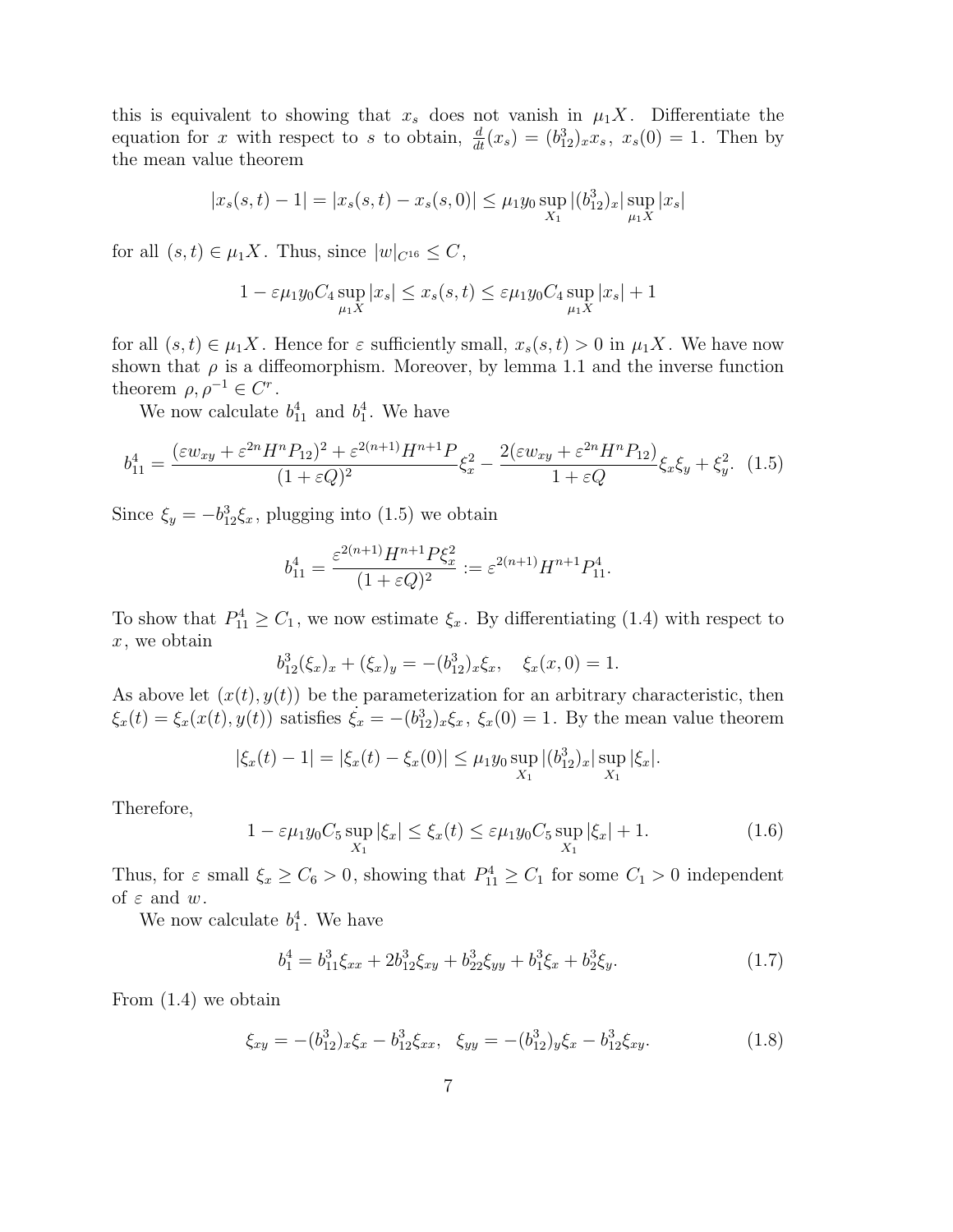this is equivalent to showing that $x_s$ does not vanish in $\mu_1 X$. Differentiate the equation for $x$ with respect to $s$ to obtain, $\frac{d}{dt}(x_s) = (b_{12}^3)_x x_s$, $x_s(0) = 1$. Then by the mean value theorem

$$|x_s(s,t) - 1| = |x_s(s,t) - x_s(s,0)| \leq \mu_1 y_0 \sup_{X_1} |(b_{12}^3)_x| \sup_{\mu_1 X} |x_s|$$

for all $(s,t) \in \mu_1 X$. Thus, since $|w|_{C^{16}} \leq C$,

$$1 - \varepsilon \mu_1 y_0 C_4 \sup_{\mu_1 X} |x_s| \leq x_s(s,t) \leq \varepsilon \mu_1 y_0 C_4 \sup_{\mu_1 X} |x_s| + 1$$

for all $(s,t) \in \mu_1 X$. Hence for $\varepsilon$ sufficiently small, $x_s(s,t) > 0$ in $\mu_1 X$. We have now shown that $\rho$ is a diffeomorphism. Moreover, by lemma 1.1 and the inverse function theorem $\rho, \rho^{-1} \in C^r$.

We now calculate $b_{11}^4$ and $b_1^4$. We have

$$b_{11}^4 = \frac{(\varepsilon w_{xy} + \varepsilon^{2n} H^n P_{12})^2 + \varepsilon^{2(n+1)} H^{n+1} P}{(1+\varepsilon Q)^2} \xi_x^2 - \frac{2(\varepsilon w_{xy} + \varepsilon^{2n} H^n P_{12})}{1+\varepsilon Q} \xi_x \xi_y + \xi_y^2. \quad (1.5)$$

Since $\xi_y = -b_{12}^3 \xi_x$, plugging into (1.5) we obtain

$$b_{11}^4 = \frac{\varepsilon^{2(n+1)} H^{n+1} P \xi_x^2}{(1+\varepsilon Q)^2} := \varepsilon^{2(n+1)} H^{n+1} P_{11}^4.$$

To show that $P_{11}^4 \geq C_1$, we now estimate $\xi_x$. By differentiating (1.4) with respect to $x$, we obtain

$$b_{12}^3 (\xi_x)_x + (\xi_x)_y = -(b_{12}^3)_x \xi_x, \quad \xi_x(x,0) = 1.$$

As above let $(x(t), y(t))$ be the parameterization for an arbitrary characteristic, then $\xi_x(t) = \xi_x(x(t), y(t))$ satisfies $\dot{\xi_x} = -(b_{12}^3)_x \xi_x$, $\xi_x(0) = 1$. By the mean value theorem

$$|\xi_x(t) - 1| = |\xi_x(t) - \xi_x(0)| \leq \mu_1 y_0 \sup_{X_1} |(b_{12}^3)_x| \sup_{X_1} |\xi_x|.$$

Therefore,

$$1 - \varepsilon \mu_1 y_0 C_5 \sup_{X_1} |\xi_x| \leq \xi_x(t) \leq \varepsilon \mu_1 y_0 C_5 \sup_{X_1} |\xi_x| + 1. \quad (1.6)$$

Thus, for $\varepsilon$ small $\xi_x \geq C_6 > 0$, showing that $P_{11}^4 \geq C_1$ for some $C_1 > 0$ independent of $\varepsilon$ and $w$.

We now calculate $b_1^4$. We have

$$b_1^4 = b_{11}^3 \xi_{xx} + 2 b_{12}^3 \xi_{xy} + b_{22}^3 \xi_{yy} + b_1^3 \xi_x + b_2^3 \xi_y. \quad (1.7)$$

From (1.4) we obtain

$$\xi_{xy} = -(b_{12}^3)_x \xi_x - b_{12}^3 \xi_{xx}, \quad \xi_{yy} = -(b_{12}^3)_y \xi_x - b_{12}^3 \xi_{xy}. \quad (1.8)$$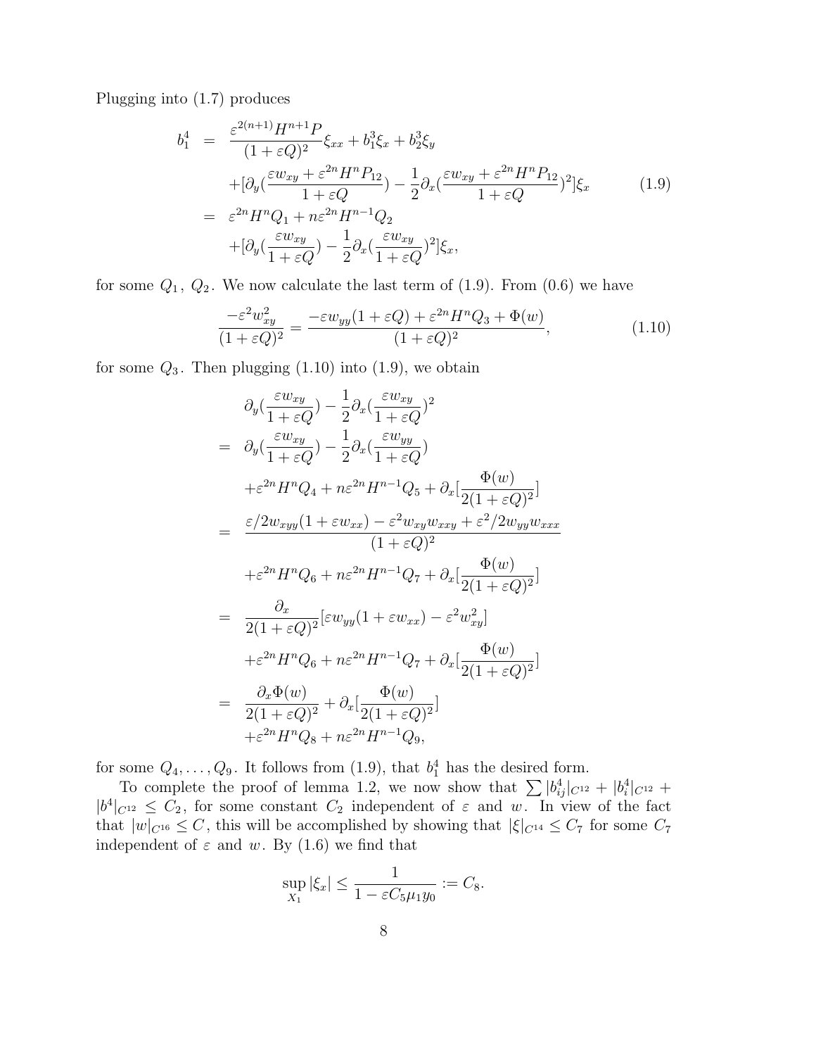Plugging into (1.7) produces

$$
\begin{aligned}
b_1^4 &= \frac{\varepsilon^{2(n+1)}H^{n+1}P}{(1+\varepsilon Q)^2}\xi_{xx} + b_1^3\xi_x + b_2^3\xi_y \\
&\quad +[\partial_y(\frac{\varepsilon w_{xy}+\varepsilon^{2n}H^nP_{12}}{1+\varepsilon Q}) - \frac{1}{2}\partial_x(\frac{\varepsilon w_{xy}+\varepsilon^{2n}H^nP_{12}}{1+\varepsilon Q})^2]\xi_x \\
&= \varepsilon^{2n}H^nQ_1 + n\varepsilon^{2n}H^{n-1}Q_2 \\
&\quad +[\partial_y(\frac{\varepsilon w_{xy}}{1+\varepsilon Q}) - \frac{1}{2}\partial_x(\frac{\varepsilon w_{xy}}{1+\varepsilon Q})^2]\xi_x,
\end{aligned}
\tag{1.9}
$$

for some $Q_1$, $Q_2$. We now calculate the last term of (1.9). From (0.6) we have

$$
\frac{-\varepsilon^2 w_{xy}^2}{(1+\varepsilon Q)^2} = \frac{-\varepsilon w_{yy}(1+\varepsilon Q) + \varepsilon^{2n}H^nQ_3 + \Phi(w)}{(1+\varepsilon Q)^2},
\tag{1.10}
$$

for some $Q_3$. Then plugging (1.10) into (1.9), we obtain

$$
\begin{aligned}
&\partial_y(\frac{\varepsilon w_{xy}}{1+\varepsilon Q}) - \frac{1}{2}\partial_x(\frac{\varepsilon w_{xy}}{1+\varepsilon Q})^2 \\
=\ &\partial_y(\frac{\varepsilon w_{xy}}{1+\varepsilon Q}) - \frac{1}{2}\partial_x(\frac{\varepsilon w_{yy}}{1+\varepsilon Q}) \\
&+\varepsilon^{2n}H^nQ_4 + n\varepsilon^{2n}H^{n-1}Q_5 + \partial_x[\frac{\Phi(w)}{2(1+\varepsilon Q)^2}] \\
=\ &\frac{\varepsilon/2 w_{xyy}(1+\varepsilon w_{xx}) - \varepsilon^2 w_{xy}w_{xxy} + \varepsilon^2/2 w_{yy}w_{xxx}}{(1+\varepsilon Q)^2} \\
&+\varepsilon^{2n}H^nQ_6 + n\varepsilon^{2n}H^{n-1}Q_7 + \partial_x[\frac{\Phi(w)}{2(1+\varepsilon Q)^2}] \\
=\ &\frac{\partial_x}{2(1+\varepsilon Q)^2}[\varepsilon w_{yy}(1+\varepsilon w_{xx}) - \varepsilon^2 w_{xy}^2] \\
&+\varepsilon^{2n}H^nQ_6 + n\varepsilon^{2n}H^{n-1}Q_7 + \partial_x[\frac{\Phi(w)}{2(1+\varepsilon Q)^2}] \\
=\ &\frac{\partial_x\Phi(w)}{2(1+\varepsilon Q)^2} + \partial_x[\frac{\Phi(w)}{2(1+\varepsilon Q)^2}] \\
&+\varepsilon^{2n}H^nQ_8 + n\varepsilon^{2n}H^{n-1}Q_9,
\end{aligned}
$$

for some $Q_4, \ldots, Q_9$. It follows from (1.9), that $b_1^4$ has the desired form.

To complete the proof of lemma 1.2, we now show that $\sum |b_{ij}^4|_{C^{12}} + |b_i^4|_{C^{12}} + |b^4|_{C^{12}} \leq C_2$, for some constant $C_2$ independent of $\varepsilon$ and $w$. In view of the fact that $|w|_{C^{16}} \leq C$, this will be accomplished by showing that $|\xi|_{C^{14}} \leq C_7$ for some $C_7$ independent of $\varepsilon$ and $w$. By (1.6) we find that

$$
\sup_{X_1} |\xi_x| \leq \frac{1}{1-\varepsilon C_5 \mu_1 y_0} := C_8.
$$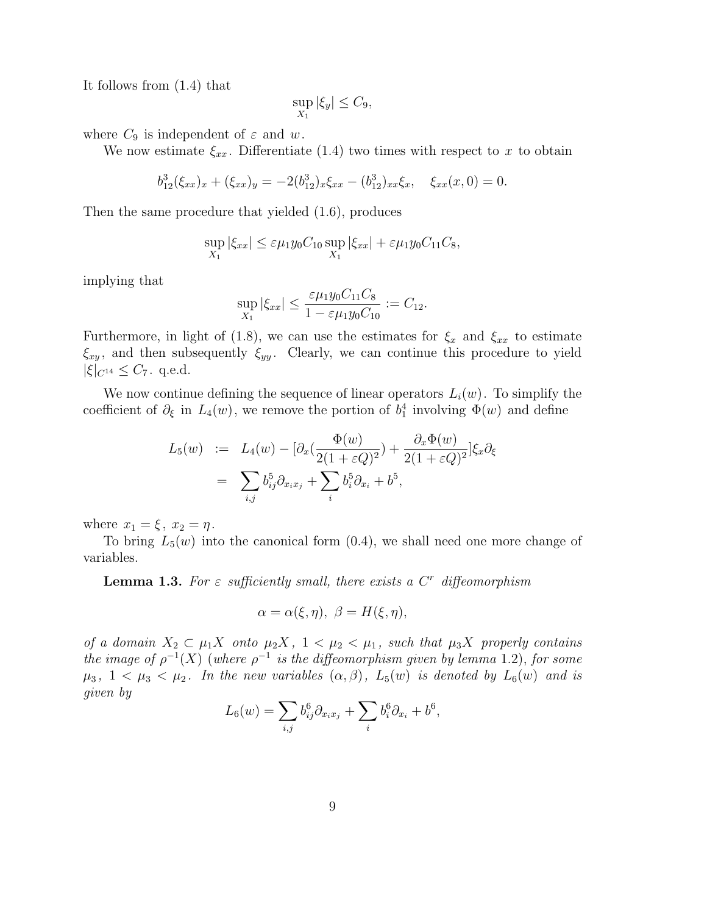It follows from (1.4) that

$$\sup_{X_1} |\xi_y| \leq C_9,$$

where $C_9$ is independent of $\varepsilon$ and $w$.

We now estimate $\xi_{xx}$. Differentiate (1.4) two times with respect to $x$ to obtain

$$b^3_{12}(\xi_{xx})_x + (\xi_{xx})_y = -2(b^3_{12})_x \xi_{xx} - (b^3_{12})_{xx}\xi_x, \quad \xi_{xx}(x,0) = 0.$$

Then the same procedure that yielded (1.6), produces

$$\sup_{X_1} |\xi_{xx}| \leq \varepsilon\mu_1 y_0 C_{10} \sup_{X_1} |\xi_{xx}| + \varepsilon\mu_1 y_0 C_{11} C_8,$$

implying that

$$\sup_{X_1} |\xi_{xx}| \leq \frac{\varepsilon\mu_1 y_0 C_{11} C_8}{1 - \varepsilon\mu_1 y_0 C_{10}} := C_{12}.$$

Furthermore, in light of (1.8), we can use the estimates for $\xi_x$ and $\xi_{xx}$ to estimate $\xi_{xy}$, and then subsequently $\xi_{yy}$. Clearly, we can continue this procedure to yield $|\xi|_{C^{14}} \leq C_7$. q.e.d.

We now continue defining the sequence of linear operators $L_i(w)$. To simplify the coefficient of $\partial_\xi$ in $L_4(w)$, we remove the portion of $b^4_1$ involving $\Phi(w)$ and define

$$\begin{aligned} L_5(w) &:= L_4(w) - [\partial_x(\frac{\Phi(w)}{2(1+\varepsilon Q)^2}) + \frac{\partial_x \Phi(w)}{2(1+\varepsilon Q)^2}]\xi_x \partial_\xi \\ &= \sum_{i,j} b^5_{ij}\partial_{x_i x_j} + \sum_i b^5_i \partial_{x_i} + b^5, \end{aligned}$$

where $x_1 = \xi$, $x_2 = \eta$.

To bring $L_5(w)$ into the canonical form (0.4), we shall need one more change of variables.

**Lemma 1.3.** *For $\varepsilon$ sufficiently small, there exists a $C^r$ diffeomorphism*

$$\alpha = \alpha(\xi, \eta), \ \beta = H(\xi, \eta),$$

*of a domain $X_2 \subset \mu_1 X$ onto $\mu_2 X$, $1 < \mu_2 < \mu_1$, such that $\mu_3 X$ properly contains the image of $\rho^{-1}(X)$ (where $\rho^{-1}$ is the diffeomorphism given by lemma 1.2), for some $\mu_3$, $1 < \mu_3 < \mu_2$. In the new variables $(\alpha, \beta)$, $L_5(w)$ is denoted by $L_6(w)$ and is given by*

$$L_6(w) = \sum_{i,j} b^6_{ij}\partial_{x_i x_j} + \sum_i b^6_i \partial_{x_i} + b^6,$$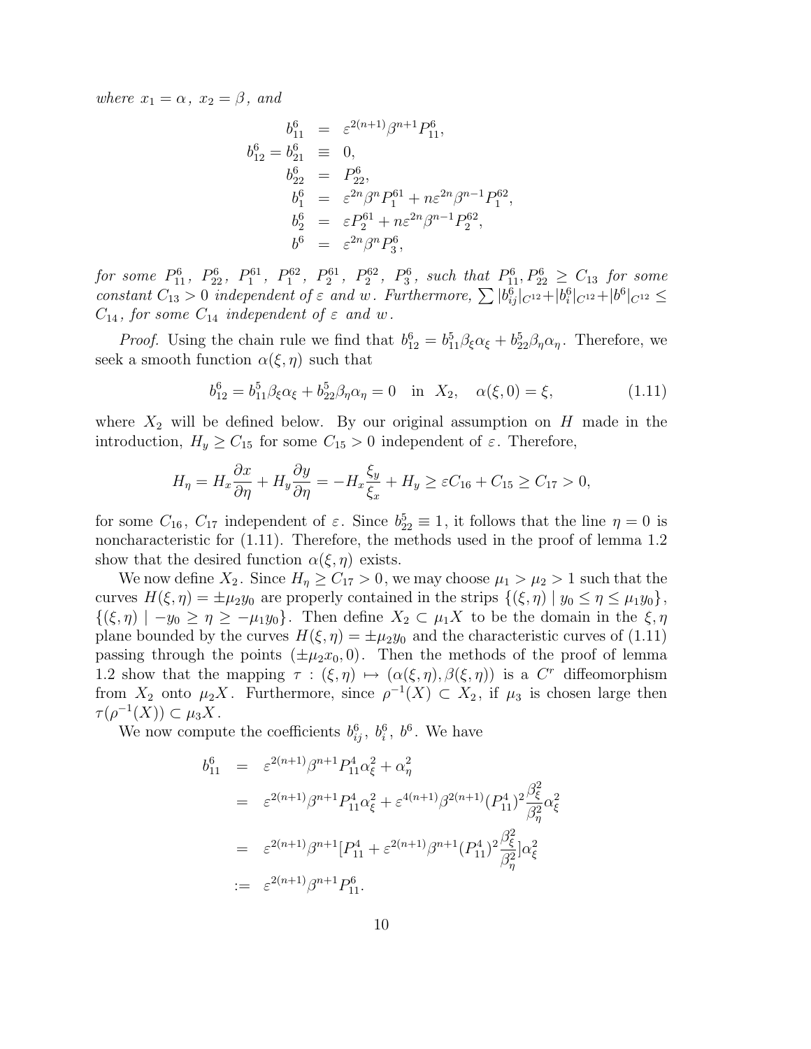*where* $x_1 = \alpha$, $x_2 = \beta$, *and*

$$
\begin{aligned}
b^6_{11} &= \varepsilon^{2(n+1)}\beta^{n+1}P^6_{11},\\
b^6_{12} = b^6_{21} &\equiv 0,\\
b^6_{22} &= P^6_{22},\\
b^6_{1} &= \varepsilon^{2n}\beta^{n}P^{61}_{1} + n\varepsilon^{2n}\beta^{n-1}P^{62}_{1},\\
b^6_{2} &= \varepsilon P^{61}_{2} + n\varepsilon^{2n}\beta^{n-1}P^{62}_{2},\\
b^6 &= \varepsilon^{2n}\beta^{n}P^6_{3},
\end{aligned}
$$

*for some* $P^6_{11}$, $P^6_{22}$, $P^{61}_1$, $P^{62}_1$, $P^{61}_2$, $P^{62}_2$, $P^6_3$, *such that* $P^6_{11}, P^6_{22} \geq C_{13}$ *for some constant* $C_{13} > 0$ *independent of* $\varepsilon$ *and* $w$*. Furthermore,* $\sum |b^6_{ij}|_{C^{12}} + |b^6_i|_{C^{12}} + |b^6|_{C^{12}} \leq C_{14}$*, for some* $C_{14}$ *independent of* $\varepsilon$ *and* $w$*.*

*Proof.* Using the chain rule we find that $b^6_{12} = b^5_{11}\beta_\xi\alpha_\xi + b^5_{22}\beta_\eta\alpha_\eta$. Therefore, we seek a smooth function $\alpha(\xi, \eta)$ such that

$$
b^6_{12} = b^5_{11}\beta_\xi\alpha_\xi + b^5_{22}\beta_\eta\alpha_\eta = 0 \quad \text{in} \quad X_2, \quad \alpha(\xi, 0) = \xi, \tag{1.11}
$$

where $X_2$ will be defined below. By our original assumption on $H$ made in the introduction, $H_y \geq C_{15}$ for some $C_{15} > 0$ independent of $\varepsilon$. Therefore,

$$
H_\eta = H_x\frac{\partial x}{\partial \eta} + H_y\frac{\partial y}{\partial \eta} = -H_x\frac{\xi_y}{\xi_x} + H_y \geq \varepsilon C_{16} + C_{15} \geq C_{17} > 0,
$$

for some $C_{16}$, $C_{17}$ independent of $\varepsilon$. Since $b^5_{22} \equiv 1$, it follows that the line $\eta = 0$ is noncharacteristic for (1.11). Therefore, the methods used in the proof of lemma 1.2 show that the desired function $\alpha(\xi, \eta)$ exists.

We now define $X_2$. Since $H_\eta \geq C_{17} > 0$, we may choose $\mu_1 > \mu_2 > 1$ such that the curves $H(\xi, \eta) = \pm\mu_2 y_0$ are properly contained in the strips $\{(\xi, \eta) \mid y_0 \leq \eta \leq \mu_1 y_0\}$, $\{(\xi, \eta) \mid -y_0 \geq \eta \geq -\mu_1 y_0\}$. Then define $X_2 \subset \mu_1 X$ to be the domain in the $\xi, \eta$ plane bounded by the curves $H(\xi, \eta) = \pm\mu_2 y_0$ and the characteristic curves of (1.11) passing through the points $(\pm\mu_2 x_0, 0)$. Then the methods of the proof of lemma 1.2 show that the mapping $\tau : (\xi, \eta) \mapsto (\alpha(\xi, \eta), \beta(\xi, \eta))$ is a $C^r$ diffeomorphism from $X_2$ onto $\mu_2 X$. Furthermore, since $\rho^{-1}(X) \subset X_2$, if $\mu_3$ is chosen large then $\tau(\rho^{-1}(X)) \subset \mu_3 X$.

We now compute the coefficients $b^6_{ij}$, $b^6_i$, $b^6$. We have

$$
\begin{aligned}
b^6_{11} &= \varepsilon^{2(n+1)}\beta^{n+1}P^4_{11}\alpha^2_\xi + \alpha^2_\eta\\
&= \varepsilon^{2(n+1)}\beta^{n+1}P^4_{11}\alpha^2_\xi + \varepsilon^{4(n+1)}\beta^{2(n+1)}(P^4_{11})^2\frac{\beta^2_\xi}{\beta^2_\eta}\alpha^2_\xi\\
&= \varepsilon^{2(n+1)}\beta^{n+1}[P^4_{11} + \varepsilon^{2(n+1)}\beta^{n+1}(P^4_{11})^2\frac{\beta^2_\xi}{\beta^2_\eta}]\alpha^2_\xi\\
&:= \varepsilon^{2(n+1)}\beta^{n+1}P^6_{11}.
\end{aligned}
$$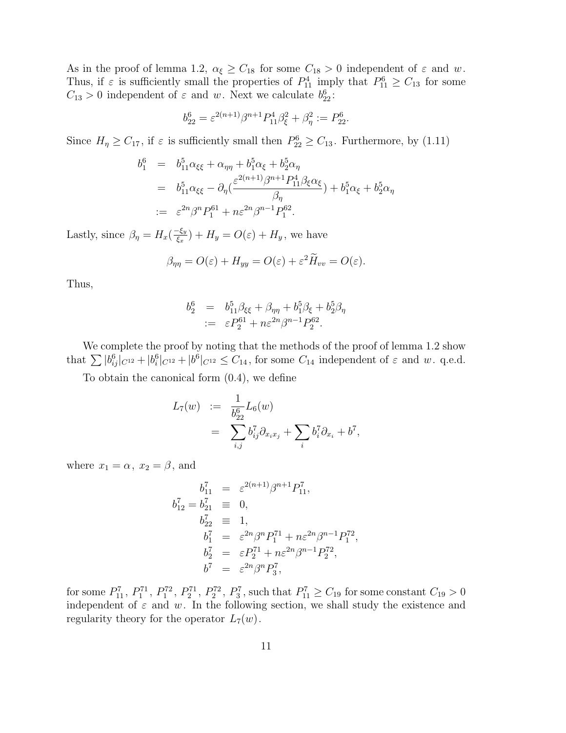As in the proof of lemma 1.2, $\alpha_\xi \geq C_{18}$ for some $C_{18} > 0$ independent of $\varepsilon$ and $w$. Thus, if $\varepsilon$ is sufficiently small the properties of $P_{11}^4$ imply that $P_{11}^6 \geq C_{13}$ for some $C_{13} > 0$ independent of $\varepsilon$ and $w$. Next we calculate $b_{22}^6$:

$$b_{22}^6 = \varepsilon^{2(n+1)}\beta^{n+1}P_{11}^4\beta_\xi^2 + \beta_\eta^2 := P_{22}^6.$$

Since $H_\eta \geq C_{17}$, if $\varepsilon$ is sufficiently small then $P_{22}^6 \geq C_{13}$. Furthermore, by (1.11)

$$\begin{aligned}
b_1^6 &= b_{11}^5\alpha_{\xi\xi} + \alpha_{\eta\eta} + b_1^5\alpha_\xi + b_2^5\alpha_\eta \\
&= b_{11}^5\alpha_{\xi\xi} - \partial_\eta\left(\frac{\varepsilon^{2(n+1)}\beta^{n+1}P_{11}^4\beta_\xi\alpha_\xi}{\beta_\eta}\right) + b_1^5\alpha_\xi + b_2^5\alpha_\eta \\
&:= \varepsilon^{2n}\beta^n P_1^{61} + n\varepsilon^{2n}\beta^{n-1}P_1^{62}.
\end{aligned}$$

Lastly, since $\beta_\eta = H_x(\frac{-\xi_y}{\xi_x}) + H_y = O(\varepsilon) + H_y$, we have

$$\beta_{\eta\eta} = O(\varepsilon) + H_{yy} = O(\varepsilon) + \varepsilon^2\widetilde{H}_{vv} = O(\varepsilon).$$

Thus,

$$\begin{aligned}
b_2^6 &= b_{11}^5\beta_{\xi\xi} + \beta_{\eta\eta} + b_1^5\beta_\xi + b_2^5\beta_\eta \\
&:= \varepsilon P_2^{61} + n\varepsilon^{2n}\beta^{n-1}P_2^{62}.
\end{aligned}$$

We complete the proof by noting that the methods of the proof of lemma 1.2 show that $\sum |b_{ij}^6|_{C^{12}} + |b_i^6|_{C^{12}} + |b^6|_{C^{12}} \leq C_{14}$, for some $C_{14}$ independent of $\varepsilon$ and $w$. q.e.d.

To obtain the canonical form (0.4), we define

$$\begin{aligned}
L_7(w) &:= \frac{1}{b_{22}^6}L_6(w) \\
&= \sum_{i,j} b_{ij}^7\partial_{x_ix_j} + \sum_i b_i^7\partial_{x_i} + b^7,
\end{aligned}$$

where $x_1 = \alpha,\ x_2 = \beta$, and

$$\begin{aligned}
b_{11}^7 &= \varepsilon^{2(n+1)}\beta^{n+1}P_{11}^7, \\
b_{12}^7 = b_{21}^7 &\equiv 0, \\
b_{22}^7 &\equiv 1, \\
b_1^7 &= \varepsilon^{2n}\beta^n P_1^{71} + n\varepsilon^{2n}\beta^{n-1}P_1^{72}, \\
b_2^7 &= \varepsilon P_2^{71} + n\varepsilon^{2n}\beta^{n-1}P_2^{72}, \\
b^7 &= \varepsilon^{2n}\beta^n P_3^7,
\end{aligned}$$

for some $P_{11}^7$, $P_1^{71}$, $P_1^{72}$, $P_2^{71}$, $P_2^{72}$, $P_3^7$, such that $P_{11}^7 \geq C_{19}$ for some constant $C_{19} > 0$ independent of $\varepsilon$ and $w$. In the following section, we shall study the existence and regularity theory for the operator $L_7(w)$.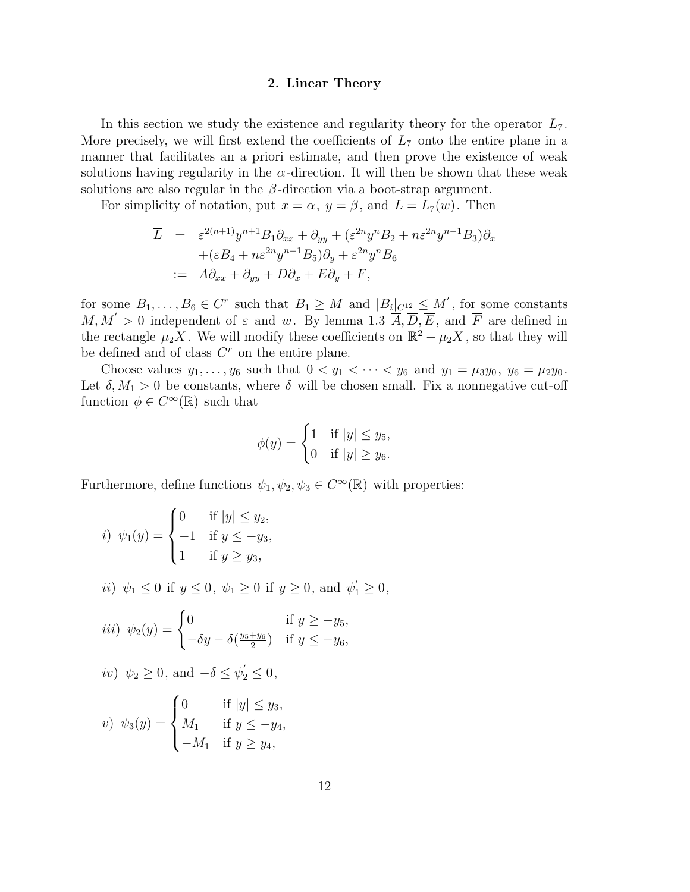## 2. Linear Theory

In this section we study the existence and regularity theory for the operator $L_7$. More precisely, we will first extend the coefficients of $L_7$ onto the entire plane in a manner that facilitates an a priori estimate, and then prove the existence of weak solutions having regularity in the $\alpha$-direction. It will then be shown that these weak solutions are also regular in the $\beta$-direction via a boot-strap argument.

For simplicity of notation, put $x = \alpha$, $y = \beta$, and $\overline{L} = L_7(w)$. Then

$$
\begin{aligned}
\overline{L} \;&=\; \varepsilon^{2(n+1)} y^{n+1} B_1 \partial_{xx} + \partial_{yy} + (\varepsilon^{2n} y^n B_2 + n\varepsilon^{2n} y^{n-1} B_3)\partial_x \\
&\quad + (\varepsilon B_4 + n\varepsilon^{2n} y^{n-1} B_5)\partial_y + \varepsilon^{2n} y^n B_6 \\
&:= \; \overline{A}\partial_{xx} + \partial_{yy} + \overline{D}\partial_x + \overline{E}\partial_y + \overline{F},
\end{aligned}
$$

for some $B_1, \ldots, B_6 \in C^r$ such that $B_1 \geq M$ and $|B_i|_{C^{12}} \leq M'$, for some constants $M, M' > 0$ independent of $\varepsilon$ and $w$. By lemma 1.3 $\overline{A}, \overline{D}, \overline{E}$, and $\overline{F}$ are defined in the rectangle $\mu_2 X$. We will modify these coefficients on $\mathbb{R}^2 - \mu_2 X$, so that they will be defined and of class $C^r$ on the entire plane.

Choose values $y_1, \ldots, y_6$ such that $0 < y_1 < \cdots < y_6$ and $y_1 = \mu_3 y_0$, $y_6 = \mu_2 y_0$. Let $\delta, M_1 > 0$ be constants, where $\delta$ will be chosen small. Fix a nonnegative cut-off function $\phi \in C^\infty(\mathbb{R})$ such that

$$
\phi(y) = \begin{cases} 1 & \text{if } |y| \leq y_5, \\ 0 & \text{if } |y| \geq y_6. \end{cases}
$$

Furthermore, define functions $\psi_1, \psi_2, \psi_3 \in C^\infty(\mathbb{R})$ with properties:

*i)* $\psi_1(y) = \begin{cases} 0 & \text{if } |y| \leq y_2, \\ -1 & \text{if } y \leq -y_3, \\ 1 & \text{if } y \geq y_3, \end{cases}$

*ii)* $\psi_1 \leq 0$ if $y \leq 0$, $\psi_1 \geq 0$ if $y \geq 0$, and $\psi_1' \geq 0$,

*iii)* $\psi_2(y) = \begin{cases} 0 & \text{if } y \geq -y_5, \\ -\delta y - \delta(\frac{y_5 + y_6}{2}) & \text{if } y \leq -y_6, \end{cases}$

*iv)* $\psi_2 \geq 0$, and $-\delta \leq \psi_2' \leq 0$,

*v)* $\psi_3(y) = \begin{cases} 0 & \text{if } |y| \leq y_3, \\ M_1 & \text{if } y \leq -y_4, \\ -M_1 & \text{if } y \geq y_4, \end{cases}$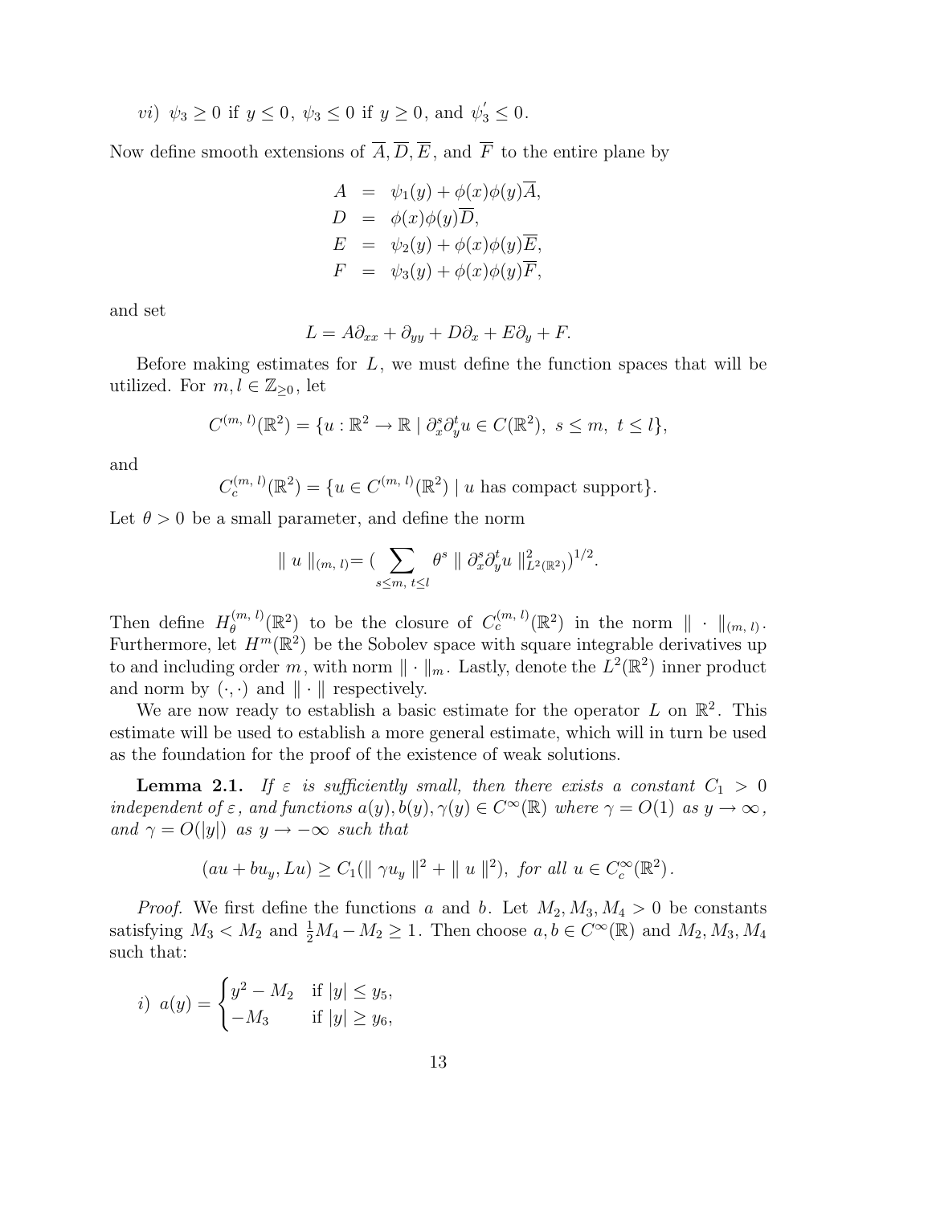*vi)* $\psi_3 \geq 0$ if $y \leq 0$, $\psi_3 \leq 0$ if $y \geq 0$, and $\psi_3' \leq 0$.

Now define smooth extensions of $\overline{A}, \overline{D}, \overline{E}$, and $\overline{F}$ to the entire plane by

$$
\begin{aligned}
A &= \psi_1(y) + \phi(x)\phi(y)\overline{A}, \\
D &= \phi(x)\phi(y)\overline{D}, \\
E &= \psi_2(y) + \phi(x)\phi(y)\overline{E}, \\
F &= \psi_3(y) + \phi(x)\phi(y)\overline{F},
\end{aligned}
$$

and set

$$
L = A\partial_{xx} + \partial_{yy} + D\partial_x + E\partial_y + F.
$$

Before making estimates for $L$, we must define the function spaces that will be utilized. For $m, l \in \mathbb{Z}_{\geq 0}$, let

$$
C^{(m,\,l)}(\mathbb{R}^2) = \{u : \mathbb{R}^2 \to \mathbb{R} \mid \partial_x^s \partial_y^t u \in C(\mathbb{R}^2),\ s \leq m,\ t \leq l\},
$$

and

$$
C_c^{(m,\,l)}(\mathbb{R}^2) = \{u \in C^{(m,\,l)}(\mathbb{R}^2) \mid u \text{ has compact support}\}.
$$

Let $\theta > 0$ be a small parameter, and define the norm

$$
\| u \|_{(m,\,l)} = \Big( \sum_{s \leq m,\ t \leq l} \theta^s \| \partial_x^s \partial_y^t u \|^2_{L^2(\mathbb{R}^2)} \Big)^{1/2}.
$$

Then define $H_\theta^{(m,\,l)}(\mathbb{R}^2)$ to be the closure of $C_c^{(m,\,l)}(\mathbb{R}^2)$ in the norm $\| \cdot \|_{(m,\,l)}$. Furthermore, let $H^m(\mathbb{R}^2)$ be the Sobolev space with square integrable derivatives up to and including order $m$, with norm $\| \cdot \|_m$. Lastly, denote the $L^2(\mathbb{R}^2)$ inner product and norm by $(\cdot, \cdot)$ and $\| \cdot \|$ respectively.

We are now ready to establish a basic estimate for the operator $L$ on $\mathbb{R}^2$. This estimate will be used to establish a more general estimate, which will in turn be used as the foundation for the proof of the existence of weak solutions.

**Lemma 2.1.** *If $\varepsilon$ is sufficiently small, then there exists a constant $C_1 > 0$ independent of $\varepsilon$, and functions $a(y), b(y), \gamma(y) \in C^\infty(\mathbb{R})$ where $\gamma = O(1)$ as $y \to \infty$, and $\gamma = O(|y|)$ as $y \to -\infty$ such that*

$$
(au + bu_y, Lu) \geq C_1(\| \gamma u_y \|^2 + \| u \|^2), \text{ for all } u \in C_c^\infty(\mathbb{R}^2).
$$

*Proof.* We first define the functions $a$ and $b$. Let $M_2, M_3, M_4 > 0$ be constants satisfying $M_3 < M_2$ and $\frac{1}{2}M_4 - M_2 \geq 1$. Then choose $a, b \in C^\infty(\mathbb{R})$ and $M_2, M_3, M_4$ such that:

*i)* $a(y) = \begin{cases} y^2 - M_2 & \text{if } |y| \leq y_5, \\ -M_3 & \text{if } |y| \geq y_6, \end{cases}$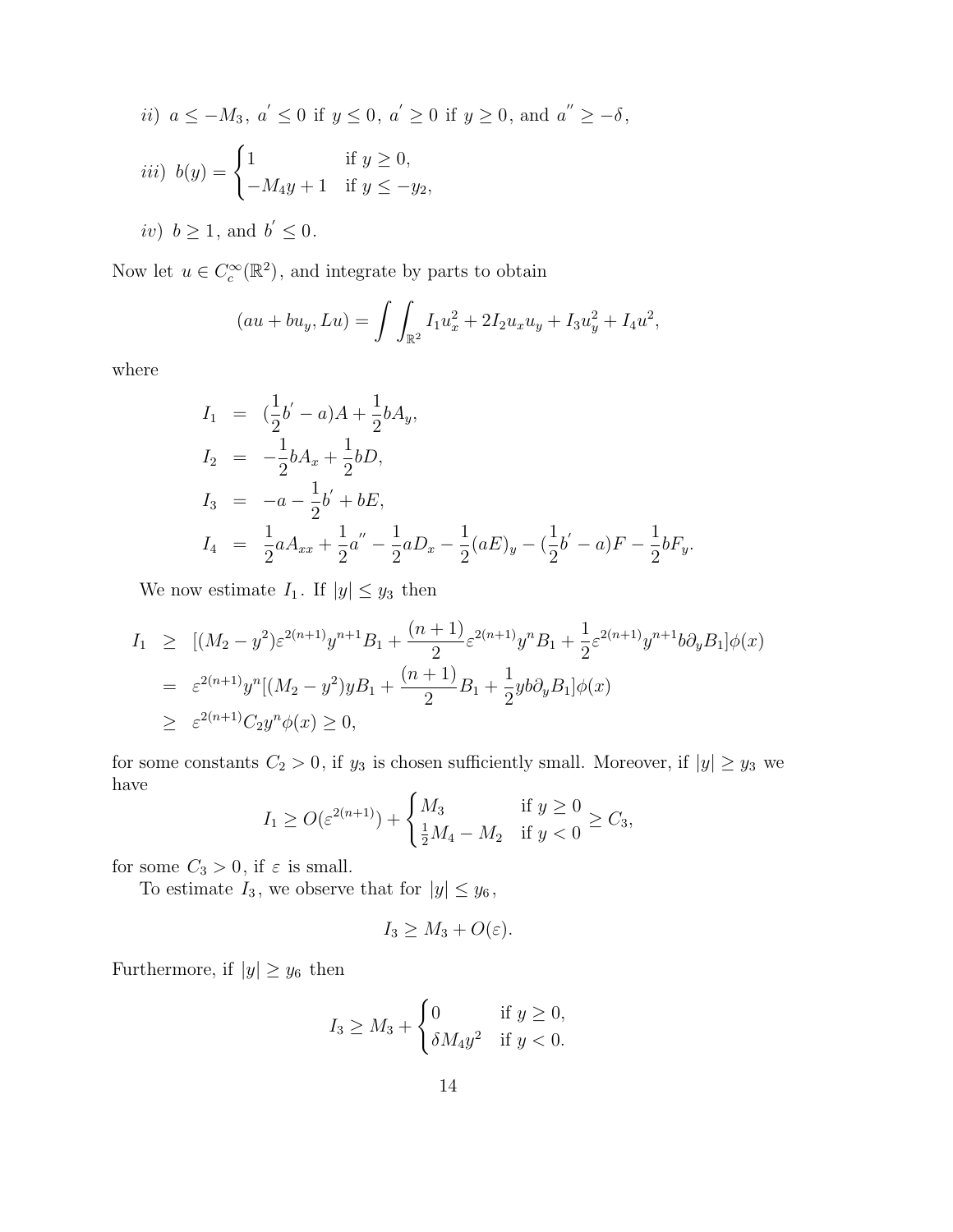*ii)* $a \leq -M_3$, $a^{'} \leq 0$ if $y \leq 0$, $a^{'} \geq 0$ if $y \geq 0$, and $a^{''} \geq -\delta$,

*iii)* $b(y) = \begin{cases} 1 & \text{if } y \geq 0, \\ -M_4 y + 1 & \text{if } y \leq -y_2, \end{cases}$

*iv)* $b \geq 1$, and $b^{'} \leq 0$.

Now let $u \in C_c^\infty(\mathbb{R}^2)$, and integrate by parts to obtain

$$(au + bu_y, Lu) = \int\int_{\mathbb{R}^2} I_1 u_x^2 + 2I_2 u_x u_y + I_3 u_y^2 + I_4 u^2,$$

where

$$\begin{aligned}
I_1 &= (\frac{1}{2}b^{'} - a)A + \frac{1}{2}bA_y, \\
I_2 &= -\frac{1}{2}bA_x + \frac{1}{2}bD, \\
I_3 &= -a - \frac{1}{2}b^{'} + bE, \\
I_4 &= \frac{1}{2}aA_{xx} + \frac{1}{2}a^{''} - \frac{1}{2}aD_x - \frac{1}{2}(aE)_y - (\frac{1}{2}b^{'} - a)F - \frac{1}{2}bF_y.
\end{aligned}$$

We now estimate $I_1$. If $|y| \leq y_3$ then

$$\begin{aligned}
I_1 &\geq [(M_2 - y^2)\varepsilon^{2(n+1)}y^{n+1}B_1 + \frac{(n+1)}{2}\varepsilon^{2(n+1)}y^n B_1 + \frac{1}{2}\varepsilon^{2(n+1)}y^{n+1}b\partial_y B_1]\phi(x) \\
&= \varepsilon^{2(n+1)}y^n[(M_2 - y^2)yB_1 + \frac{(n+1)}{2}B_1 + \frac{1}{2}yb\partial_y B_1]\phi(x) \\
&\geq \varepsilon^{2(n+1)}C_2 y^n \phi(x) \geq 0,
\end{aligned}$$

for some constants $C_2 > 0$, if $y_3$ is chosen sufficiently small. Moreover, if $|y| \geq y_3$ we have

$$I_1 \geq O(\varepsilon^{2(n+1)}) + \begin{cases} M_3 & \text{if } y \geq 0 \\ \frac{1}{2}M_4 - M_2 & \text{if } y < 0 \end{cases} \geq C_3,$$

for some $C_3 > 0$, if $\varepsilon$ is small.

To estimate $I_3$, we observe that for $|y| \leq y_6$,

$$I_3 \geq M_3 + O(\varepsilon).$$

Furthermore, if $|y| \geq y_6$ then

$$I_3 \geq M_3 + \begin{cases} 0 & \text{if } y \geq 0, \\ \delta M_4 y^2 & \text{if } y < 0. \end{cases}$$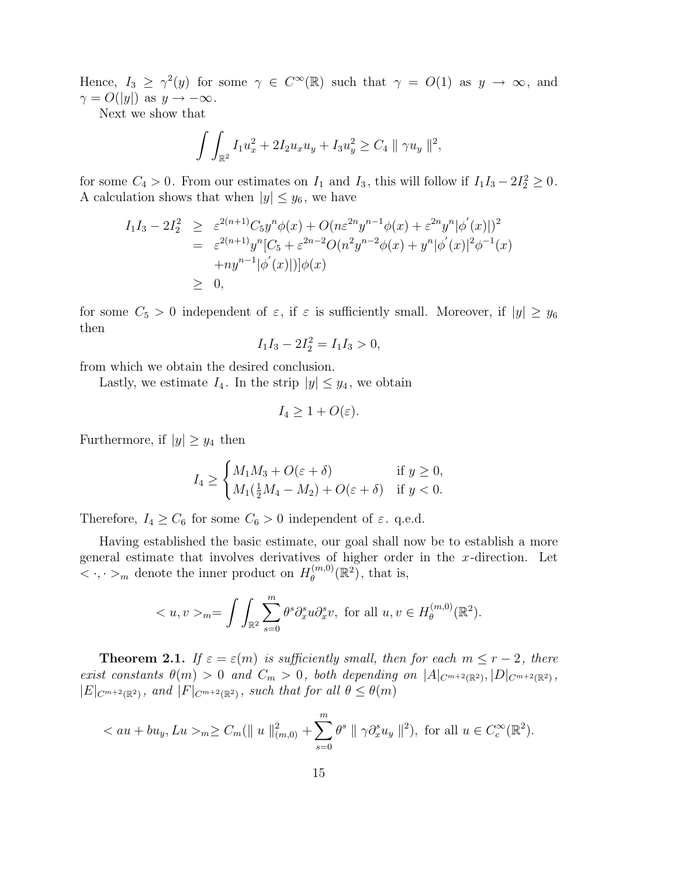Hence, $I_3 \geq \gamma^2(y)$ for some $\gamma \in C^\infty(\mathbb{R})$ such that $\gamma = O(1)$ as $y \to \infty$, and $\gamma = O(|y|)$ as $y \to -\infty$.

Next we show that

$$\int\int_{\mathbb{R}^2} I_1 u_x^2 + 2I_2 u_x u_y + I_3 u_y^2 \geq C_4 \parallel \gamma u_y \parallel^2,$$

for some $C_4 > 0$. From our estimates on $I_1$ and $I_3$, this will follow if $I_1 I_3 - 2I_2^2 \geq 0$. A calculation shows that when $|y| \leq y_6$, we have

$$\begin{aligned}
I_1 I_3 - 2I_2^2 &\geq \varepsilon^{2(n+1)} C_5 y^n \phi(x) + O(n\varepsilon^{2n} y^{n-1}\phi(x) + \varepsilon^{2n} y^n |\phi^{'}(x)|)^2 \\
&= \varepsilon^{2(n+1)} y^n [C_5 + \varepsilon^{2n-2} O(n^2 y^{n-2}\phi(x) + y^n |\phi^{'}(x)|^2 \phi^{-1}(x) \\
&\quad + n y^{n-1} |\phi^{'}(x)|)]\phi(x) \\
&\geq 0,
\end{aligned}$$

for some $C_5 > 0$ independent of $\varepsilon$, if $\varepsilon$ is sufficiently small. Moreover, if $|y| \geq y_6$ then

$$I_1 I_3 - 2I_2^2 = I_1 I_3 > 0,$$

from which we obtain the desired conclusion.

Lastly, we estimate $I_4$. In the strip $|y| \leq y_4$, we obtain

$$I_4 \geq 1 + O(\varepsilon).$$

Furthermore, if $|y| \geq y_4$ then

$$I_4 \geq \begin{cases} M_1 M_3 + O(\varepsilon + \delta) & \text{if } y \geq 0, \\ M_1(\frac{1}{2}M_4 - M_2) + O(\varepsilon + \delta) & \text{if } y < 0. \end{cases}$$

Therefore, $I_4 \geq C_6$ for some $C_6 > 0$ independent of $\varepsilon$. q.e.d.

Having established the basic estimate, our goal shall now be to establish a more general estimate that involves derivatives of higher order in the $x$-direction. Let $< \cdot, \cdot >_m$ denote the inner product on $H_\theta^{(m,0)}(\mathbb{R}^2)$, that is,

$$< u, v >_m = \int\int_{\mathbb{R}^2} \sum_{s=0}^{m} \theta^s \partial_x^s u \partial_x^s v, \text{ for all } u, v \in H_\theta^{(m,0)}(\mathbb{R}^2).$$

**Theorem 2.1.** *If $\varepsilon = \varepsilon(m)$ is sufficiently small, then for each $m \leq r-2$, there exist constants $\theta(m) > 0$ and $C_m > 0$, both depending on $|A|_{C^{m+2}(\mathbb{R}^2)}, |D|_{C^{m+2}(\mathbb{R}^2)}$, $|E|_{C^{m+2}(\mathbb{R}^2)}$, and $|F|_{C^{m+2}(\mathbb{R}^2)}$, such that for all $\theta \leq \theta(m)$*

$$< au + bu_y, Lu >_m \geq C_m(\parallel u \parallel_{(m,0)}^2 + \sum_{s=0}^{m} \theta^s \parallel \gamma \partial_x^s u_y \parallel^2), \text{ for all } u \in C_c^\infty(\mathbb{R}^2).$$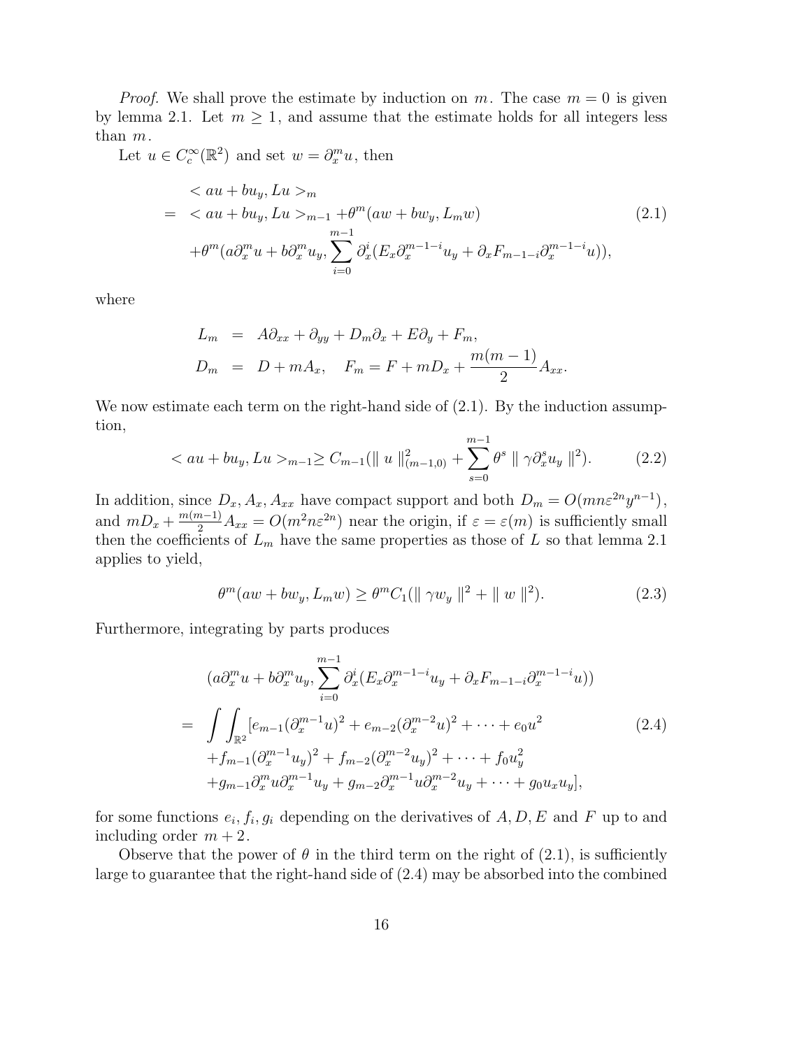*Proof.* We shall prove the estimate by induction on $m$. The case $m = 0$ is given by lemma 2.1. Let $m \geq 1$, and assume that the estimate holds for all integers less than $m$.

Let $u \in C_c^\infty(\mathbb{R}^2)$ and set $w = \partial_x^m u$, then

$$
\begin{aligned}
& < au + bu_y, Lu >_m \\
= \;& < au + bu_y, Lu >_{m-1} + \theta^m (aw + bw_y, L_m w) \\
& + \theta^m (a\partial_x^m u + b\partial_x^m u_y, \sum_{i=0}^{m-1} \partial_x^i (E_x \partial_x^{m-1-i} u_y + \partial_x F_{m-1-i} \partial_x^{m-1-i} u)),
\end{aligned}
\tag{2.1}
$$

where

$$
\begin{aligned}
L_m &= A\partial_{xx} + \partial_{yy} + D_m \partial_x + E\partial_y + F_m, \\
D_m &= D + mA_x, \quad F_m = F + mD_x + \frac{m(m-1)}{2} A_{xx}.
\end{aligned}
$$

We now estimate each term on the right-hand side of (2.1). By the induction assumption,

$$
< au + bu_y, Lu >_{m-1} \geq C_{m-1}(\| u \|_{(m-1,0)}^2 + \sum_{s=0}^{m-1} \theta^s \| \gamma \partial_x^s u_y \|^2). \tag{2.2}
$$

In addition, since $D_x, A_x, A_{xx}$ have compact support and both $D_m = O(mn\varepsilon^{2n} y^{n-1})$, and $mD_x + \frac{m(m-1)}{2} A_{xx} = O(m^2 n \varepsilon^{2n})$ near the origin, if $\varepsilon = \varepsilon(m)$ is sufficiently small then the coefficients of $L_m$ have the same properties as those of $L$ so that lemma 2.1 applies to yield,

$$
\theta^m (aw + bw_y, L_m w) \geq \theta^m C_1 (\| \gamma w_y \|^2 + \| w \|^2). \tag{2.3}
$$

Furthermore, integrating by parts produces

$$
\begin{aligned}
& (a\partial_x^m u + b\partial_x^m u_y, \sum_{i=0}^{m-1} \partial_x^i (E_x \partial_x^{m-1-i} u_y + \partial_x F_{m-1-i} \partial_x^{m-1-i} u)) \\
= \;& \int\int_{\mathbb{R}^2} [e_{m-1}(\partial_x^{m-1} u)^2 + e_{m-2}(\partial_x^{m-2} u)^2 + \cdots + e_0 u^2 \\
& + f_{m-1}(\partial_x^{m-1} u_y)^2 + f_{m-2}(\partial_x^{m-2} u_y)^2 + \cdots + f_0 u_y^2 \\
& + g_{m-1} \partial_x^m u \partial_x^{m-1} u_y + g_{m-2} \partial_x^{m-1} u \partial_x^{m-2} u_y + \cdots + g_0 u_x u_y],
\end{aligned}
\tag{2.4}
$$

for some functions $e_i, f_i, g_i$ depending on the derivatives of $A, D, E$ and $F$ up to and including order $m + 2$.

Observe that the power of $\theta$ in the third term on the right of (2.1), is sufficiently large to guarantee that the right-hand side of (2.4) may be absorbed into the combined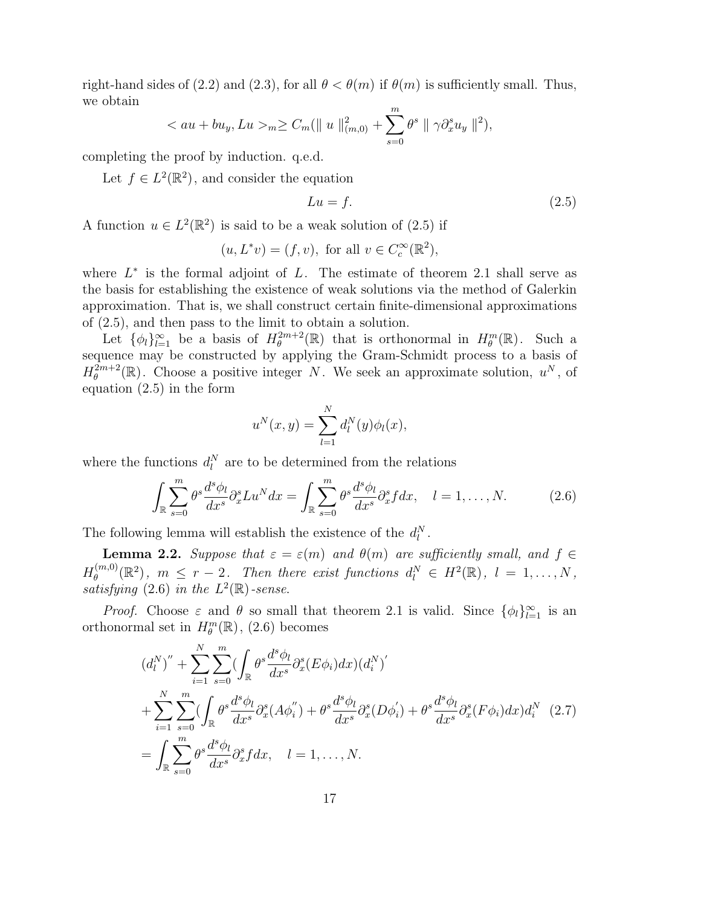right-hand sides of (2.2) and (2.3), for all $\theta < \theta(m)$ if $\theta(m)$ is sufficiently small. Thus, we obtain

$$< au + bu_y, Lu >_m \geq C_m(\| u \|^2_{(m,0)} + \sum_{s=0}^{m} \theta^s \| \gamma \partial_x^s u_y \|^2),$$

completing the proof by induction. q.e.d.

Let $f \in L^2(\mathbb{R}^2)$, and consider the equation

$$Lu = f. \tag{2.5}$$

A function $u \in L^2(\mathbb{R}^2)$ is said to be a weak solution of (2.5) if

$$(u, L^* v) = (f, v), \text{ for all } v \in C_c^\infty(\mathbb{R}^2),$$

where $L^*$ is the formal adjoint of $L$. The estimate of theorem 2.1 shall serve as the basis for establishing the existence of weak solutions via the method of Galerkin approximation. That is, we shall construct certain finite-dimensional approximations of (2.5), and then pass to the limit to obtain a solution.

Let $\{\phi_l\}_{l=1}^\infty$ be a basis of $H_\theta^{2m+2}(\mathbb{R})$ that is orthonormal in $H_\theta^m(\mathbb{R})$. Such a sequence may be constructed by applying the Gram-Schmidt process to a basis of $H_\theta^{2m+2}(\mathbb{R})$. Choose a positive integer $N$. We seek an approximate solution, $u^N$, of equation (2.5) in the form

$$u^N(x,y) = \sum_{l=1}^{N} d_l^N(y)\phi_l(x),$$

where the functions $d_l^N$ are to be determined from the relations

$$\int_{\mathbb{R}} \sum_{s=0}^{m} \theta^s \frac{d^s\phi_l}{dx^s} \partial_x^s L u^N dx = \int_{\mathbb{R}} \sum_{s=0}^{m} \theta^s \frac{d^s\phi_l}{dx^s} \partial_x^s f dx, \quad l = 1, \ldots, N. \tag{2.6}$$

The following lemma will establish the existence of the $d_l^N$.

**Lemma 2.2.** *Suppose that $\varepsilon = \varepsilon(m)$ and $\theta(m)$ are sufficiently small, and $f \in H_\theta^{(m,0)}(\mathbb{R}^2)$, $m \leq r-2$. Then there exist functions $d_l^N \in H^2(\mathbb{R})$, $l = 1, \ldots, N$, satisfying (2.6) in the $L^2(\mathbb{R})$-sense.*

*Proof.* Choose $\varepsilon$ and $\theta$ so small that theorem 2.1 is valid. Since $\{\phi_l\}_{l=1}^\infty$ is an orthonormal set in $H_\theta^m(\mathbb{R})$, (2.6) becomes

$$\begin{aligned}
&(d_l^N)'' + \sum_{i=1}^{N}\sum_{s=0}^{m}(\int_{\mathbb{R}} \theta^s \frac{d^s\phi_l}{dx^s}\partial_x^s(E\phi_i)dx)(d_i^N)' \\
&+ \sum_{i=1}^{N}\sum_{s=0}^{m}(\int_{\mathbb{R}} \theta^s \frac{d^s\phi_l}{dx^s}\partial_x^s(A\phi_i^{''}) + \theta^s \frac{d^s\phi_l}{dx^s}\partial_x^s(D\phi_i^{'}) + \theta^s \frac{d^s\phi_l}{dx^s}\partial_x^s(F\phi_i)dx)d_i^N \\
&= \int_{\mathbb{R}} \sum_{s=0}^{m} \theta^s \frac{d^s\phi_l}{dx^s}\partial_x^s f dx, \quad l = 1, \ldots, N.
\end{aligned} \tag{2.7}$$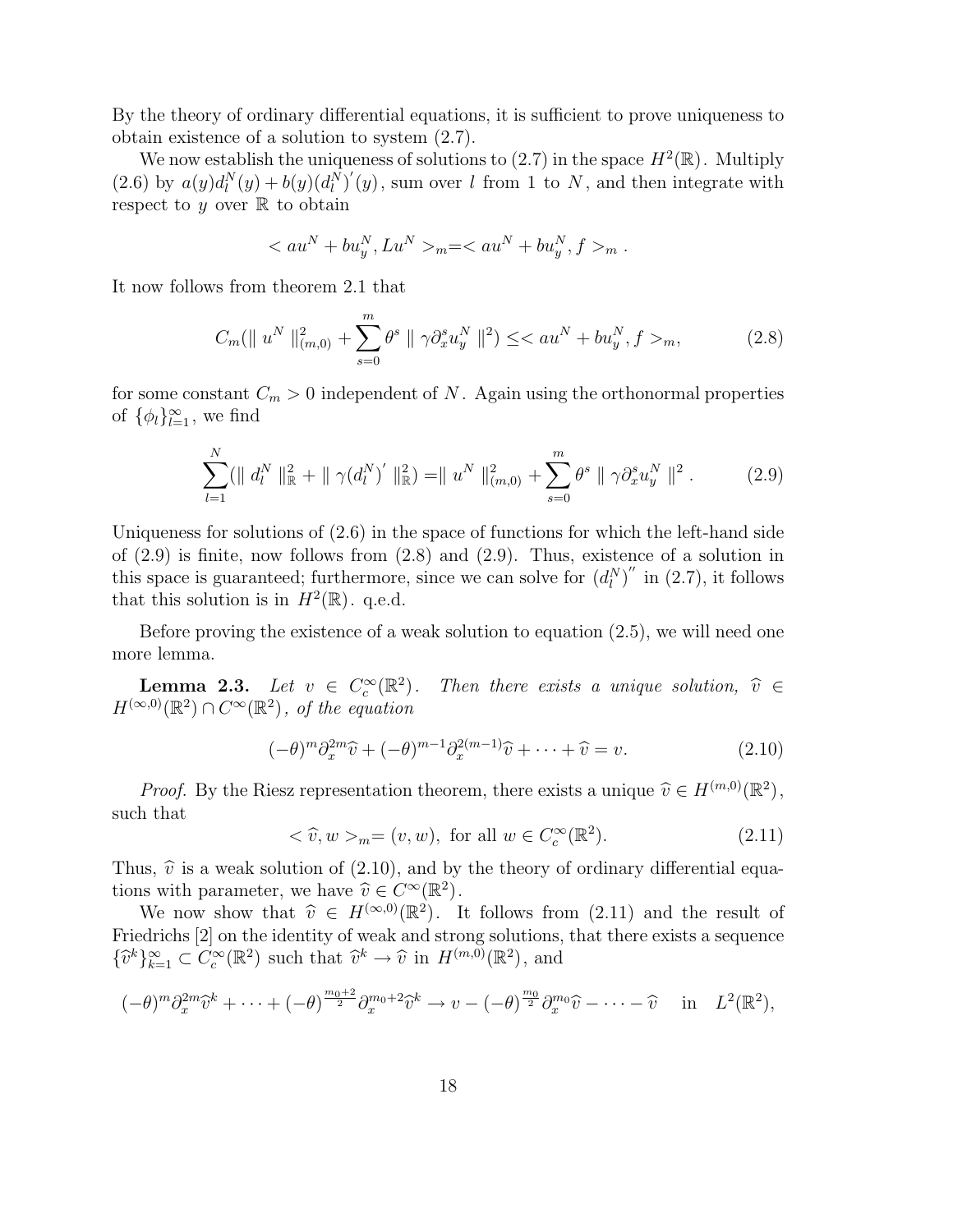By the theory of ordinary differential equations, it is sufficient to prove uniqueness to obtain existence of a solution to system (2.7).

We now establish the uniqueness of solutions to (2.7) in the space $H^2(\mathbb{R})$. Multiply (2.6) by $a(y)d_l^N(y) + b(y)(d_l^N)'(y)$, sum over $l$ from 1 to $N$, and then integrate with respect to $y$ over $\mathbb{R}$ to obtain

$$< au^N + bu_y^N, Lu^N >_m = < au^N + bu_y^N, f >_m .$$

It now follows from theorem 2.1 that

$$C_m(\| u^N \|_{(m,0)}^2 + \sum_{s=0}^{m} \theta^s \| \gamma \partial_x^s u_y^N \|^2) \leq < au^N + bu_y^N, f >_m, \tag{2.8}$$

for some constant $C_m > 0$ independent of $N$. Again using the orthonormal properties of $\{\phi_l\}_{l=1}^{\infty}$, we find

$$\sum_{l=1}^{N} (\| d_l^N \|_{\mathbb{R}}^2 + \| \gamma (d_l^N)' \|_{\mathbb{R}}^2) = \| u^N \|_{(m,0)}^2 + \sum_{s=0}^{m} \theta^s \| \gamma \partial_x^s u_y^N \|^2 . \tag{2.9}$$

Uniqueness for solutions of (2.6) in the space of functions for which the left-hand side of (2.9) is finite, now follows from (2.8) and (2.9). Thus, existence of a solution in this space is guaranteed; furthermore, since we can solve for $(d_l^N)''$ in (2.7), it follows that this solution is in $H^2(\mathbb{R})$. q.e.d.

Before proving the existence of a weak solution to equation (2.5), we will need one more lemma.

**Lemma 2.3.** *Let $v \in C_c^\infty(\mathbb{R}^2)$. Then there exists a unique solution, $\widehat{v} \in H^{(\infty,0)}(\mathbb{R}^2) \cap C^\infty(\mathbb{R}^2)$, of the equation*

$$(-\theta)^m \partial_x^{2m} \widehat{v} + (-\theta)^{m-1} \partial_x^{2(m-1)} \widehat{v} + \cdots + \widehat{v} = v. \tag{2.10}$$

*Proof.* By the Riesz representation theorem, there exists a unique $\widehat{v} \in H^{(m,0)}(\mathbb{R}^2)$, such that

$$< \widehat{v}, w >_m = (v, w), \text{ for all } w \in C_c^\infty(\mathbb{R}^2). \tag{2.11}$$

Thus, $\widehat{v}$ is a weak solution of (2.10), and by the theory of ordinary differential equations with parameter, we have $\widehat{v} \in C^\infty(\mathbb{R}^2)$.

We now show that $\widehat{v} \in H^{(\infty,0)}(\mathbb{R}^2)$. It follows from (2.11) and the result of Friedrichs [2] on the identity of weak and strong solutions, that there exists a sequence $\{\widehat{v}^k\}_{k=1}^\infty \subset C_c^\infty(\mathbb{R}^2)$ such that $\widehat{v}^k \to \widehat{v}$ in $H^{(m,0)}(\mathbb{R}^2)$, and

$$(-\theta)^m \partial_x^{2m} \widehat{v}^k + \cdots + (-\theta)^{\frac{m_0+2}{2}} \partial_x^{m_0+2} \widehat{v}^k \to v - (-\theta)^{\frac{m_0}{2}} \partial_x^{m_0} \widehat{v} - \cdots - \widehat{v} \quad \text{in} \quad L^2(\mathbb{R}^2),$$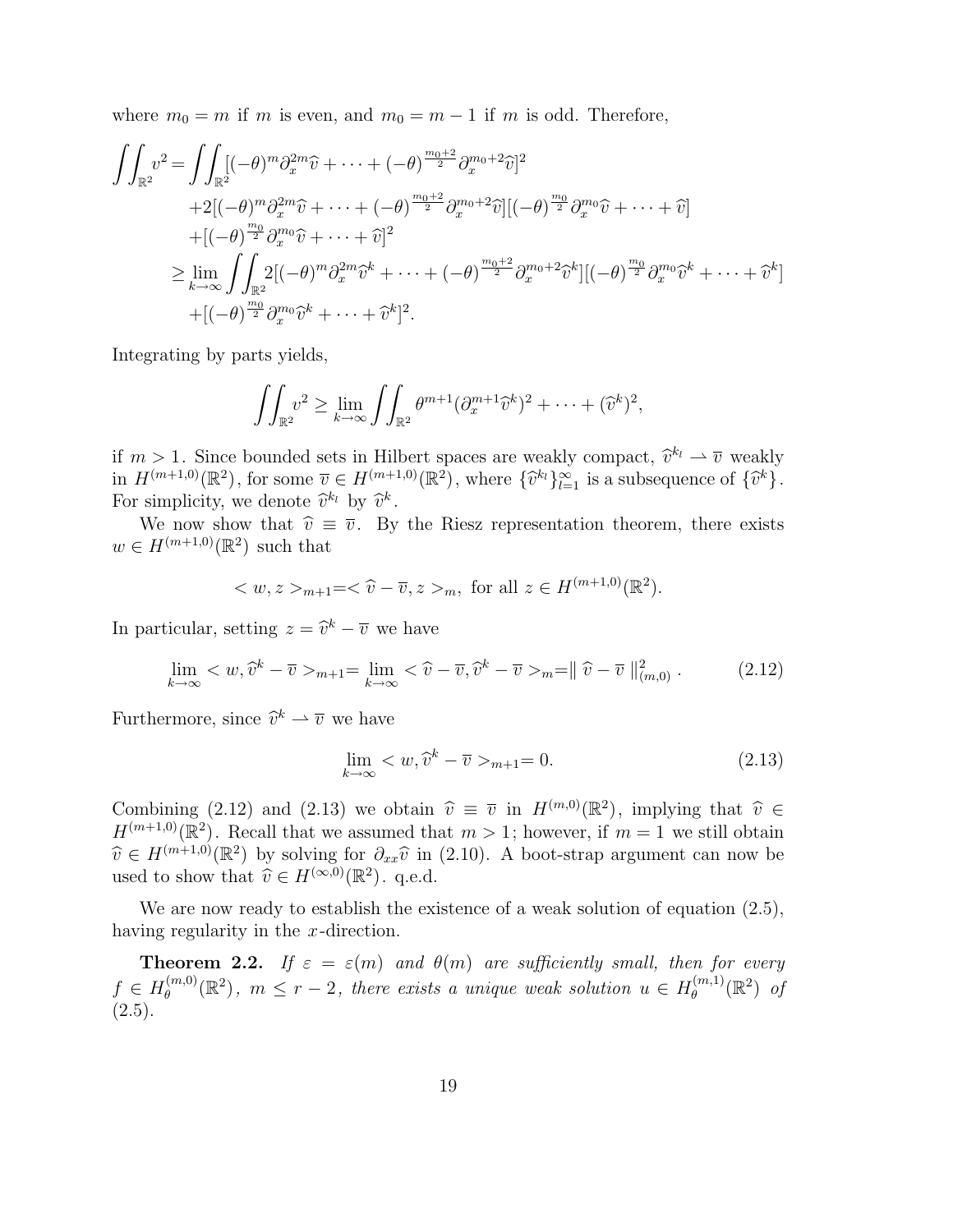where $m_0 = m$ if $m$ is even, and $m_0 = m - 1$ if $m$ is odd. Therefore,

$$
\begin{aligned}
\iint_{\mathbb{R}^2} v^2 = &\iint_{\mathbb{R}^2} [(-\theta)^m \partial_x^{2m} \widehat{v} + \cdots + (-\theta)^{\frac{m_0+2}{2}} \partial_x^{m_0+2} \widehat{v}]^2 \\
&+ 2[(-\theta)^m \partial_x^{2m} \widehat{v} + \cdots + (-\theta)^{\frac{m_0+2}{2}} \partial_x^{m_0+2} \widehat{v}][(-\theta)^{\frac{m_0}{2}} \partial_x^{m_0} \widehat{v} + \cdots + \widehat{v}] \\
&+ [(-\theta)^{\frac{m_0}{2}} \partial_x^{m_0} \widehat{v} + \cdots + \widehat{v}]^2 \\
\geq &\lim_{k\to\infty} \iint_{\mathbb{R}^2} 2[(-\theta)^m \partial_x^{2m} \widehat{v}^k + \cdots + (-\theta)^{\frac{m_0+2}{2}} \partial_x^{m_0+2} \widehat{v}^k][(-\theta)^{\frac{m_0}{2}} \partial_x^{m_0} \widehat{v}^k + \cdots + \widehat{v}^k] \\
&+ [(-\theta)^{\frac{m_0}{2}} \partial_x^{m_0} \widehat{v}^k + \cdots + \widehat{v}^k]^2.
\end{aligned}
$$

Integrating by parts yields,

$$
\iint_{\mathbb{R}^2} v^2 \geq \lim_{k\to\infty} \iint_{\mathbb{R}^2} \theta^{m+1} (\partial_x^{m+1} \widehat{v}^k)^2 + \cdots + (\widehat{v}^k)^2,
$$

if $m > 1$. Since bounded sets in Hilbert spaces are weakly compact, $\widehat{v}^{k_l} \rightharpoonup \overline{v}$ weakly in $H^{(m+1,0)}(\mathbb{R}^2)$, for some $\overline{v} \in H^{(m+1,0)}(\mathbb{R}^2)$, where $\{\widehat{v}^{k_l}\}_{l=1}^{\infty}$ is a subsequence of $\{\widehat{v}^k\}$. For simplicity, we denote $\widehat{v}^{k_l}$ by $\widehat{v}^k$.

We now show that $\widehat{v} \equiv \overline{v}$. By the Riesz representation theorem, there exists $w \in H^{(m+1,0)}(\mathbb{R}^2)$ such that

$$
< w, z >_{m+1} = < \widehat{v} - \overline{v}, z >_m, \text{ for all } z \in H^{(m+1,0)}(\mathbb{R}^2).
$$

In particular, setting $z = \widehat{v}^k - \overline{v}$ we have

$$
\lim_{k\to\infty} < w, \widehat{v}^k - \overline{v} >_{m+1} = \lim_{k\to\infty} < \widehat{v} - \overline{v}, \widehat{v}^k - \overline{v} >_m = \| \widehat{v} - \overline{v} \|_{(m,0)}^2 . \tag{2.12}
$$

Furthermore, since $\widehat{v}^k \rightharpoonup \overline{v}$ we have

$$
\lim_{k\to\infty} < w, \widehat{v}^k - \overline{v} >_{m+1} = 0. \tag{2.13}
$$

Combining (2.12) and (2.13) we obtain $\widehat{v} \equiv \overline{v}$ in $H^{(m,0)}(\mathbb{R}^2)$, implying that $\widehat{v} \in H^{(m+1,0)}(\mathbb{R}^2)$. Recall that we assumed that $m > 1$; however, if $m = 1$ we still obtain $\widehat{v} \in H^{(m+1,0)}(\mathbb{R}^2)$ by solving for $\partial_{xx}\widehat{v}$ in (2.10). A boot-strap argument can now be used to show that $\widehat{v} \in H^{(\infty,0)}(\mathbb{R}^2)$. q.e.d.

We are now ready to establish the existence of a weak solution of equation (2.5), having regularity in the $x$-direction.

**Theorem 2.2.** *If $\varepsilon = \varepsilon(m)$ and $\theta(m)$ are sufficiently small, then for every $f \in H_\theta^{(m,0)}(\mathbb{R}^2)$, $m \leq r - 2$, there exists a unique weak solution $u \in H_\theta^{(m,1)}(\mathbb{R}^2)$ of* (2.5).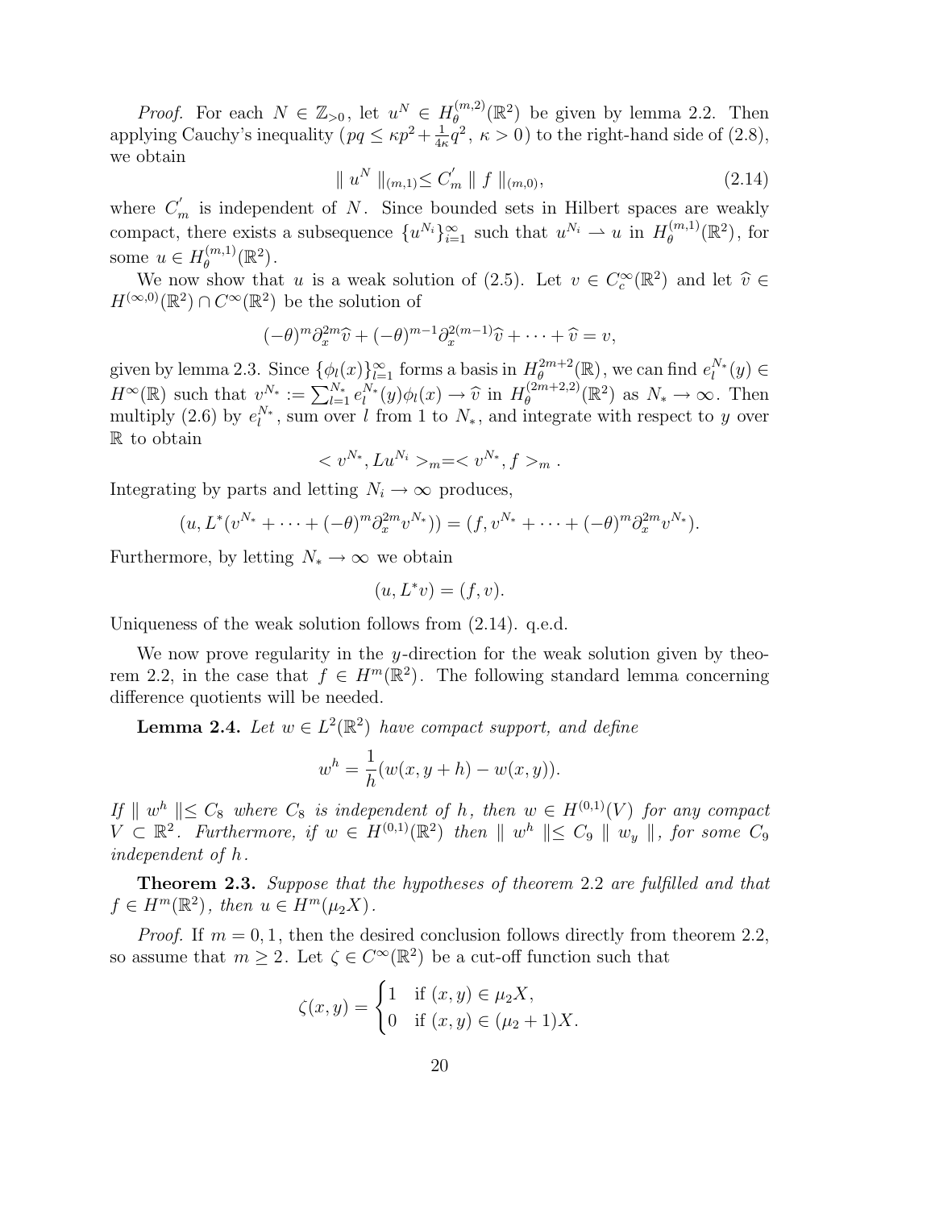*Proof.* For each $N \in \mathbb{Z}_{>0}$, let $u^N \in H_\theta^{(m,2)}(\mathbb{R}^2)$ be given by lemma 2.2. Then applying Cauchy's inequality ($pq \leq \kappa p^2 + \frac{1}{4\kappa} q^2$, $\kappa > 0$) to the right-hand side of (2.8), we obtain

$$\| u^N \|_{(m,1)} \leq C_m' \| f \|_{(m,0)}, \tag{2.14}$$

where $C_m'$ is independent of $N$. Since bounded sets in Hilbert spaces are weakly compact, there exists a subsequence $\{u^{N_i}\}_{i=1}^\infty$ such that $u^{N_i} \rightharpoonup u$ in $H_\theta^{(m,1)}(\mathbb{R}^2)$, for some $u \in H_\theta^{(m,1)}(\mathbb{R}^2)$.

We now show that $u$ is a weak solution of (2.5). Let $v \in C_c^\infty(\mathbb{R}^2)$ and let $\widehat{v} \in H^{(\infty,0)}(\mathbb{R}^2) \cap C^\infty(\mathbb{R}^2)$ be the solution of

$$(-\theta)^m \partial_x^{2m} \widehat{v} + (-\theta)^{m-1} \partial_x^{2(m-1)} \widehat{v} + \cdots + \widehat{v} = v,$$

given by lemma 2.3. Since $\{\phi_l(x)\}_{l=1}^\infty$ forms a basis in $H_\theta^{2m+2}(\mathbb{R})$, we can find $e_l^{N_*}(y) \in H^\infty(\mathbb{R})$ such that $v^{N_*} := \sum_{l=1}^{N_*} e_l^{N_*}(y)\phi_l(x) \to \widehat{v}$ in $H_\theta^{(2m+2,2)}(\mathbb{R}^2)$ as $N_* \to \infty$. Then multiply (2.6) by $e_l^{N_*}$, sum over $l$ from 1 to $N_*$, and integrate with respect to $y$ over $\mathbb{R}$ to obtain

$$< v^{N_*}, Lu^{N_i} >_m = < v^{N_*}, f >_m .$$

Integrating by parts and letting $N_i \to \infty$ produces,

$$(u, L^*(v^{N_*} + \cdots + (-\theta)^m \partial_x^{2m} v^{N_*})) = (f, v^{N_*} + \cdots + (-\theta)^m \partial_x^{2m} v^{N_*}).$$

Furthermore, by letting $N_* \to \infty$ we obtain

$$(u, L^* v) = (f, v).$$

Uniqueness of the weak solution follows from (2.14). q.e.d.

We now prove regularity in the $y$-direction for the weak solution given by theorem 2.2, in the case that $f \in H^m(\mathbb{R}^2)$. The following standard lemma concerning difference quotients will be needed.

**Lemma 2.4.** *Let $w \in L^2(\mathbb{R}^2)$ have compact support, and define*

$$w^h = \frac{1}{h}(w(x, y+h) - w(x,y)).$$

*If $\| w^h \| \leq C_8$ where $C_8$ is independent of $h$, then $w \in H^{(0,1)}(V)$ for any compact $V \subset \mathbb{R}^2$. Furthermore, if $w \in H^{(0,1)}(\mathbb{R}^2)$ then $\| w^h \| \leq C_9 \| w_y \|$, for some $C_9$ independent of $h$.*

**Theorem 2.3.** *Suppose that the hypotheses of theorem 2.2 are fulfilled and that $f \in H^m(\mathbb{R}^2)$, then $u \in H^m(\mu_2 X)$.*

*Proof.* If $m = 0, 1$, then the desired conclusion follows directly from theorem 2.2, so assume that $m \geq 2$. Let $\zeta \in C^\infty(\mathbb{R}^2)$ be a cut-off function such that

$$\zeta(x,y) = \begin{cases} 1 & \text{if } (x,y) \in \mu_2 X, \\ 0 & \text{if } (x,y) \in (\mu_2 + 1)X. \end{cases}$$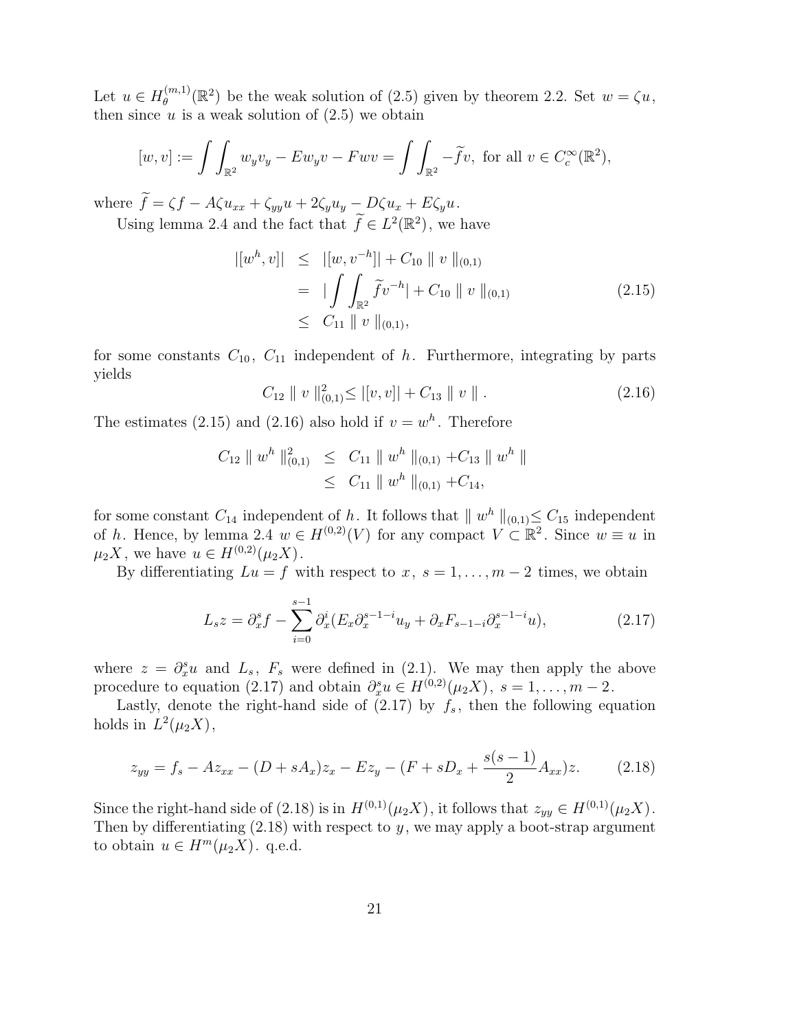Let $u \in H_\theta^{(m,1)}(\mathbb{R}^2)$ be the weak solution of (2.5) given by theorem 2.2. Set $w = \zeta u$, then since $u$ is a weak solution of (2.5) we obtain

$$[w, v] := \int\int_{\mathbb{R}^2} w_y v_y - E w_y v - F w v = \int\int_{\mathbb{R}^2} -\widetilde{f} v, \text{ for all } v \in C_c^\infty(\mathbb{R}^2),$$

where $\widetilde{f} = \zeta f - A\zeta u_{xx} + \zeta_{yy} u + 2\zeta_y u_y - D\zeta u_x + E\zeta_y u$.

Using lemma 2.4 and the fact that $\widetilde{f} \in L^2(\mathbb{R}^2)$, we have

$$\begin{aligned} |[w^h, v]| &\leq |[w, v^{-h}]| + C_{10} \parallel v \parallel_{(0,1)} \\ &= |\int\int_{\mathbb{R}^2} \widetilde{f} v^{-h}| + C_{10} \parallel v \parallel_{(0,1)} \\ &\leq C_{11} \parallel v \parallel_{(0,1)}, \end{aligned} \tag{2.15}$$

for some constants $C_{10}$, $C_{11}$ independent of $h$. Furthermore, integrating by parts yields

$$C_{12} \parallel v \parallel_{(0,1)}^2 \leq |[v, v]| + C_{13} \parallel v \parallel. \tag{2.16}$$

The estimates (2.15) and (2.16) also hold if $v = w^h$. Therefore

$$\begin{aligned} C_{12} \parallel w^h \parallel_{(0,1)}^2 &\leq C_{11} \parallel w^h \parallel_{(0,1)} + C_{13} \parallel w^h \parallel \\ &\leq C_{11} \parallel w^h \parallel_{(0,1)} + C_{14}, \end{aligned}$$

for some constant $C_{14}$ independent of $h$. It follows that $\parallel w^h \parallel_{(0,1)} \leq C_{15}$ independent of $h$. Hence, by lemma 2.4 $w \in H^{(0,2)}(V)$ for any compact $V \subset \mathbb{R}^2$. Since $w \equiv u$ in $\mu_2 X$, we have $u \in H^{(0,2)}(\mu_2 X)$.

By differentiating $Lu = f$ with respect to $x$, $s = 1, \ldots, m-2$ times, we obtain

$$L_s z = \partial_x^s f - \sum_{i=0}^{s-1} \partial_x^i (E_x \partial_x^{s-1-i} u_y + \partial_x F_{s-1-i} \partial_x^{s-1-i} u), \tag{2.17}$$

where $z = \partial_x^s u$ and $L_s$, $F_s$ were defined in (2.1). We may then apply the above procedure to equation (2.17) and obtain $\partial_x^s u \in H^{(0,2)}(\mu_2 X)$, $s = 1, \ldots, m-2$.

Lastly, denote the right-hand side of (2.17) by $f_s$, then the following equation holds in $L^2(\mu_2 X)$,

$$z_{yy} = f_s - A z_{xx} - (D + sA_x) z_x - E z_y - (F + sD_x + \frac{s(s-1)}{2} A_{xx}) z. \tag{2.18}$$

Since the right-hand side of (2.18) is in $H^{(0,1)}(\mu_2 X)$, it follows that $z_{yy} \in H^{(0,1)}(\mu_2 X)$. Then by differentiating (2.18) with respect to $y$, we may apply a boot-strap argument to obtain $u \in H^m(\mu_2 X)$. q.e.d.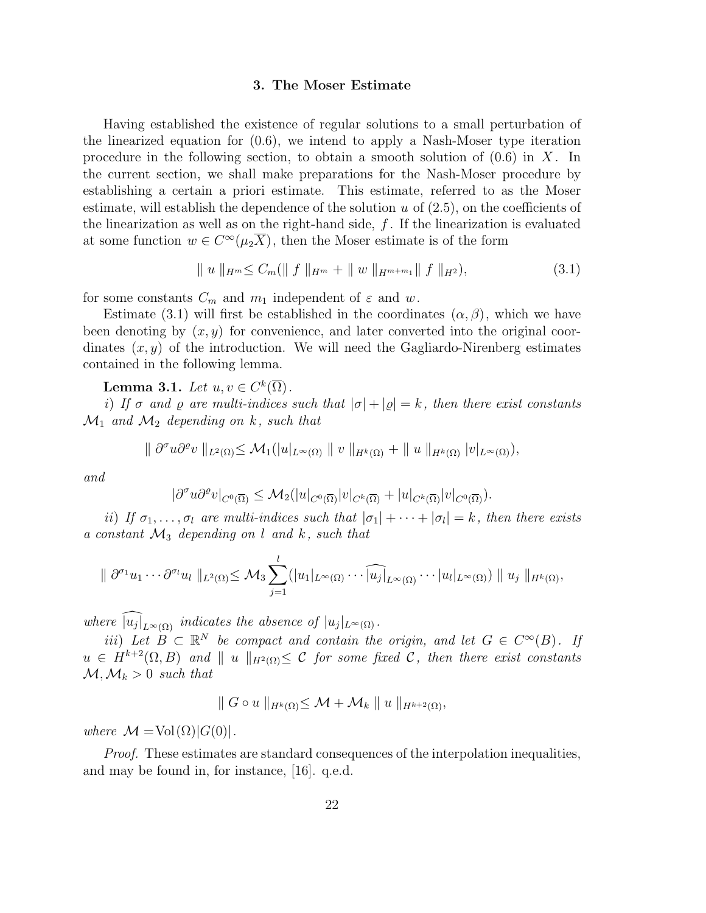## 3. The Moser Estimate

Having established the existence of regular solutions to a small perturbation of the linearized equation for (0.6), we intend to apply a Nash-Moser type iteration procedure in the following section, to obtain a smooth solution of (0.6) in $X$. In the current section, we shall make preparations for the Nash-Moser procedure by establishing a certain a priori estimate. This estimate, referred to as the Moser estimate, will establish the dependence of the solution $u$ of (2.5), on the coefficients of the linearization as well as on the right-hand side, $f$. If the linearization is evaluated at some function $w \in C^{\infty}(\mu_2 \overline{X})$, then the Moser estimate is of the form

$$\| u \|_{H^m} \leq C_m(\| f \|_{H^m} + \| w \|_{H^{m+m_1}} \| f \|_{H^2}), \tag{3.1}$$

for some constants $C_m$ and $m_1$ independent of $\varepsilon$ and $w$.

Estimate (3.1) will first be established in the coordinates $(\alpha, \beta)$, which we have been denoting by $(x, y)$ for convenience, and later converted into the original coordinates $(x, y)$ of the introduction. We will need the Gagliardo-Nirenberg estimates contained in the following lemma.

**Lemma 3.1.** *Let $u, v \in C^k(\overline{\Omega})$.*

*i) If $\sigma$ and $\varrho$ are multi-indices such that $|\sigma| + |\varrho| = k$, then there exist constants $\mathcal{M}_1$ and $\mathcal{M}_2$ depending on $k$, such that*

$$\| \partial^{\sigma} u \partial^{\varrho} v \|_{L^2(\Omega)} \leq \mathcal{M}_1(|u|_{L^{\infty}(\Omega)} \| v \|_{H^k(\Omega)} + \| u \|_{H^k(\Omega)} |v|_{L^{\infty}(\Omega)}),$$

*and*

$$|\partial^{\sigma} u \partial^{\varrho} v|_{C^0(\overline{\Omega})} \leq \mathcal{M}_2(|u|_{C^0(\overline{\Omega})} |v|_{C^k(\overline{\Omega})} + |u|_{C^k(\overline{\Omega})} |v|_{C^0(\overline{\Omega})}).$$

*ii) If $\sigma_1, \ldots, \sigma_l$ are multi-indices such that $|\sigma_1| + \cdots + |\sigma_l| = k$, then there exists a constant $\mathcal{M}_3$ depending on $l$ and $k$, such that*

$$\| \partial^{\sigma_1} u_1 \cdots \partial^{\sigma_l} u_l \|_{L^2(\Omega)} \leq \mathcal{M}_3 \sum_{j=1}^{l} (|u_1|_{L^{\infty}(\Omega)} \cdots \widehat{|u_j|}_{L^{\infty}(\Omega)} \cdots |u_l|_{L^{\infty}(\Omega)}) \| u_j \|_{H^k(\Omega)},$$

*where $\widehat{|u_j|}_{L^{\infty}(\Omega)}$ indicates the absence of $|u_j|_{L^{\infty}(\Omega)}$.*

*iii) Let $B \subset \mathbb{R}^N$ be compact and contain the origin, and let $G \in C^{\infty}(B)$. If $u \in H^{k+2}(\Omega, B)$ and $\| u \|_{H^2(\Omega)} \leq \mathcal{C}$ for some fixed $\mathcal{C}$, then there exist constants $\mathcal{M}, \mathcal{M}_k > 0$ such that*

$$\| G \circ u \|_{H^k(\Omega)} \leq \mathcal{M} + \mathcal{M}_k \| u \|_{H^{k+2}(\Omega)},$$

*where $\mathcal{M} = \mathrm{Vol}(\Omega)|G(0)|$.*

*Proof.* These estimates are standard consequences of the interpolation inequalities, and may be found in, for instance, [16]. q.e.d.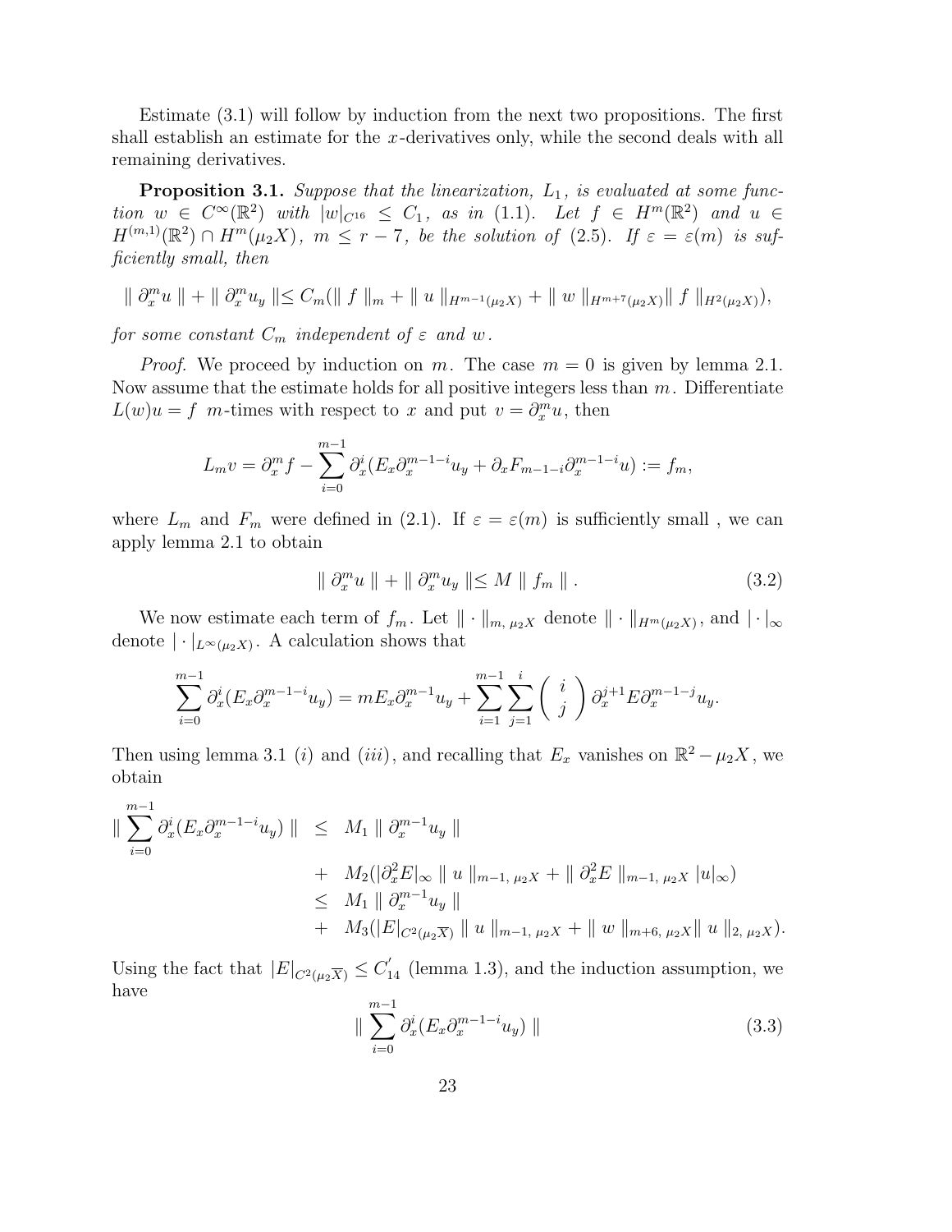Estimate (3.1) will follow by induction from the next two propositions. The first shall establish an estimate for the $x$-derivatives only, while the second deals with all remaining derivatives.

**Proposition 3.1.** *Suppose that the linearization, $L_1$, is evaluated at some function $w \in C^\infty(\mathbb{R}^2)$ with $|w|_{C^{16}} \leq C_1$, as in (1.1). Let $f \in H^m(\mathbb{R}^2)$ and $u \in H^{(m,1)}(\mathbb{R}^2) \cap H^m(\mu_2 X)$, $m \leq r - 7$, be the solution of (2.5). If $\varepsilon = \varepsilon(m)$ is sufficiently small, then*

$$\| \partial_x^m u \| + \| \partial_x^m u_y \| \leq C_m(\| f \|_m + \| u \|_{H^{m-1}(\mu_2 X)} + \| w \|_{H^{m+7}(\mu_2 X)} \| f \|_{H^2(\mu_2 X)}),$$

*for some constant $C_m$ independent of $\varepsilon$ and $w$.*

*Proof.* We proceed by induction on $m$. The case $m = 0$ is given by lemma 2.1. Now assume that the estimate holds for all positive integers less than $m$. Differentiate $L(w)u = f$ $m$-times with respect to $x$ and put $v = \partial_x^m u$, then

$$L_m v = \partial_x^m f - \sum_{i=0}^{m-1} \partial_x^i (E_x \partial_x^{m-1-i} u_y + \partial_x F_{m-1-i} \partial_x^{m-1-i} u) := f_m,$$

where $L_m$ and $F_m$ were defined in (2.1). If $\varepsilon = \varepsilon(m)$ is sufficiently small , we can apply lemma 2.1 to obtain

$$\| \partial_x^m u \| + \| \partial_x^m u_y \| \leq M \| f_m \| . \tag{3.2}$$

We now estimate each term of $f_m$. Let $\| \cdot \|_{m,\, \mu_2 X}$ denote $\| \cdot \|_{H^m(\mu_2 X)}$, and $| \cdot |_\infty$ denote $| \cdot |_{L^\infty(\mu_2 X)}$. A calculation shows that

$$\sum_{i=0}^{m-1} \partial_x^i (E_x \partial_x^{m-1-i} u_y) = m E_x \partial_x^{m-1} u_y + \sum_{i=1}^{m-1} \sum_{j=1}^{i} \binom{i}{j} \partial_x^{j+1} E \partial_x^{m-1-j} u_y.$$

Then using lemma 3.1 $(i)$ and $(iii)$, and recalling that $E_x$ vanishes on $\mathbb{R}^2 - \mu_2 X$, we obtain

$$\begin{aligned}
\| \sum_{i=0}^{m-1} \partial_x^i (E_x \partial_x^{m-1-i} u_y) \| &\leq M_1 \| \partial_x^{m-1} u_y \| \\
&+ M_2(|\partial_x^2 E|_\infty \| u \|_{m-1,\, \mu_2 X} + \| \partial_x^2 E \|_{m-1,\, \mu_2 X} |u|_\infty) \\
&\leq M_1 \| \partial_x^{m-1} u_y \| \\
&+ M_3(|E|_{C^2(\mu_2 \overline{X})} \| u \|_{m-1,\, \mu_2 X} + \| w \|_{m+6,\, \mu_2 X} \| u \|_{2,\, \mu_2 X}).
\end{aligned}$$

Using the fact that $|E|_{C^2(\mu_2 \overline{X})} \leq C_{14}^{'}$ (lemma 1.3), and the induction assumption, we have

$$\| \sum_{i=0}^{m-1} \partial_x^i (E_x \partial_x^{m-1-i} u_y) \| \tag{3.3}$$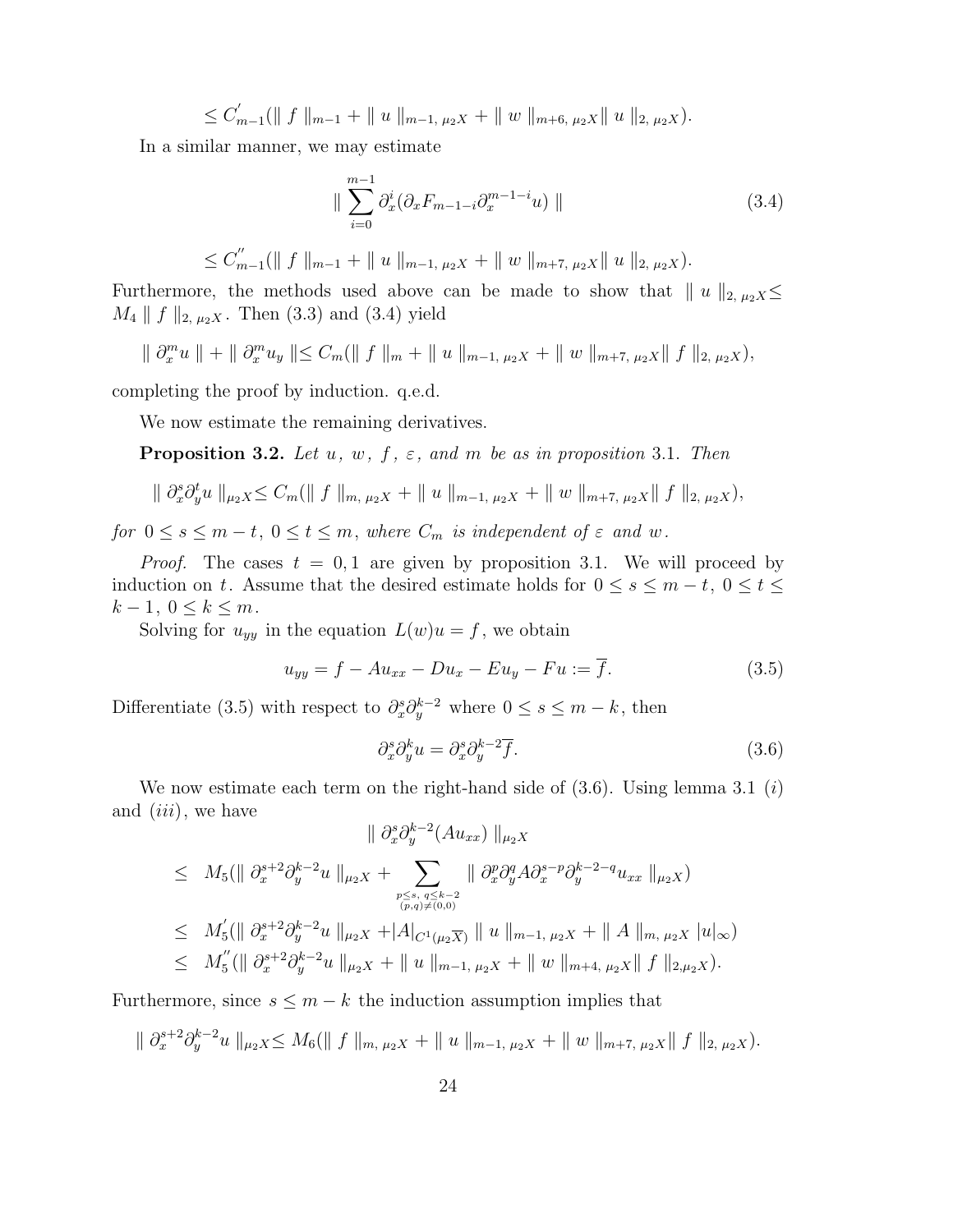$$\leq C_{m-1}^{'}(\| f \|_{m-1} + \| u \|_{m-1,\, \mu_2 X} + \| w \|_{m+6,\, \mu_2 X} \| u \|_{2,\, \mu_2 X}).$$

In a similar manner, we may estimate

$$\| \sum_{i=0}^{m-1} \partial_x^i (\partial_x F_{m-1-i} \partial_x^{m-1-i} u) \| \tag{3.4}$$

$$\leq C_{m-1}^{''}(\| f \|_{m-1} + \| u \|_{m-1,\, \mu_2 X} + \| w \|_{m+7,\, \mu_2 X} \| u \|_{2,\, \mu_2 X}).$$

Furthermore, the methods used above can be made to show that $\| u \|_{2,\, \mu_2 X} \leq M_4 \| f \|_{2,\, \mu_2 X}$. Then (3.3) and (3.4) yield

$$\| \partial_x^m u \| + \| \partial_x^m u_y \| \leq C_m(\| f \|_m + \| u \|_{m-1,\, \mu_2 X} + \| w \|_{m+7,\, \mu_2 X} \| f \|_{2,\, \mu_2 X}),$$

completing the proof by induction. q.e.d.

We now estimate the remaining derivatives.

**Proposition 3.2.** *Let $u$, $w$, $f$, $\varepsilon$, and $m$ be as in proposition 3.1. Then*

$$\| \partial_x^s \partial_y^t u \|_{\mu_2 X} \leq C_m(\| f \|_{m,\, \mu_2 X} + \| u \|_{m-1,\, \mu_2 X} + \| w \|_{m+7,\, \mu_2 X} \| f \|_{2,\, \mu_2 X}),$$

*for $0 \leq s \leq m-t$, $0 \leq t \leq m$, where $C_m$ is independent of $\varepsilon$ and $w$.*

*Proof.* The cases $t = 0, 1$ are given by proposition 3.1. We will proceed by induction on $t$. Assume that the desired estimate holds for $0 \leq s \leq m-t$, $0 \leq t \leq k-1$, $0 \leq k \leq m$.

Solving for $u_{yy}$ in the equation $L(w)u = f$, we obtain

$$u_{yy} = f - Au_{xx} - Du_x - Eu_y - Fu := \overline{f}. \tag{3.5}$$

Differentiate (3.5) with respect to $\partial_x^s \partial_y^{k-2}$ where $0 \leq s \leq m-k$, then

$$\partial_x^s \partial_y^k u = \partial_x^s \partial_y^{k-2} \overline{f}. \tag{3.6}$$

We now estimate each term on the right-hand side of (3.6). Using lemma 3.1 $(i)$ and $(iii)$, we have

$$\begin{aligned}
& \| \partial_x^s \partial_y^{k-2}(Au_{xx}) \|_{\mu_2 X} \\
\leq \; & M_5(\| \partial_x^{s+2} \partial_y^{k-2} u \|_{\mu_2 X} + \sum_{\substack{p \leq s,\; q \leq k-2 \\ (p,q) \neq (0,0)}} \| \partial_x^p \partial_y^q A \partial_x^{s-p} \partial_y^{k-2-q} u_{xx} \|_{\mu_2 X}) \\
\leq \; & M_5^{'}(\| \partial_x^{s+2} \partial_y^{k-2} u \|_{\mu_2 X} + |A|_{C^1(\mu_2 \overline{X})} \| u \|_{m-1,\, \mu_2 X} + \| A \|_{m,\, \mu_2 X} |u|_\infty) \\
\leq \; & M_5^{''}(\| \partial_x^{s+2} \partial_y^{k-2} u \|_{\mu_2 X} + \| u \|_{m-1,\, \mu_2 X} + \| w \|_{m+4,\, \mu_2 X} \| f \|_{2, \mu_2 X}).
\end{aligned}$$

Furthermore, since $s \leq m-k$ the induction assumption implies that

$$\| \partial_x^{s+2} \partial_y^{k-2} u \|_{\mu_2 X} \leq M_6(\| f \|_{m,\, \mu_2 X} + \| u \|_{m-1,\, \mu_2 X} + \| w \|_{m+7,\, \mu_2 X} \| f \|_{2,\, \mu_2 X}).$$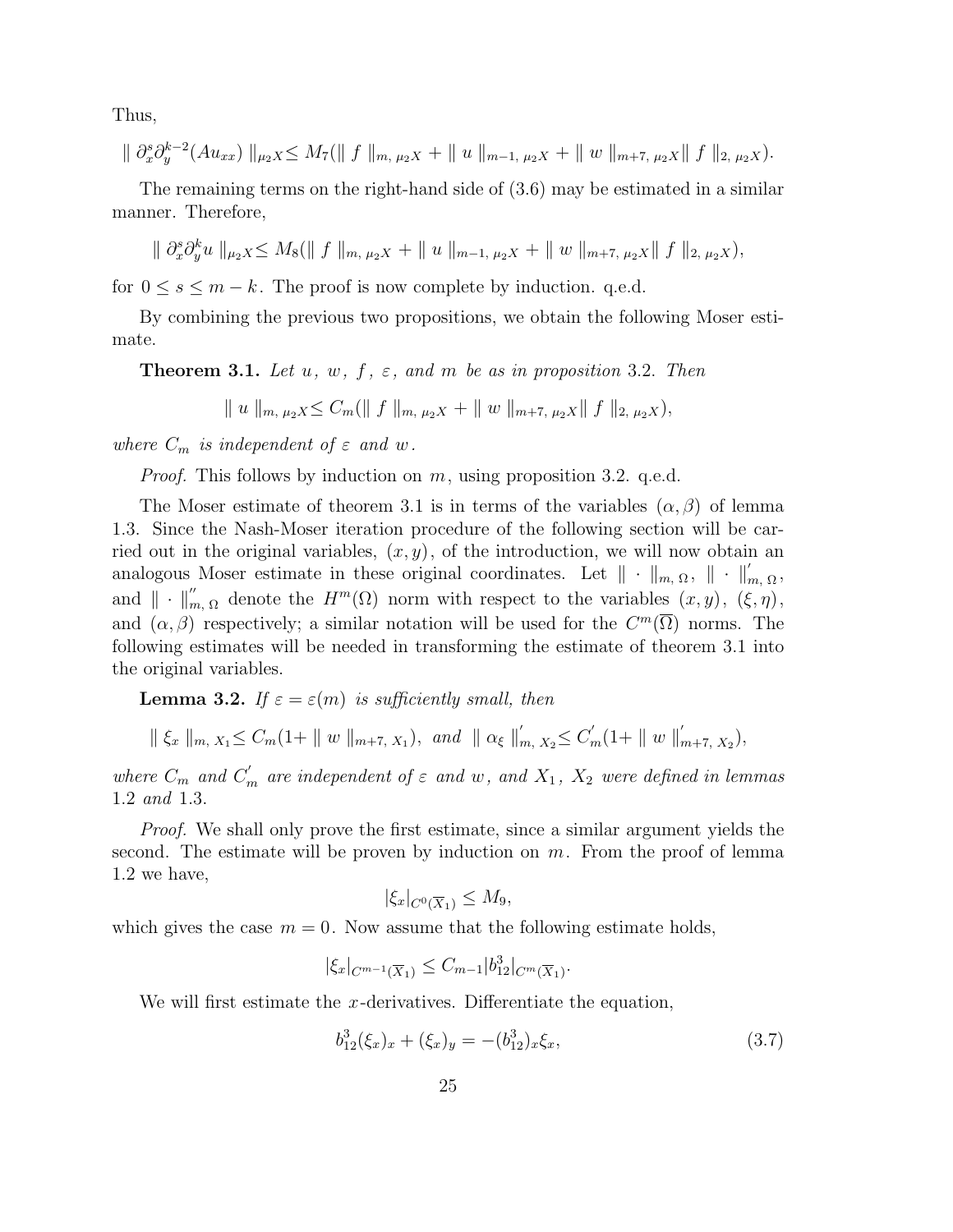Thus,

$$\| \partial_x^s \partial_y^{k-2}(Au_{xx}) \|_{\mu_2 X} \leq M_7(\| f \|_{m,\, \mu_2 X} + \| u \|_{m-1,\, \mu_2 X} + \| w \|_{m+7,\, \mu_2 X} \| f \|_{2,\, \mu_2 X}).$$

The remaining terms on the right-hand side of (3.6) may be estimated in a similar manner. Therefore,

$$\| \partial_x^s \partial_y^k u \|_{\mu_2 X} \leq M_8(\| f \|_{m,\, \mu_2 X} + \| u \|_{m-1,\, \mu_2 X} + \| w \|_{m+7,\, \mu_2 X} \| f \|_{2,\, \mu_2 X}),$$

for $0 \leq s \leq m-k$. The proof is now complete by induction. q.e.d.

By combining the previous two propositions, we obtain the following Moser estimate.

**Theorem 3.1.** *Let $u$, $w$, $f$, $\varepsilon$, and $m$ be as in proposition 3.2. Then*

$$\| u \|_{m,\, \mu_2 X} \leq C_m(\| f \|_{m,\, \mu_2 X} + \| w \|_{m+7,\, \mu_2 X} \| f \|_{2,\, \mu_2 X}),$$

*where $C_m$ is independent of $\varepsilon$ and $w$.*

*Proof.* This follows by induction on $m$, using proposition 3.2. q.e.d.

The Moser estimate of theorem 3.1 is in terms of the variables $(\alpha, \beta)$ of lemma 1.3. Since the Nash-Moser iteration procedure of the following section will be carried out in the original variables, $(x, y)$, of the introduction, we will now obtain an analogous Moser estimate in these original coordinates. Let $\| \cdot \|_{m,\, \Omega}$, $\| \cdot \|^{'}_{m,\, \Omega}$, and $\| \cdot \|^{''}_{m,\, \Omega}$ denote the $H^m(\Omega)$ norm with respect to the variables $(x, y)$, $(\xi, \eta)$, and $(\alpha, \beta)$ respectively; a similar notation will be used for the $C^m(\overline{\Omega})$ norms. The following estimates will be needed in transforming the estimate of theorem 3.1 into the original variables.

**Lemma 3.2.** *If $\varepsilon = \varepsilon(m)$ is sufficiently small, then*

$$\| \xi_x \|_{m,\, X_1} \leq C_m(1 + \| w \|_{m+7,\, X_1}), \text{ and } \| \alpha_\xi \|^{'}_{m,\, X_2} \leq C^{'}_m(1 + \| w \|^{'}_{m+7,\, X_2}),$$

*where $C_m$ and $C^{'}_m$ are independent of $\varepsilon$ and $w$, and $X_1$, $X_2$ were defined in lemmas 1.2 and 1.3.*

*Proof.* We shall only prove the first estimate, since a similar argument yields the second. The estimate will be proven by induction on $m$. From the proof of lemma 1.2 we have,

$$|\xi_x|_{C^0(\overline{X}_1)} \leq M_9,$$

which gives the case $m = 0$. Now assume that the following estimate holds,

$$|\xi_x|_{C^{m-1}(\overline{X}_1)} \leq C_{m-1} |b_{12}^3|_{C^m(\overline{X}_1)}.$$

We will first estimate the $x$-derivatives. Differentiate the equation,

$$b_{12}^3 (\xi_x)_x + (\xi_x)_y = -(b_{12}^3)_x \xi_x, \tag{3.7}$$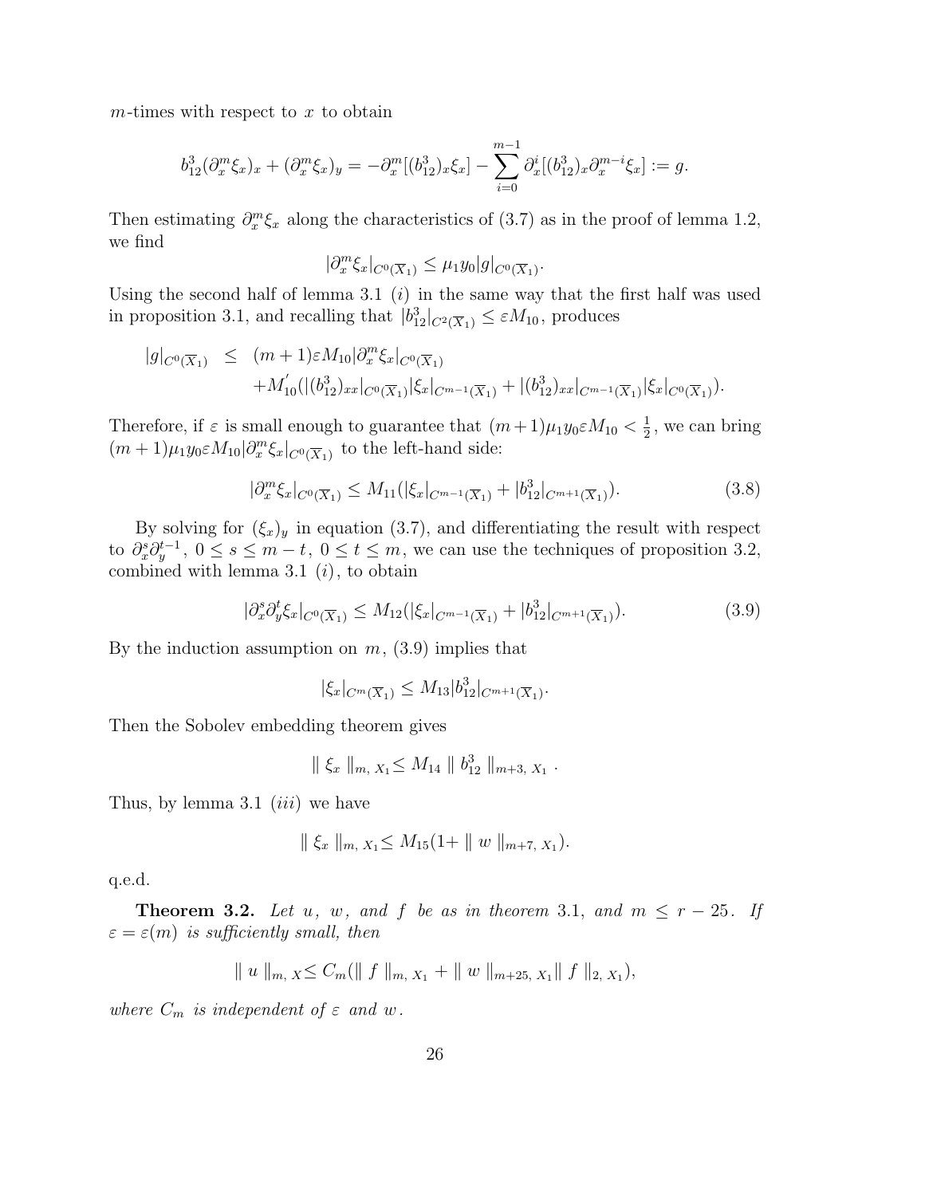$m$-times with respect to $x$ to obtain

$$b_{12}^3(\partial_x^m \xi_x)_x + (\partial_x^m \xi_x)_y = -\partial_x^m[(b_{12}^3)_x \xi_x] - \sum_{i=0}^{m-1} \partial_x^i[(b_{12}^3)_x \partial_x^{m-i} \xi_x] := g.$$

Then estimating $\partial_x^m \xi_x$ along the characteristics of (3.7) as in the proof of lemma 1.2, we find

$$|\partial_x^m \xi_x|_{C^0(\overline{X}_1)} \leq \mu_1 y_0 |g|_{C^0(\overline{X}_1)}.$$

Using the second half of lemma 3.1 $(i)$ in the same way that the first half was used in proposition 3.1, and recalling that $|b_{12}^3|_{C^2(\overline{X}_1)} \leq \varepsilon M_{10}$, produces

$$\begin{aligned} |g|_{C^0(\overline{X}_1)} \leq\; & (m+1)\varepsilon M_{10} |\partial_x^m \xi_x|_{C^0(\overline{X}_1)} \\ & + M_{10}^{'}(|(b_{12}^3)_{xx}|_{C^0(\overline{X}_1)} |\xi_x|_{C^{m-1}(\overline{X}_1)} + |(b_{12}^3)_{xx}|_{C^{m-1}(\overline{X}_1)} |\xi_x|_{C^0(\overline{X}_1)}). \end{aligned}$$

Therefore, if $\varepsilon$ is small enough to guarantee that $(m+1)\mu_1 y_0 \varepsilon M_{10} < \frac{1}{2}$, we can bring $(m+1)\mu_1 y_0 \varepsilon M_{10} |\partial_x^m \xi_x|_{C^0(\overline{X}_1)}$ to the left-hand side:

$$|\partial_x^m \xi_x|_{C^0(\overline{X}_1)} \leq M_{11}(|\xi_x|_{C^{m-1}(\overline{X}_1)} + |b_{12}^3|_{C^{m+1}(\overline{X}_1)}). \tag{3.8}$$

By solving for $(\xi_x)_y$ in equation (3.7), and differentiating the result with respect to $\partial_x^s \partial_y^{t-1}$, $0 \leq s \leq m-t$, $0 \leq t \leq m$, we can use the techniques of proposition 3.2, combined with lemma 3.1 $(i)$, to obtain

$$|\partial_x^s \partial_y^t \xi_x|_{C^0(\overline{X}_1)} \leq M_{12}(|\xi_x|_{C^{m-1}(\overline{X}_1)} + |b_{12}^3|_{C^{m+1}(\overline{X}_1)}). \tag{3.9}$$

By the induction assumption on $m$, (3.9) implies that

$$|\xi_x|_{C^m(\overline{X}_1)} \leq M_{13} |b_{12}^3|_{C^{m+1}(\overline{X}_1)}.$$

Then the Sobolev embedding theorem gives

$$\| \xi_x \|_{m,\, X_1} \leq M_{14} \| b_{12}^3 \|_{m+3,\, X_1}.$$

Thus, by lemma 3.1 $(iii)$ we have

$$\| \xi_x \|_{m,\, X_1} \leq M_{15}(1 + \| w \|_{m+7,\, X_1}).$$

q.e.d.

**Theorem 3.2.** *Let $u$, $w$, and $f$ be as in theorem 3.1, and $m \leq r - 25$. If $\varepsilon = \varepsilon(m)$ is sufficiently small, then*

$$\| u \|_{m,\, X} \leq C_m(\| f \|_{m,\, X_1} + \| w \|_{m+25,\, X_1} \| f \|_{2,\, X_1}),$$

*where $C_m$ is independent of $\varepsilon$ and $w$.*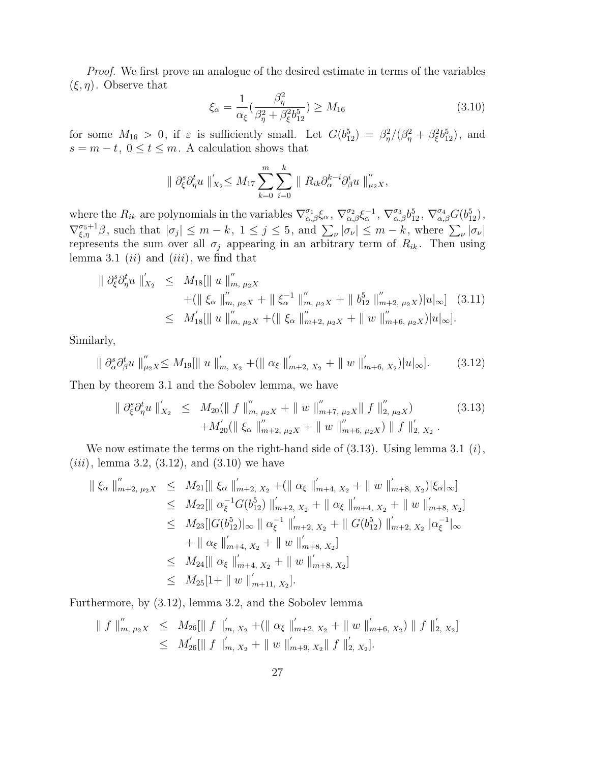*Proof.* We first prove an analogue of the desired estimate in terms of the variables $(\xi, \eta)$. Observe that

$$\xi_{\alpha} = \frac{1}{\alpha_{\xi}}\left(\frac{\beta_{\eta}^{2}}{\beta_{\eta}^{2} + \beta_{\xi}^{2} b_{12}^{5}}\right) \geq M_{16} \tag{3.10}$$

for some $M_{16} > 0$, if $\varepsilon$ is sufficiently small. Let $G(b_{12}^{5}) = \beta_{\eta}^{2}/(\beta_{\eta}^{2} + \beta_{\xi}^{2} b_{12}^{5})$, and $s = m - t$, $0 \leq t \leq m$. A calculation shows that

$$\| \partial_{\xi}^{s} \partial_{\eta}^{t} u \|_{X_2}^{'} \leq M_{17} \sum_{k=0}^{m} \sum_{i=0}^{k} \| R_{ik} \partial_{\alpha}^{k-i} \partial_{\beta}^{i} u \|_{\mu_2 X}^{''},$$

where the $R_{ik}$ are polynomials in the variables $\nabla_{\alpha,\beta}^{\sigma_1} \xi_{\alpha}$, $\nabla_{\alpha,\beta}^{\sigma_2} \xi_{\alpha}^{-1}$, $\nabla_{\alpha,\beta}^{\sigma_3} b_{12}^{5}$, $\nabla_{\alpha,\beta}^{\sigma_4} G(b_{12}^{5})$, $\nabla_{\xi,\eta}^{\sigma_5+1} \beta$, such that $|\sigma_j| \leq m - k$, $1 \leq j \leq 5$, and $\sum_{\nu} |\sigma_{\nu}| \leq m - k$, where $\sum_{\nu} |\sigma_{\nu}|$ represents the sum over all $\sigma_j$ appearing in an arbitrary term of $R_{ik}$. Then using lemma 3.1 $(ii)$ and $(iii)$, we find that

$$\begin{aligned} \| \partial_{\xi}^{s} \partial_{\eta}^{t} u \|_{X_2}^{'} &\leq M_{18}[\| u \|_{m,\, \mu_2 X}^{''} \\ &\quad + (\| \xi_{\alpha} \|_{m,\, \mu_2 X}^{''} + \| \xi_{\alpha}^{-1} \|_{m,\, \mu_2 X}^{''} + \| b_{12}^{5} \|_{m+2,\, \mu_2 X}^{''})|u|_{\infty}] \\ &\leq M_{18}^{'}[\| u \|_{m,\, \mu_2 X}^{''} + (\| \xi_{\alpha} \|_{m+2,\, \mu_2 X}^{''} + \| w \|_{m+6,\, \mu_2 X}^{''})|u|_{\infty}]. \end{aligned} \tag{3.11}$$

Similarly,

$$\| \partial_{\alpha}^{s} \partial_{\beta}^{t} u \|_{\mu_2 X}^{''} \leq M_{19}[\| u \|_{m,\, X_2}^{'} + (\| \alpha_{\xi} \|_{m+2,\, X_2}^{'} + \| w \|_{m+6,\, X_2}^{'})|u|_{\infty}]. \tag{3.12}$$

Then by theorem 3.1 and the Sobolev lemma, we have

$$\begin{aligned} \| \partial_{\xi}^{s} \partial_{\eta}^{t} u \|_{X_2}^{'} &\leq M_{20}(\| f \|_{m,\, \mu_2 X}^{''} + \| w \|_{m+7,\, \mu_2 X}^{''} \| f \|_{2,\, \mu_2 X}^{''}) \\ &\quad + M_{20}^{'}(\| \xi_{\alpha} \|_{m+2,\, \mu_2 X}^{''} + \| w \|_{m+6,\, \mu_2 X}^{''}) \| f \|_{2,\, X_2}^{'}. \end{aligned} \tag{3.13}$$

We now estimate the terms on the right-hand side of (3.13). Using lemma 3.1 $(i)$, $(iii)$, lemma 3.2, (3.12), and (3.10) we have

$$\begin{aligned} \| \xi_{\alpha} \|_{m+2,\, \mu_2 X}^{''} &\leq M_{21}[\| \xi_{\alpha} \|_{m+2,\, X_2}^{'} + (\| \alpha_{\xi} \|_{m+4,\, X_2}^{'} + \| w \|_{m+8,\, X_2}^{'})|\xi_{\alpha}|_{\infty}] \\ &\leq M_{22}[\| \alpha_{\xi}^{-1} G(b_{12}^{5}) \|_{m+2,\, X_2}^{'} + \| \alpha_{\xi} \|_{m+4,\, X_2}^{'} + \| w \|_{m+8,\, X_2}^{'}] \\ &\leq M_{23}[|G(b_{12}^{5})|_{\infty} \| \alpha_{\xi}^{-1} \|_{m+2,\, X_2}^{'} + \| G(b_{12}^{5}) \|_{m+2,\, X_2}^{'} |\alpha_{\xi}^{-1}|_{\infty} \\ &\quad + \| \alpha_{\xi} \|_{m+4,\, X_2}^{'} + \| w \|_{m+8,\, X_2}^{'}] \\ &\leq M_{24}[\| \alpha_{\xi} \|_{m+4,\, X_2}^{'} + \| w \|_{m+8,\, X_2}^{'}] \\ &\leq M_{25}[1 + \| w \|_{m+11,\, X_2}^{'}]. \end{aligned}$$

Furthermore, by (3.12), lemma 3.2, and the Sobolev lemma

$$\begin{aligned} \| f \|_{m,\, \mu_2 X}^{''} &\leq M_{26}[\| f \|_{m,\, X_2}^{'} + (\| \alpha_{\xi} \|_{m+2,\, X_2}^{'} + \| w \|_{m+6,\, X_2}^{'}) \| f \|_{2,\, X_2}^{'}] \\ &\leq M_{26}^{'}[\| f \|_{m,\, X_2}^{'} + \| w \|_{m+9,\, X_2}^{'} \| f \|_{2,\, X_2}^{'}]. \end{aligned}$$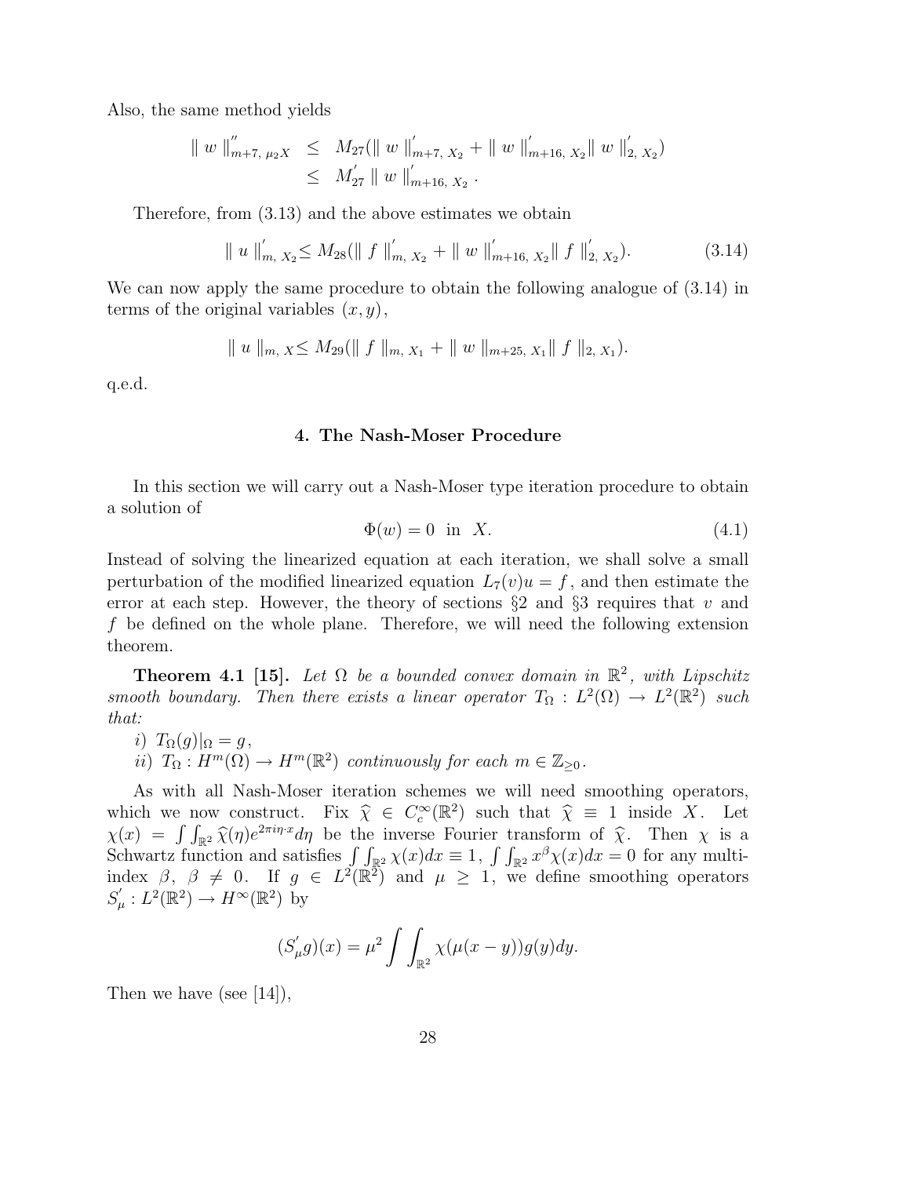Also, the same method yields

$$
\begin{aligned}
\| w \|''_{m+7,\, \mu_2 X} &\leq M_{27}(\| w \|'_{m+7,\, X_2} + \| w \|'_{m+16,\, X_2} \| w \|'_{2,\, X_2}) \\
&\leq M'_{27} \| w \|'_{m+16,\, X_2} .
\end{aligned}
$$

Therefore, from (3.13) and the above estimates we obtain

$$
\| u \|'_{m,\, X_2} \leq M_{28}(\| f \|'_{m,\, X_2} + \| w \|'_{m+16,\, X_2} \| f \|'_{2,\, X_2}). \tag{3.14}
$$

We can now apply the same procedure to obtain the following analogue of (3.14) in terms of the original variables $(x, y)$,

$$
\| u \|_{m,\, X} \leq M_{29}(\| f \|_{m,\, X_1} + \| w \|_{m+25,\, X_1} \| f \|_{2,\, X_1}).
$$

q.e.d.

## 4. The Nash-Moser Procedure

In this section we will carry out a Nash-Moser type iteration procedure to obtain a solution of

$$
\Phi(w) = 0 \text{ in } X. \tag{4.1}
$$

Instead of solving the linearized equation at each iteration, we shall solve a small perturbation of the modified linearized equation $L_7(v)u = f$, and then estimate the error at each step. However, the theory of sections §2 and §3 requires that $v$ and $f$ be defined on the whole plane. Therefore, we will need the following extension theorem.

**Theorem 4.1 [15].** *Let $\Omega$ be a bounded convex domain in $\mathbb{R}^2$, with Lipschitz smooth boundary. Then there exists a linear operator $T_\Omega : L^2(\Omega) \to L^2(\mathbb{R}^2)$ such that:*

*i) $T_\Omega(g)|_\Omega = g$,*

*ii) $T_\Omega : H^m(\Omega) \to H^m(\mathbb{R}^2)$ continuously for each $m \in \mathbb{Z}_{\geq 0}$.*

As with all Nash-Moser iteration schemes we will need smoothing operators, which we now construct. Fix $\widehat{\chi} \in C_c^\infty(\mathbb{R}^2)$ such that $\widehat{\chi} \equiv 1$ inside $X$. Let $\chi(x) = \int\int_{\mathbb{R}^2} \widehat{\chi}(\eta) e^{2\pi i \eta \cdot x} d\eta$ be the inverse Fourier transform of $\widehat{\chi}$. Then $\chi$ is a Schwartz function and satisfies $\int\int_{\mathbb{R}^2} \chi(x) dx \equiv 1$, $\int\int_{\mathbb{R}^2} x^\beta \chi(x) dx = 0$ for any multi-index $\beta$, $\beta \neq 0$. If $g \in L^2(\mathbb{R}^2)$ and $\mu \geq 1$, we define smoothing operators $S'_\mu : L^2(\mathbb{R}^2) \to H^\infty(\mathbb{R}^2)$ by

$$
(S'_\mu g)(x) = \mu^2 \int\int_{\mathbb{R}^2} \chi(\mu(x-y)) g(y) dy.
$$

Then we have (see [14]),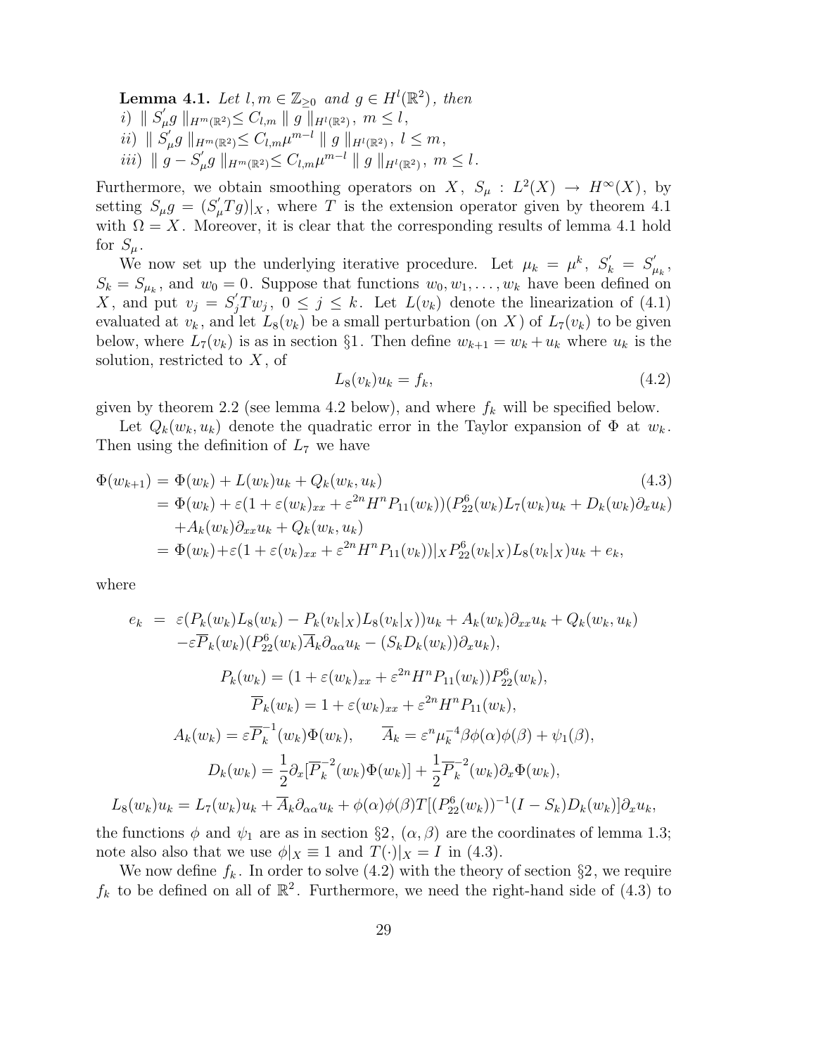**Lemma 4.1.** *Let $l, m \in \mathbb{Z}_{\geq 0}$ and $g \in H^l(\mathbb{R}^2)$, then*
*i)* $\| S'_\mu g \|_{H^m(\mathbb{R}^2)} \leq C_{l,m} \| g \|_{H^l(\mathbb{R}^2)}$, $m \leq l$,
*ii)* $\| S'_\mu g \|_{H^m(\mathbb{R}^2)} \leq C_{l,m} \mu^{m-l} \| g \|_{H^l(\mathbb{R}^2)}$, $l \leq m$,
*iii)* $\| g - S'_\mu g \|_{H^m(\mathbb{R}^2)} \leq C_{l,m} \mu^{m-l} \| g \|_{H^l(\mathbb{R}^2)}$, $m \leq l$.

Furthermore, we obtain smoothing operators on $X$, $S_\mu : L^2(X) \to H^\infty(X)$, by setting $S_\mu g = (S'_\mu T g)|_X$, where $T$ is the extension operator given by theorem 4.1 with $\Omega = X$. Moreover, it is clear that the corresponding results of lemma 4.1 hold for $S_\mu$.

We now set up the underlying iterative procedure. Let $\mu_k = \mu^k$, $S'_k = S'_{\mu_k}$, $S_k = S_{\mu_k}$, and $w_0 = 0$. Suppose that functions $w_0, w_1, \ldots, w_k$ have been defined on $X$, and put $v_j = S'_j T w_j$, $0 \leq j \leq k$. Let $L(v_k)$ denote the linearization of (4.1) evaluated at $v_k$, and let $L_8(v_k)$ be a small perturbation (on $X$) of $L_7(v_k)$ to be given below, where $L_7(v_k)$ is as in section §1. Then define $w_{k+1} = w_k + u_k$ where $u_k$ is the solution, restricted to $X$, of

$$L_8(v_k) u_k = f_k, \tag{4.2}$$

given by theorem 2.2 (see lemma 4.2 below), and where $f_k$ will be specified below.

Let $Q_k(w_k, u_k)$ denote the quadratic error in the Taylor expansion of $\Phi$ at $w_k$. Then using the definition of $L_7$ we have

$$\begin{aligned}
\Phi(w_{k+1}) &= \Phi(w_k) + L(w_k) u_k + Q_k(w_k, u_k) &(4.3)\\
&= \Phi(w_k) + \varepsilon(1 + \varepsilon(w_k)_{xx} + \varepsilon^{2n} H^n P_{11}(w_k))(P_{22}^6(w_k) L_7(w_k) u_k + D_k(w_k)\partial_x u_k)\\
&\quad + A_k(w_k)\partial_{xx} u_k + Q_k(w_k, u_k)\\
&= \Phi(w_k) + \varepsilon(1 + \varepsilon(v_k)_{xx} + \varepsilon^{2n} H^n P_{11}(v_k))|_X P_{22}^6(v_k|_X) L_8(v_k|_X) u_k + e_k,
\end{aligned}$$

where

$$\begin{aligned}
e_k \;&=\; \varepsilon(P_k(w_k) L_8(w_k) - P_k(v_k|_X) L_8(v_k|_X)) u_k + A_k(w_k)\partial_{xx} u_k + Q_k(w_k, u_k)\\
&\quad - \varepsilon \overline{P}_k(w_k)(P_{22}^6(w_k)\overline{A}_k \partial_{\alpha\alpha} u_k - (S_k D_k(w_k))\partial_x u_k),
\end{aligned}$$

$$P_k(w_k) = (1 + \varepsilon(w_k)_{xx} + \varepsilon^{2n} H^n P_{11}(w_k)) P_{22}^6(w_k),$$

$$\overline{P}_k(w_k) = 1 + \varepsilon(w_k)_{xx} + \varepsilon^{2n} H^n P_{11}(w_k),$$

$$A_k(w_k) = \varepsilon \overline{P}_k^{-1}(w_k)\Phi(w_k), \qquad \overline{A}_k = \varepsilon^n \mu_k^{-4} \beta\phi(\alpha)\phi(\beta) + \psi_1(\beta),$$

$$D_k(w_k) = \frac{1}{2}\partial_x[\overline{P}_k^{-2}(w_k)\Phi(w_k)] + \frac{1}{2}\overline{P}_k^{-2}(w_k)\partial_x\Phi(w_k),$$

$$L_8(w_k) u_k = L_7(w_k) u_k + \overline{A}_k \partial_{\alpha\alpha} u_k + \phi(\alpha)\phi(\beta) T[(P_{22}^6(w_k))^{-1}(I - S_k) D_k(w_k)]\partial_x u_k,$$

the functions $\phi$ and $\psi_1$ are as in section §2, $(\alpha, \beta)$ are the coordinates of lemma 1.3; note also also that we use $\phi|_X \equiv 1$ and $T(\cdot)|_X = I$ in (4.3).

We now define $f_k$. In order to solve (4.2) with the theory of section §2, we require $f_k$ to be defined on all of $\mathbb{R}^2$. Furthermore, we need the right-hand side of (4.3) to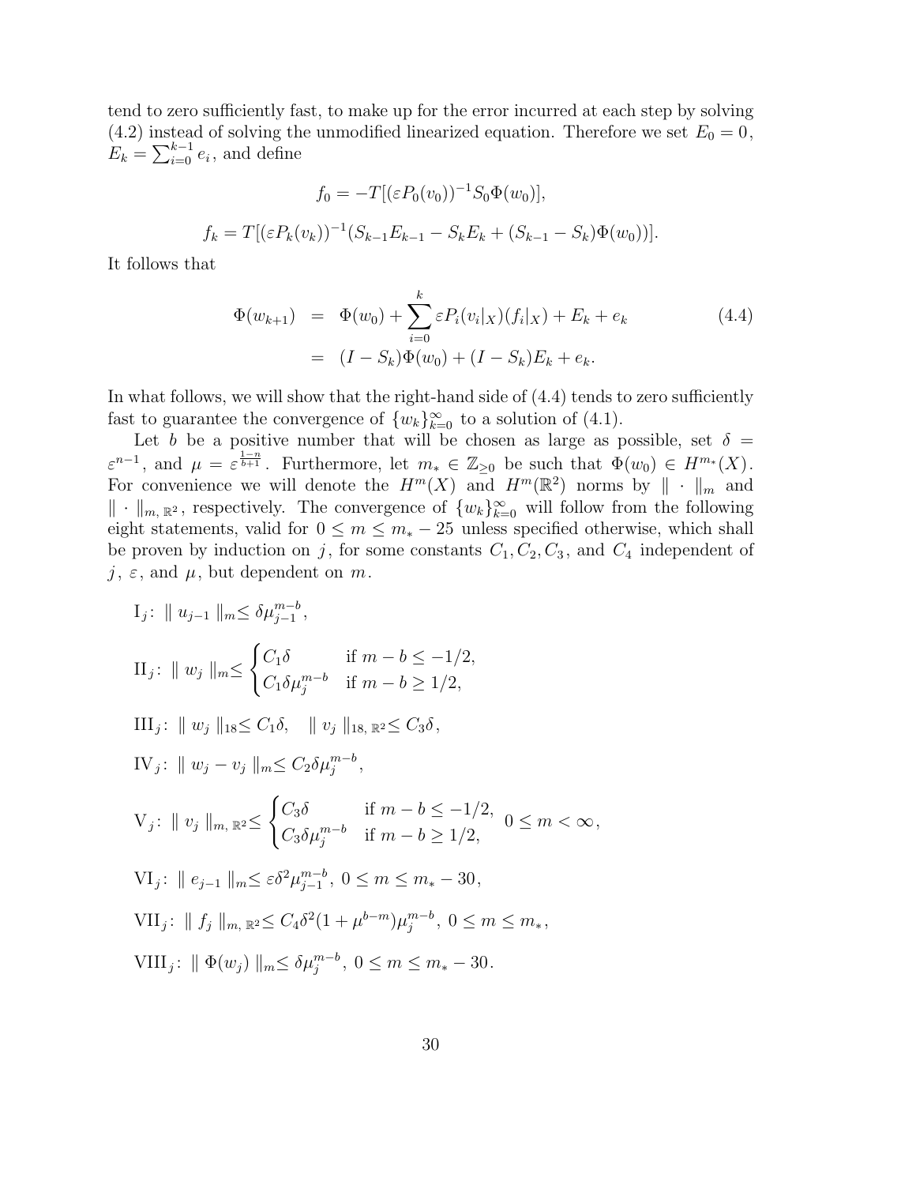tend to zero sufficiently fast, to make up for the error incurred at each step by solving (4.2) instead of solving the unmodified linearized equation. Therefore we set $E_0 = 0$, $E_k = \sum_{i=0}^{k-1} e_i$, and define

$$f_0 = -T[(\varepsilon P_0(v_0))^{-1} S_0 \Phi(w_0)],$$

$$f_k = T[(\varepsilon P_k(v_k))^{-1}(S_{k-1}E_{k-1} - S_k E_k + (S_{k-1} - S_k)\Phi(w_0))].$$

It follows that

$$\begin{aligned} \Phi(w_{k+1}) &= \Phi(w_0) + \sum_{i=0}^{k} \varepsilon P_i(v_i|_X)(f_i|_X) + E_k + e_k \\ &= (I - S_k)\Phi(w_0) + (I - S_k)E_k + e_k. \end{aligned} \tag{4.4}$$

In what follows, we will show that the right-hand side of (4.4) tends to zero sufficiently fast to guarantee the convergence of $\{w_k\}_{k=0}^{\infty}$ to a solution of (4.1).

Let $b$ be a positive number that will be chosen as large as possible, set $\delta = \varepsilon^{n-1}$, and $\mu = \varepsilon^{\frac{1-n}{b+1}}$. Furthermore, let $m_* \in \mathbb{Z}_{\geq 0}$ be such that $\Phi(w_0) \in H^{m_*}(X)$. For convenience we will denote the $H^m(X)$ and $H^m(\mathbb{R}^2)$ norms by $\|\cdot\|_m$ and $\|\cdot\|_{m,\,\mathbb{R}^2}$, respectively. The convergence of $\{w_k\}_{k=0}^{\infty}$ will follow from the following eight statements, valid for $0 \leq m \leq m_* - 25$ unless specified otherwise, which shall be proven by induction on $j$, for some constants $C_1, C_2, C_3$, and $C_4$ independent of $j$, $\varepsilon$, and $\mu$, but dependent on $m$.

$\mathrm{I}_j$: $\| u_{j-1} \|_m \leq \delta \mu_{j-1}^{m-b}$,

$$\mathrm{II}_j\text{: } \| w_j \|_m \leq \begin{cases} C_1 \delta & \text{if } m - b \leq -1/2, \\ C_1 \delta \mu_j^{m-b} & \text{if } m - b \geq 1/2, \end{cases}$$

$\mathrm{III}_j$: $\| w_j \|_{18} \leq C_1 \delta$, $\quad \| v_j \|_{18,\,\mathbb{R}^2} \leq C_3 \delta$,

$\mathrm{IV}_j$: $\| w_j - v_j \|_m \leq C_2 \delta \mu_j^{m-b}$,

$$\mathrm{V}_j\text{: } \| v_j \|_{m,\,\mathbb{R}^2} \leq \begin{cases} C_3 \delta & \text{if } m - b \leq -1/2, \\ C_3 \delta \mu_j^{m-b} & \text{if } m - b \geq 1/2, \end{cases} \quad 0 \leq m < \infty,$$

$\mathrm{VI}_j$: $\| e_{j-1} \|_m \leq \varepsilon \delta^2 \mu_{j-1}^{m-b}$, $0 \leq m \leq m_* - 30$,

$\mathrm{VII}_j$: $\| f_j \|_{m,\,\mathbb{R}^2} \leq C_4 \delta^2 (1 + \mu^{b-m}) \mu_j^{m-b}$, $0 \leq m \leq m_*$,

$\mathrm{VIII}_j$: $\| \Phi(w_j) \|_m \leq \delta \mu_j^{m-b}$, $0 \leq m \leq m_* - 30$.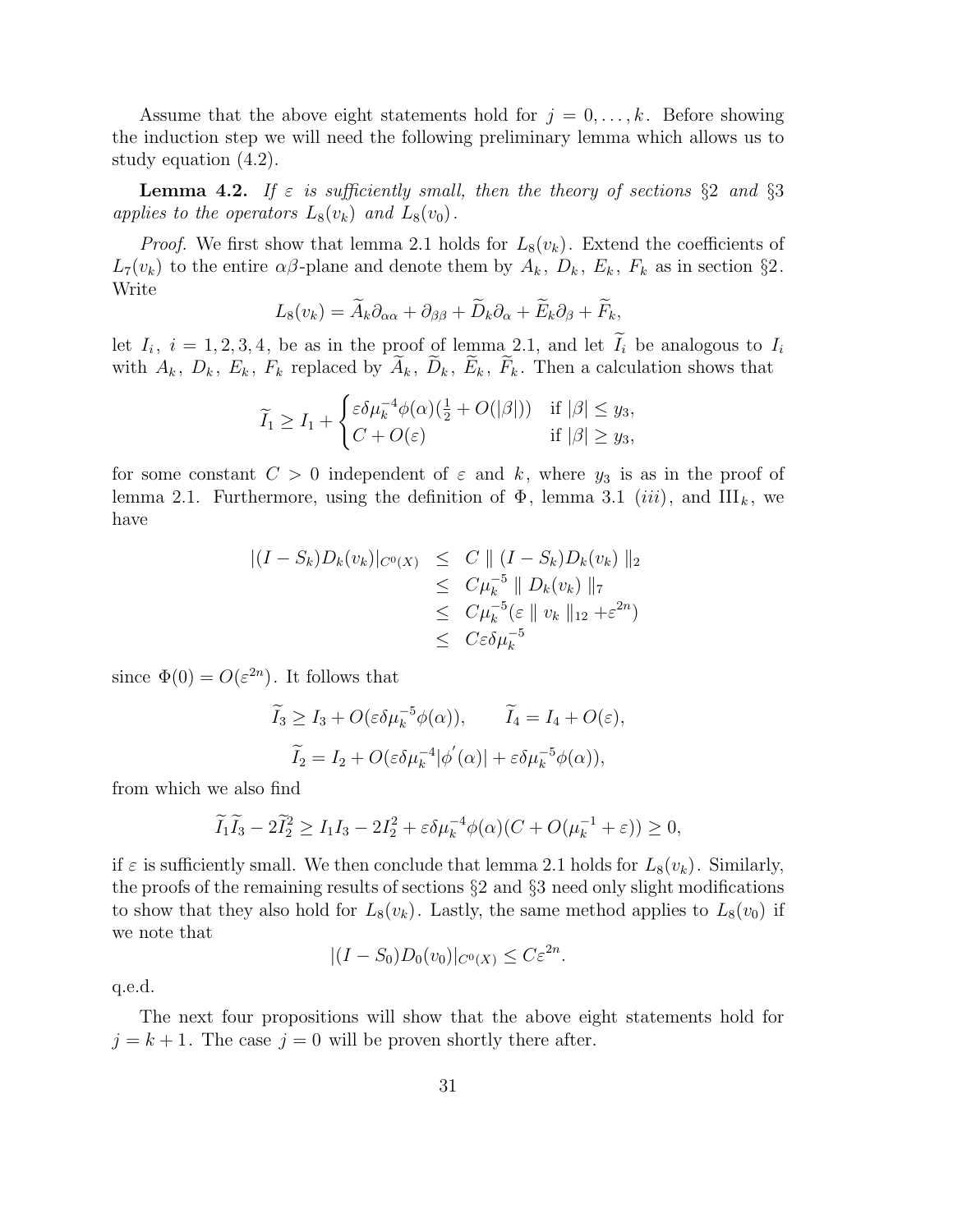Assume that the above eight statements hold for $j = 0, \ldots, k$. Before showing the induction step we will need the following preliminary lemma which allows us to study equation (4.2).

**Lemma 4.2.** *If $\varepsilon$ is sufficiently small, then the theory of sections §2 and §3 applies to the operators $L_8(v_k)$ and $L_8(v_0)$.*

*Proof.* We first show that lemma 2.1 holds for $L_8(v_k)$. Extend the coefficients of $L_7(v_k)$ to the entire $\alpha\beta$-plane and denote them by $A_k$, $D_k$, $E_k$, $F_k$ as in section §2. Write

$$L_8(v_k) = \widetilde{A}_k \partial_{\alpha\alpha} + \partial_{\beta\beta} + \widetilde{D}_k \partial_\alpha + \widetilde{E}_k \partial_\beta + \widetilde{F}_k,$$

let $I_i$, $i = 1, 2, 3, 4$, be as in the proof of lemma 2.1, and let $\widetilde{I}_i$ be analogous to $I_i$ with $A_k$, $D_k$, $E_k$, $F_k$ replaced by $\widetilde{A}_k$, $\widetilde{D}_k$, $\widetilde{E}_k$, $\widetilde{F}_k$. Then a calculation shows that

$$\widetilde{I}_1 \geq I_1 + \begin{cases} \varepsilon\delta\mu_k^{-4}\phi(\alpha)(\frac{1}{2} + O(|\beta|)) & \text{if } |\beta| \leq y_3, \\ C + O(\varepsilon) & \text{if } |\beta| \geq y_3, \end{cases}$$

for some constant $C > 0$ independent of $\varepsilon$ and $k$, where $y_3$ is as in the proof of lemma 2.1. Furthermore, using the definition of $\Phi$, lemma 3.1 $(iii)$, and $\text{III}_k$, we have

$$\begin{aligned} |(I - S_k)D_k(v_k)|_{C^0(X)} &\leq C \parallel (I - S_k)D_k(v_k) \parallel_2 \\ &\leq C\mu_k^{-5} \parallel D_k(v_k) \parallel_7 \\ &\leq C\mu_k^{-5}(\varepsilon \parallel v_k \parallel_{12} + \varepsilon^{2n}) \\ &\leq C\varepsilon\delta\mu_k^{-5} \end{aligned}$$

since $\Phi(0) = O(\varepsilon^{2n})$. It follows that

$$\widetilde{I}_3 \geq I_3 + O(\varepsilon\delta\mu_k^{-5}\phi(\alpha)), \qquad \widetilde{I}_4 = I_4 + O(\varepsilon),$$

$$\widetilde{I}_2 = I_2 + O(\varepsilon\delta\mu_k^{-4}|\phi'(\alpha)| + \varepsilon\delta\mu_k^{-5}\phi(\alpha)),$$

from which we also find

$$\widetilde{I}_1\widetilde{I}_3 - 2\widetilde{I}_2^2 \geq I_1 I_3 - 2I_2^2 + \varepsilon\delta\mu_k^{-4}\phi(\alpha)(C + O(\mu_k^{-1} + \varepsilon)) \geq 0,$$

if $\varepsilon$ is sufficiently small. We then conclude that lemma 2.1 holds for $L_8(v_k)$. Similarly, the proofs of the remaining results of sections §2 and §3 need only slight modifications to show that they also hold for $L_8(v_k)$. Lastly, the same method applies to $L_8(v_0)$ if we note that

$$|(I - S_0)D_0(v_0)|_{C^0(X)} \leq C\varepsilon^{2n}.$$

q.e.d.

The next four propositions will show that the above eight statements hold for $j = k + 1$. The case $j = 0$ will be proven shortly there after.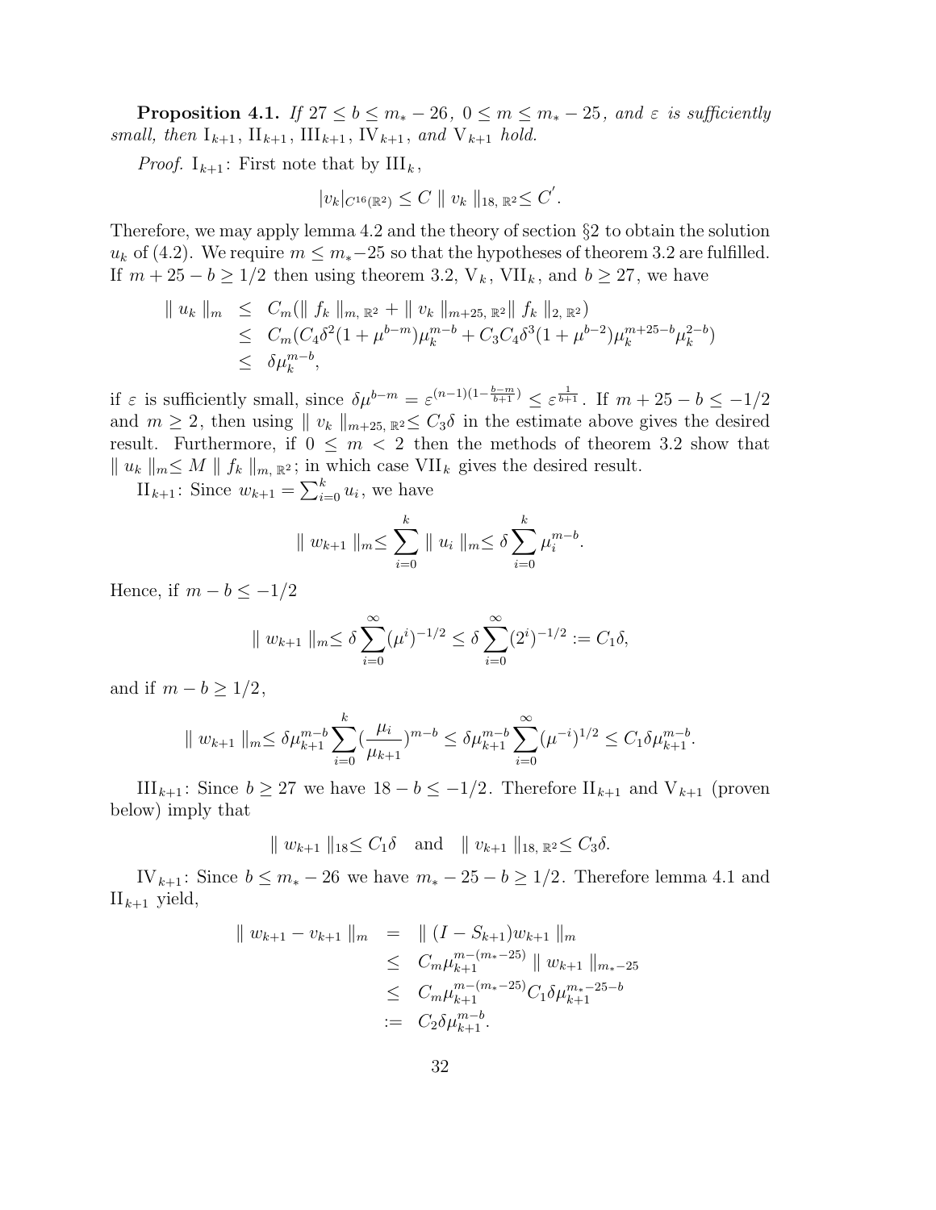**Proposition 4.1.** *If $27 \leq b \leq m_* - 26$, $0 \leq m \leq m_* - 25$, and $\varepsilon$ is sufficiently small, then $\mathrm{I}_{k+1}$, $\mathrm{II}_{k+1}$, $\mathrm{III}_{k+1}$, $\mathrm{IV}_{k+1}$, and $\mathrm{V}_{k+1}$ hold.*

*Proof.* $\mathrm{I}_{k+1}$: First note that by $\mathrm{III}_k$,

$$|v_k|_{C^{16}(\mathbb{R}^2)} \leq C \parallel v_k \parallel_{18,\, \mathbb{R}^2} \leq C^{'}.$$

Therefore, we may apply lemma 4.2 and the theory of section §2 to obtain the solution $u_k$ of (4.2). We require $m \leq m_* - 25$ so that the hypotheses of theorem 3.2 are fulfilled. If $m + 25 - b \geq 1/2$ then using theorem 3.2, $\mathrm{V}_k$, $\mathrm{VII}_k$, and $b \geq 27$, we have

$$\begin{aligned}
\parallel u_k \parallel_m &\leq C_m(\parallel f_k \parallel_{m,\, \mathbb{R}^2} + \parallel v_k \parallel_{m+25,\, \mathbb{R}^2} \parallel f_k \parallel_{2,\, \mathbb{R}^2}) \\
&\leq C_m(C_4\delta^2(1+\mu^{b-m})\mu_k^{m-b} + C_3C_4\delta^3(1+\mu^{b-2})\mu_k^{m+25-b}\mu_k^{2-b}) \\
&\leq \delta\mu_k^{m-b},
\end{aligned}$$

if $\varepsilon$ is sufficiently small, since $\delta\mu^{b-m} = \varepsilon^{(n-1)(1-\frac{b-m}{b+1})} \leq \varepsilon^{\frac{1}{b+1}}$. If $m + 25 - b \leq -1/2$ and $m \geq 2$, then using $\parallel v_k \parallel_{m+25,\, \mathbb{R}^2} \leq C_3\delta$ in the estimate above gives the desired result. Furthermore, if $0 \leq m < 2$ then the methods of theorem 3.2 show that $\parallel u_k \parallel_m \leq M \parallel f_k \parallel_{m,\, \mathbb{R}^2}$; in which case $\mathrm{VII}_k$ gives the desired result.

$\mathrm{II}_{k+1}$: Since $w_{k+1} = \sum_{i=0}^{k} u_i$, we have

$$\parallel w_{k+1} \parallel_m \leq \sum_{i=0}^{k} \parallel u_i \parallel_m \leq \delta \sum_{i=0}^{k} \mu_i^{m-b}.$$

Hence, if $m - b \leq -1/2$

$$\parallel w_{k+1} \parallel_m \leq \delta \sum_{i=0}^{\infty} (\mu^i)^{-1/2} \leq \delta \sum_{i=0}^{\infty} (2^i)^{-1/2} := C_1\delta,$$

and if $m - b \geq 1/2$,

$$\parallel w_{k+1} \parallel_m \leq \delta\mu_{k+1}^{m-b} \sum_{i=0}^{k} (\frac{\mu_i}{\mu_{k+1}})^{m-b} \leq \delta\mu_{k+1}^{m-b} \sum_{i=0}^{\infty} (\mu^{-i})^{1/2} \leq C_1\delta\mu_{k+1}^{m-b}.$$

$\mathrm{III}_{k+1}$: Since $b \geq 27$ we have $18 - b \leq -1/2$. Therefore $\mathrm{II}_{k+1}$ and $\mathrm{V}_{k+1}$ (proven below) imply that

$$\parallel w_{k+1} \parallel_{18} \leq C_1\delta \quad \text{and} \quad \parallel v_{k+1} \parallel_{18,\, \mathbb{R}^2} \leq C_3\delta.$$

$\mathrm{IV}_{k+1}$: Since $b \leq m_* - 26$ we have $m_* - 25 - b \geq 1/2$. Therefore lemma 4.1 and $\mathrm{II}_{k+1}$ yield,

$$\begin{aligned}
\parallel w_{k+1} - v_{k+1} \parallel_m &= \parallel (I - S_{k+1})w_{k+1} \parallel_m \\
&\leq C_m\mu_{k+1}^{m-(m_*-25)} \parallel w_{k+1} \parallel_{m_*-25} \\
&\leq C_m\mu_{k+1}^{m-(m_*-25)} C_1\delta\mu_{k+1}^{m_*-25-b} \\
&:= C_2\delta\mu_{k+1}^{m-b}.
\end{aligned}$$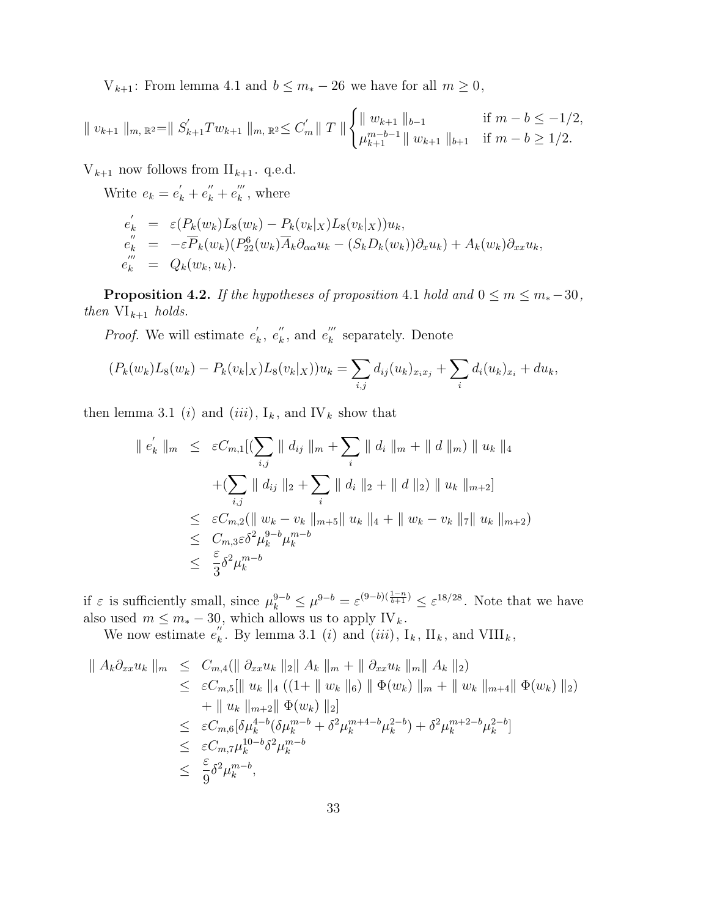$\mathrm{V}_{k+1}$: From lemma 4.1 and $b \leq m_* - 26$ we have for all $m \geq 0$,

$$\| v_{k+1} \|_{m,\,\mathbb{R}^2} = \| S'_{k+1} T w_{k+1} \|_{m,\,\mathbb{R}^2} \leq C'_m \| T \| \begin{cases} \| w_{k+1} \|_{b-1} & \text{if } m - b \leq -1/2, \\ \mu_{k+1}^{m-b-1} \| w_{k+1} \|_{b+1} & \text{if } m - b \geq 1/2. \end{cases}$$

$\mathrm{V}_{k+1}$ now follows from $\mathrm{II}_{k+1}$. q.e.d.

Write $e_k = e'_k + e''_k + e'''_k$, where

$$\begin{aligned} e'_k &= \varepsilon (P_k(w_k) L_8(w_k) - P_k(v_k|_X) L_8(v_k|_X)) u_k, \\ e''_k &= -\varepsilon \overline{P}_k(w_k)(P_{22}^6(w_k) \overline{A}_k \partial_{\alpha\alpha} u_k - (S_k D_k(w_k)) \partial_x u_k) + A_k(w_k) \partial_{xx} u_k, \\ e'''_k &= Q_k(w_k, u_k). \end{aligned}$$

**Proposition 4.2.** *If the hypotheses of proposition* 4.1 *hold and* $0 \leq m \leq m_* - 30$*, then* $\mathrm{VI}_{k+1}$ *holds.*

*Proof.* We will estimate $e'_k$, $e''_k$, and $e'''_k$ separately. Denote

$$(P_k(w_k) L_8(w_k) - P_k(v_k|_X) L_8(v_k|_X)) u_k = \sum_{i,j} d_{ij} (u_k)_{x_i x_j} + \sum_i d_i (u_k)_{x_i} + d u_k,$$

then lemma 3.1 $(i)$ and $(iii)$, $\mathrm{I}_k$, and $\mathrm{IV}_k$ show that

$$\begin{aligned} \| e'_k \|_m &\leq \varepsilon C_{m,1} [ (\sum_{i,j} \| d_{ij} \|_m + \sum_i \| d_i \|_m + \| d \|_m) \| u_k \|_4 \\ &\quad + (\sum_{i,j} \| d_{ij} \|_2 + \sum_i \| d_i \|_2 + \| d \|_2) \| u_k \|_{m+2} ] \\ &\leq \varepsilon C_{m,2} (\| w_k - v_k \|_{m+5} \| u_k \|_4 + \| w_k - v_k \|_7 \| u_k \|_{m+2}) \\ &\leq C_{m,3} \varepsilon \delta^2 \mu_k^{9-b} \mu_k^{m-b} \\ &\leq \frac{\varepsilon}{3} \delta^2 \mu_k^{m-b} \end{aligned}$$

if $\varepsilon$ is sufficiently small, since $\mu_k^{9-b} \leq \mu^{9-b} = \varepsilon^{(9-b)(\frac{1-n}{b+1})} \leq \varepsilon^{18/28}$. Note that we have also used $m \leq m_* - 30$, which allows us to apply $\mathrm{IV}_k$.

We now estimate $e''_k$. By lemma 3.1 $(i)$ and $(iii)$, $\mathrm{I}_k$, $\mathrm{II}_k$, and $\mathrm{VIII}_k$,

$$\begin{aligned} \| A_k \partial_{xx} u_k \|_m &\leq C_{m,4} (\| \partial_{xx} u_k \|_2 \| A_k \|_m + \| \partial_{xx} u_k \|_m \| A_k \|_2) \\ &\leq \varepsilon C_{m,5} [ \| u_k \|_4 \, ((1 + \| w_k \|_6) \| \Phi(w_k) \|_m + \| w_k \|_{m+4} \| \Phi(w_k) \|_2) \\ &\quad + \| u_k \|_{m+2} \| \Phi(w_k) \|_2 ] \\ &\leq \varepsilon C_{m,6} [ \delta \mu_k^{4-b} (\delta \mu_k^{m-b} + \delta^2 \mu_k^{m+4-b} \mu_k^{2-b}) + \delta^2 \mu_k^{m+2-b} \mu_k^{2-b} ] \\ &\leq \varepsilon C_{m,7} \mu_k^{10-b} \delta^2 \mu_k^{m-b} \\ &\leq \frac{\varepsilon}{9} \delta^2 \mu_k^{m-b}, \end{aligned}$$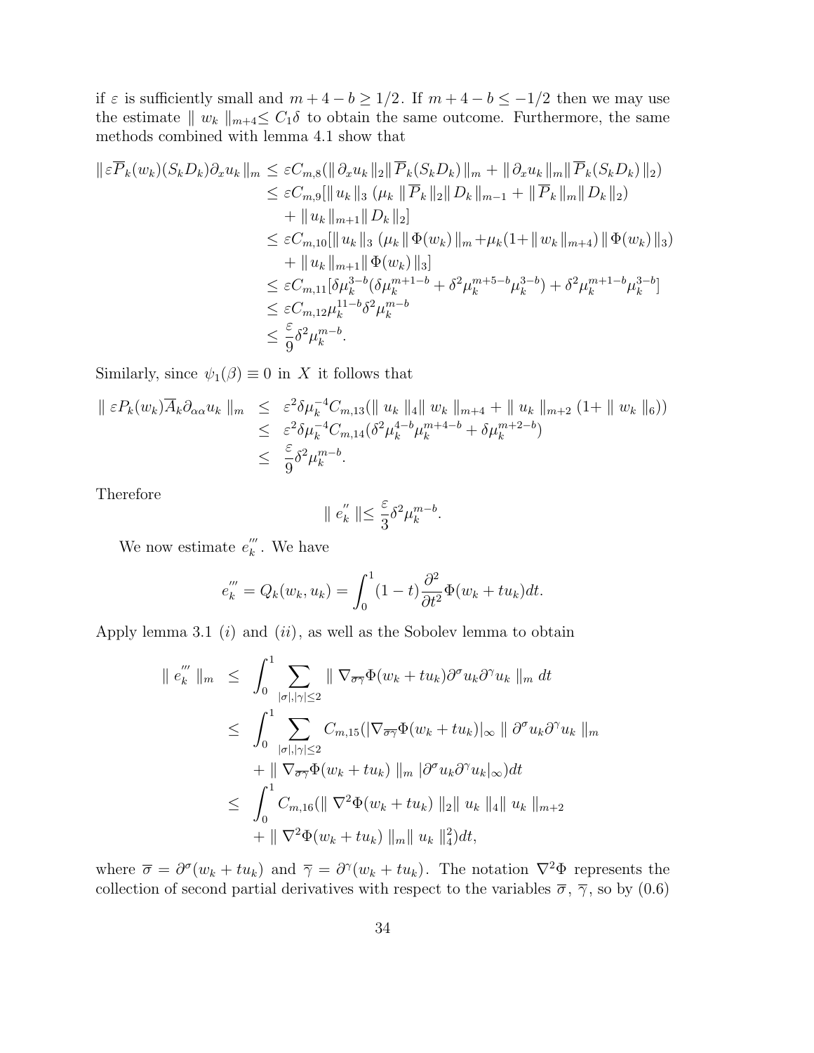if $\varepsilon$ is sufficiently small and $m+4-b \geq 1/2$. If $m+4-b \leq -1/2$ then we may use the estimate $\| w_k \|_{m+4} \leq C_1\delta$ to obtain the same outcome. Furthermore, the same methods combined with lemma 4.1 show that

$$
\begin{aligned}
\| \varepsilon \overline{P}_k(w_k)(S_k D_k)\partial_x u_k \|_m &\leq \varepsilon C_{m,8}(\| \partial_x u_k \|_2 \| \overline{P}_k(S_k D_k) \|_m + \| \partial_x u_k \|_m \| \overline{P}_k(S_k D_k) \|_2) \\
&\leq \varepsilon C_{m,9}[\| u_k \|_3 \, (\mu_k \, \| \overline{P}_k \|_2 \| D_k \|_{m-1} + \| \overline{P}_k \|_m \| D_k \|_2) \\
&\quad + \| u_k \|_{m+1} \| D_k \|_2] \\
&\leq \varepsilon C_{m,10}[\| u_k \|_3 \, (\mu_k \| \Phi(w_k) \|_m + \mu_k(1 + \| w_k \|_{m+4}) \| \Phi(w_k) \|_3) \\
&\quad + \| u_k \|_{m+1} \| \Phi(w_k) \|_3] \\
&\leq \varepsilon C_{m,11}[\delta \mu_k^{3-b}(\delta \mu_k^{m+1-b} + \delta^2 \mu_k^{m+5-b}\mu_k^{3-b}) + \delta^2 \mu_k^{m+1-b}\mu_k^{3-b}] \\
&\leq \varepsilon C_{m,12}\mu_k^{11-b}\delta^2 \mu_k^{m-b} \\
&\leq \frac{\varepsilon}{9}\delta^2 \mu_k^{m-b}.
\end{aligned}
$$

Similarly, since $\psi_1(\beta) \equiv 0$ in $X$ it follows that

$$
\begin{aligned}
\| \varepsilon P_k(w_k)\overline{A}_k \partial_{\alpha\alpha} u_k \|_m &\leq \varepsilon^2 \delta \mu_k^{-4} C_{m,13}(\| u_k \|_4 \| w_k \|_{m+4} + \| u_k \|_{m+2} (1 + \| w_k \|_6)) \\
&\leq \varepsilon^2 \delta \mu_k^{-4} C_{m,14}(\delta^2 \mu_k^{4-b}\mu_k^{m+4-b} + \delta \mu_k^{m+2-b}) \\
&\leq \frac{\varepsilon}{9}\delta^2 \mu_k^{m-b}.
\end{aligned}
$$

Therefore

$$
\| e_k^{''} \| \leq \frac{\varepsilon}{3}\delta^2 \mu_k^{m-b}.
$$

We now estimate $e_k^{'''}$. We have

$$
e_k^{'''} = Q_k(w_k, u_k) = \int_0^1 (1-t)\frac{\partial^2}{\partial t^2}\Phi(w_k + t u_k)dt.
$$

Apply lemma 3.1 $(i)$ and $(ii)$, as well as the Sobolev lemma to obtain

$$
\begin{aligned}
\| e_k^{'''} \|_m &\leq \int_0^1 \sum_{|\sigma|,|\gamma| \leq 2} \| \nabla_{\overline{\sigma}\overline{\gamma}}\Phi(w_k + t u_k)\partial^\sigma u_k \partial^\gamma u_k \|_m \, dt \\
&\leq \int_0^1 \sum_{|\sigma|,|\gamma| \leq 2} C_{m,15}(|\nabla_{\overline{\sigma}\overline{\gamma}}\Phi(w_k + t u_k)|_\infty \| \partial^\sigma u_k \partial^\gamma u_k \|_m \\
&\quad + \| \nabla_{\overline{\sigma}\overline{\gamma}}\Phi(w_k + t u_k) \|_m \, |\partial^\sigma u_k \partial^\gamma u_k|_\infty)dt \\
&\leq \int_0^1 C_{m,16}(\| \nabla^2 \Phi(w_k + t u_k) \|_2 \| u_k \|_4 \| u_k \|_{m+2} \\
&\quad + \| \nabla^2 \Phi(w_k + t u_k) \|_m \| u_k \|_4^2)dt,
\end{aligned}
$$

where $\overline{\sigma} = \partial^\sigma(w_k + t u_k)$ and $\overline{\gamma} = \partial^\gamma(w_k + t u_k)$. The notation $\nabla^2 \Phi$ represents the collection of second partial derivatives with respect to the variables $\overline{\sigma}$, $\overline{\gamma}$, so by (0.6)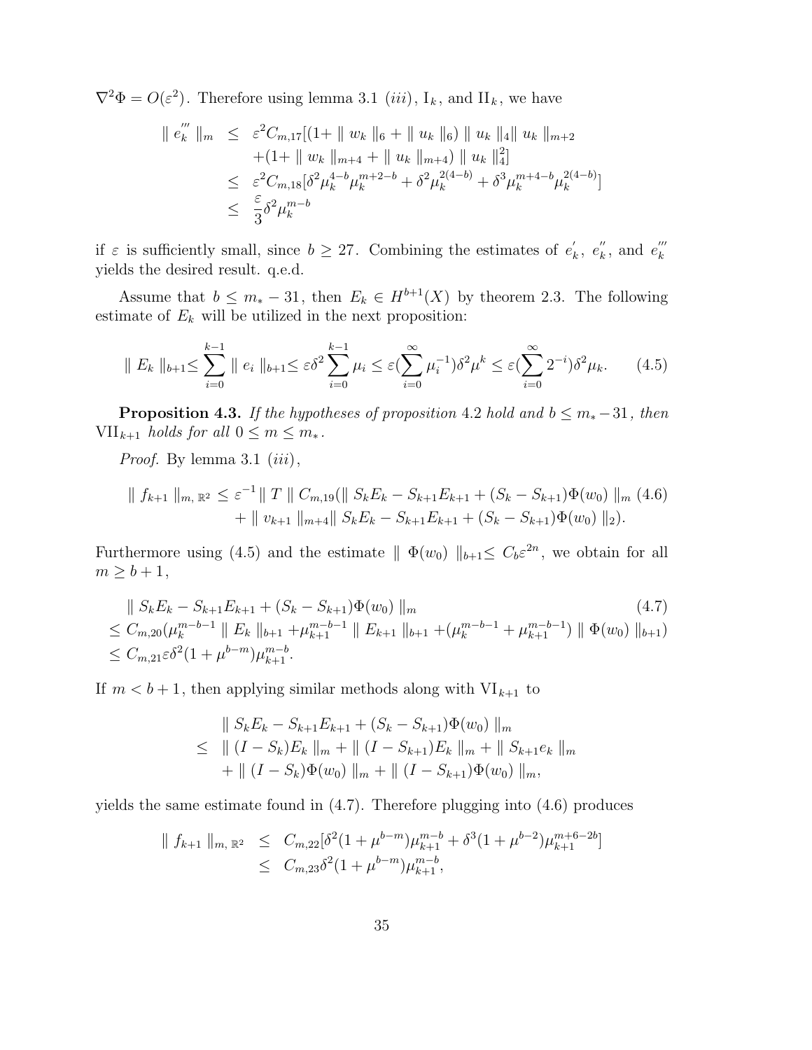$\nabla^2\Phi = O(\varepsilon^2)$. Therefore using lemma 3.1 $(iii)$, $\mathrm{I}_k$, and $\mathrm{II}_k$, we have

$$
\begin{aligned}
\| e_k''' \|_m &\leq \varepsilon^2 C_{m,17}[(1+ \| w_k \|_6 + \| u_k \|_6) \| u_k \|_4 \| u_k \|_{m+2} \\
&\quad +(1+ \| w_k \|_{m+4} + \| u_k \|_{m+4}) \| u_k \|_4^2] \\
&\leq \varepsilon^2 C_{m,18}[\delta^2 \mu_k^{4-b}\mu_k^{m+2-b} + \delta^2 \mu_k^{2(4-b)} + \delta^3 \mu_k^{m+4-b}\mu_k^{2(4-b)}] \\
&\leq \frac{\varepsilon}{3}\delta^2 \mu_k^{m-b}
\end{aligned}
$$

if $\varepsilon$ is sufficiently small, since $b \geq 27$. Combining the estimates of $e_k'$, $e_k''$, and $e_k'''$ yields the desired result. q.e.d.

Assume that $b \leq m_* - 31$, then $E_k \in H^{b+1}(X)$ by theorem 2.3. The following estimate of $E_k$ will be utilized in the next proposition:

$$
\| E_k \|_{b+1} \leq \sum_{i=0}^{k-1} \| e_i \|_{b+1} \leq \varepsilon \delta^2 \sum_{i=0}^{k-1} \mu_i \leq \varepsilon (\sum_{i=0}^{\infty} \mu_i^{-1}) \delta^2 \mu^k \leq \varepsilon (\sum_{i=0}^{\infty} 2^{-i}) \delta^2 \mu_k. \tag{4.5}
$$

**Proposition 4.3.** *If the hypotheses of proposition* 4.2 *hold and* $b \leq m_* - 31$*, then* $\mathrm{VII}_{k+1}$ *holds for all* $0 \leq m \leq m_*$*.*

*Proof.* By lemma 3.1 $(iii)$,

$$
\begin{aligned}
\| f_{k+1} \|_{m,\, \mathbb{R}^2} \leq \varepsilon^{-1} \| T \| C_{m,19}(&\| S_k E_k - S_{k+1}E_{k+1} + (S_k - S_{k+1})\Phi(w_0) \|_m \\
&+ \| v_{k+1} \|_{m+4} \| S_k E_k - S_{k+1}E_{k+1} + (S_k - S_{k+1})\Phi(w_0) \|_2).
\end{aligned} \tag{4.6}
$$

Furthermore using (4.5) and the estimate $\| \Phi(w_0) \|_{b+1} \leq C_b \varepsilon^{2n}$, we obtain for all $m \geq b+1$,

$$
\begin{aligned}
&\| S_k E_k - S_{k+1}E_{k+1} + (S_k - S_{k+1})\Phi(w_0) \|_m \\
&\leq C_{m,20}(\mu_k^{m-b-1} \| E_k \|_{b+1} + \mu_{k+1}^{m-b-1} \| E_{k+1} \|_{b+1} + (\mu_k^{m-b-1} + \mu_{k+1}^{m-b-1}) \| \Phi(w_0) \|_{b+1}) \\
&\leq C_{m,21} \varepsilon \delta^2 (1 + \mu^{b-m}) \mu_{k+1}^{m-b}.
\end{aligned} \tag{4.7}
$$

If $m < b+1$, then applying similar methods along with $\mathrm{VI}_{k+1}$ to

$$
\begin{aligned}
&\| S_k E_k - S_{k+1}E_{k+1} + (S_k - S_{k+1})\Phi(w_0) \|_m \\
\leq\ &\| (I - S_k)E_k \|_m + \| (I - S_{k+1})E_k \|_m + \| S_{k+1} e_k \|_m \\
&+ \| (I - S_k)\Phi(w_0) \|_m + \| (I - S_{k+1})\Phi(w_0) \|_m,
\end{aligned}
$$

yields the same estimate found in (4.7). Therefore plugging into (4.6) produces

$$
\begin{aligned}
\| f_{k+1} \|_{m,\, \mathbb{R}^2} &\leq C_{m,22}[\delta^2 (1 + \mu^{b-m}) \mu_{k+1}^{m-b} + \delta^3 (1 + \mu^{b-2}) \mu_{k+1}^{m+6-2b}] \\
&\leq C_{m,23} \delta^2 (1 + \mu^{b-m}) \mu_{k+1}^{m-b},
\end{aligned}
$$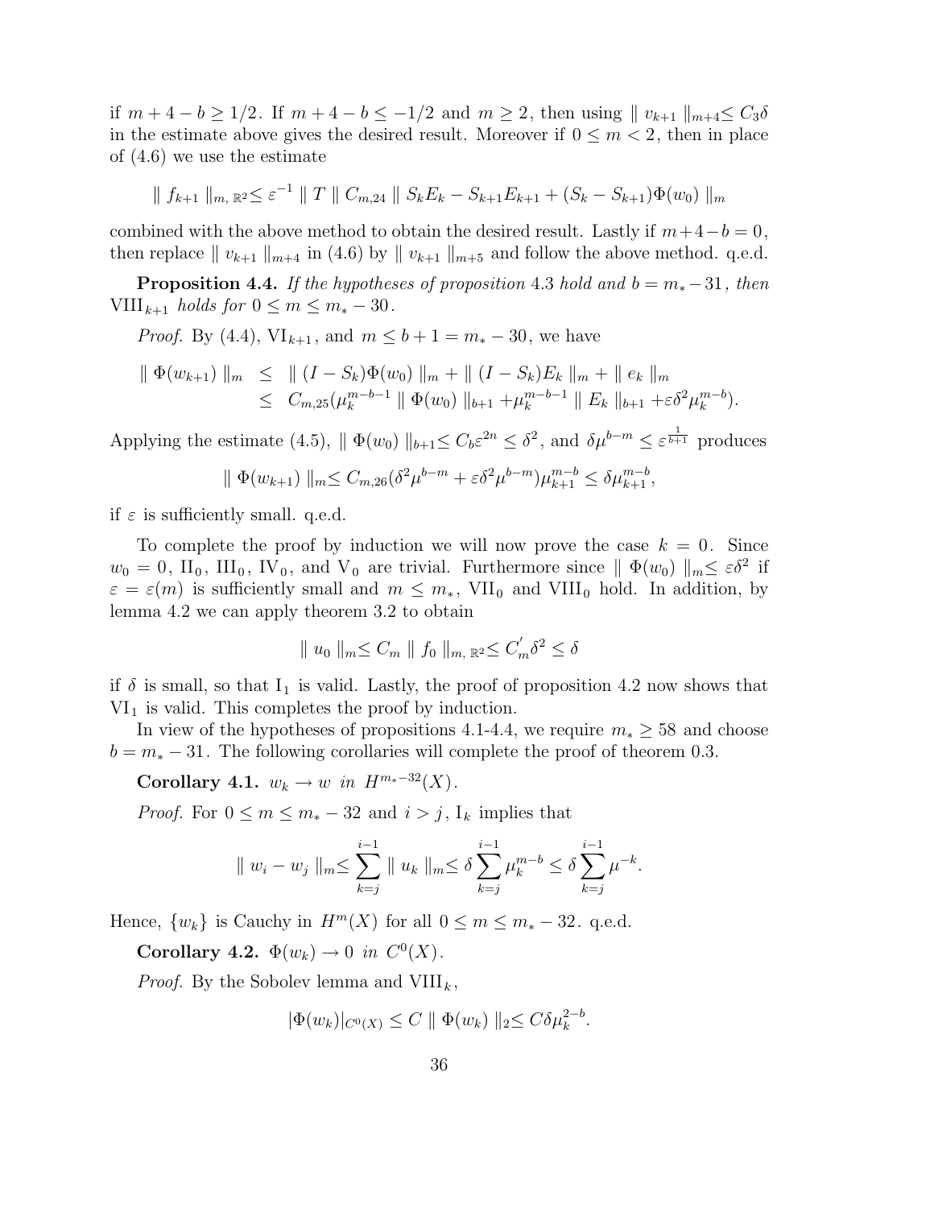if $m+4-b \geq 1/2$. If $m+4-b \leq -1/2$ and $m \geq 2$, then using $\| v_{k+1} \|_{m+4} \leq C_3 \delta$ in the estimate above gives the desired result. Moreover if $0 \leq m < 2$, then in place of (4.6) we use the estimate

$$\| f_{k+1} \|_{m,\,\mathbb{R}^2} \leq \varepsilon^{-1} \| T \| C_{m,24} \| S_k E_k - S_{k+1} E_{k+1} + (S_k - S_{k+1}) \Phi(w_0) \|_m$$

combined with the above method to obtain the desired result. Lastly if $m+4-b=0$, then replace $\| v_{k+1} \|_{m+4}$ in (4.6) by $\| v_{k+1} \|_{m+5}$ and follow the above method. q.e.d.

**Proposition 4.4.** *If the hypotheses of proposition* 4.3 *hold and* $b = m_* - 31$*, then* $\mathrm{VIII}_{k+1}$ *holds for* $0 \leq m \leq m_* - 30$.

*Proof.* By (4.4), $\mathrm{VI}_{k+1}$, and $m \leq b+1 = m_* - 30$, we have

$$\begin{aligned} \| \Phi(w_{k+1}) \|_m &\leq \| (I - S_k)\Phi(w_0) \|_m + \| (I - S_k) E_k \|_m + \| e_k \|_m \\ &\leq C_{m,25}(\mu_k^{m-b-1} \| \Phi(w_0) \|_{b+1} + \mu_k^{m-b-1} \| E_k \|_{b+1} + \varepsilon \delta^2 \mu_k^{m-b}). \end{aligned}$$

Applying the estimate (4.5), $\| \Phi(w_0) \|_{b+1} \leq C_b \varepsilon^{2n} \leq \delta^2$, and $\delta \mu^{b-m} \leq \varepsilon^{\frac{1}{b+1}}$ produces

$$\| \Phi(w_{k+1}) \|_m \leq C_{m,26}(\delta^2 \mu^{b-m} + \varepsilon \delta^2 \mu^{b-m}) \mu_{k+1}^{m-b} \leq \delta \mu_{k+1}^{m-b},$$

if $\varepsilon$ is sufficiently small. q.e.d.

To complete the proof by induction we will now prove the case $k=0$. Since $w_0 = 0$, $\mathrm{II}_0$, $\mathrm{III}_0$, $\mathrm{IV}_0$, and $\mathrm{V}_0$ are trivial. Furthermore since $\| \Phi(w_0) \|_m \leq \varepsilon \delta^2$ if $\varepsilon = \varepsilon(m)$ is sufficiently small and $m \leq m_*$, $\mathrm{VII}_0$ and $\mathrm{VIII}_0$ hold. In addition, by lemma 4.2 we can apply theorem 3.2 to obtain

$$\| u_0 \|_m \leq C_m \| f_0 \|_{m,\,\mathbb{R}^2} \leq C_m^{'} \delta^2 \leq \delta$$

if $\delta$ is small, so that $\mathrm{I}_1$ is valid. Lastly, the proof of proposition 4.2 now shows that $\mathrm{VI}_1$ is valid. This completes the proof by induction.

In view of the hypotheses of propositions 4.1-4.4, we require $m_* \geq 58$ and choose $b = m_* - 31$. The following corollaries will complete the proof of theorem 0.3.

**Corollary 4.1.** $w_k \to w$ *in* $H^{m_*-32}(X)$.

*Proof.* For $0 \leq m \leq m_* - 32$ and $i > j$, $\mathrm{I}_k$ implies that

$$\| w_i - w_j \|_m \leq \sum_{k=j}^{i-1} \| u_k \|_m \leq \delta \sum_{k=j}^{i-1} \mu_k^{m-b} \leq \delta \sum_{k=j}^{i-1} \mu^{-k}.$$

Hence, $\{w_k\}$ is Cauchy in $H^m(X)$ for all $0 \leq m \leq m_* - 32$. q.e.d.

**Corollary 4.2.** $\Phi(w_k) \to 0$ *in* $C^0(X)$.

*Proof.* By the Sobolev lemma and $\mathrm{VIII}_k$,

$$|\Phi(w_k)|_{C^0(X)} \leq C \| \Phi(w_k) \|_2 \leq C \delta \mu_k^{2-b}.$$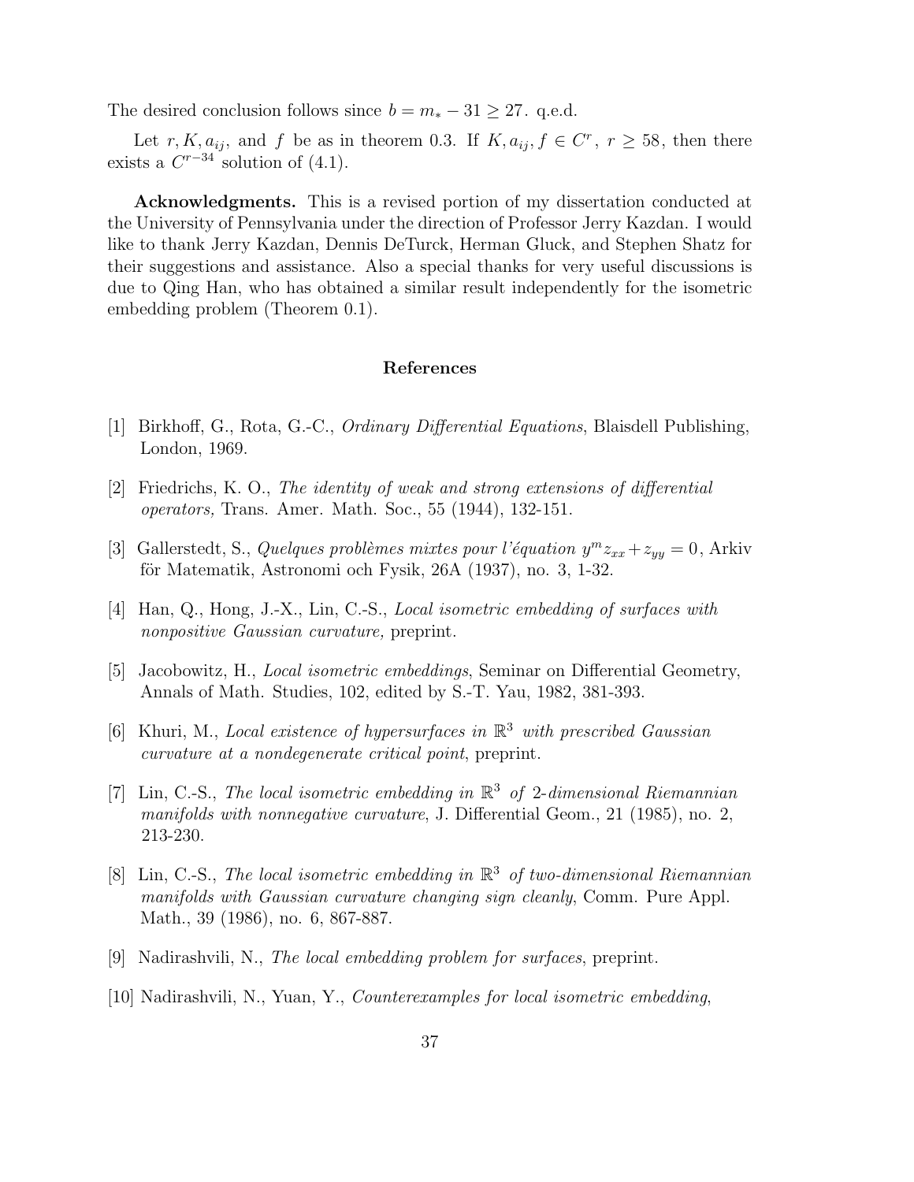The desired conclusion follows since $b = m_* - 31 \geq 27$. q.e.d.

Let $r, K, a_{ij}$, and $f$ be as in theorem 0.3. If $K, a_{ij}, f \in C^r$, $r \geq 58$, then there exists a $C^{r-34}$ solution of (4.1).

**Acknowledgments.** This is a revised portion of my dissertation conducted at the University of Pennsylvania under the direction of Professor Jerry Kazdan. I would like to thank Jerry Kazdan, Dennis DeTurck, Herman Gluck, and Stephen Shatz for their suggestions and assistance. Also a special thanks for very useful discussions is due to Qing Han, who has obtained a similar result independently for the isometric embedding problem (Theorem 0.1).

## References

[1] Birkhoff, G., Rota, G.-C., *Ordinary Differential Equations*, Blaisdell Publishing, London, 1969.

[2] Friedrichs, K. O., *The identity of weak and strong extensions of differential operators,* Trans. Amer. Math. Soc., 55 (1944), 132-151.

[3] Gallerstedt, S., *Quelques problèmes mixtes pour l'équation $y^m z_{xx} + z_{yy} = 0$*, Arkiv för Matematik, Astronomi och Fysik, 26A (1937), no. 3, 1-32.

[4] Han, Q., Hong, J.-X., Lin, C.-S., *Local isometric embedding of surfaces with nonpositive Gaussian curvature,* preprint.

[5] Jacobowitz, H., *Local isometric embeddings*, Seminar on Differential Geometry, Annals of Math. Studies, 102, edited by S.-T. Yau, 1982, 381-393.

[6] Khuri, M., *Local existence of hypersurfaces in $\mathbb{R}^3$ with prescribed Gaussian curvature at a nondegenerate critical point*, preprint.

[7] Lin, C.-S., *The local isometric embedding in $\mathbb{R}^3$ of 2-dimensional Riemannian manifolds with nonnegative curvature*, J. Differential Geom., 21 (1985), no. 2, 213-230.

[8] Lin, C.-S., *The local isometric embedding in $\mathbb{R}^3$ of two-dimensional Riemannian manifolds with Gaussian curvature changing sign cleanly*, Comm. Pure Appl. Math., 39 (1986), no. 6, 867-887.

[9] Nadirashvili, N., *The local embedding problem for surfaces*, preprint.

[10] Nadirashvili, N., Yuan, Y., *Counterexamples for local isometric embedding*,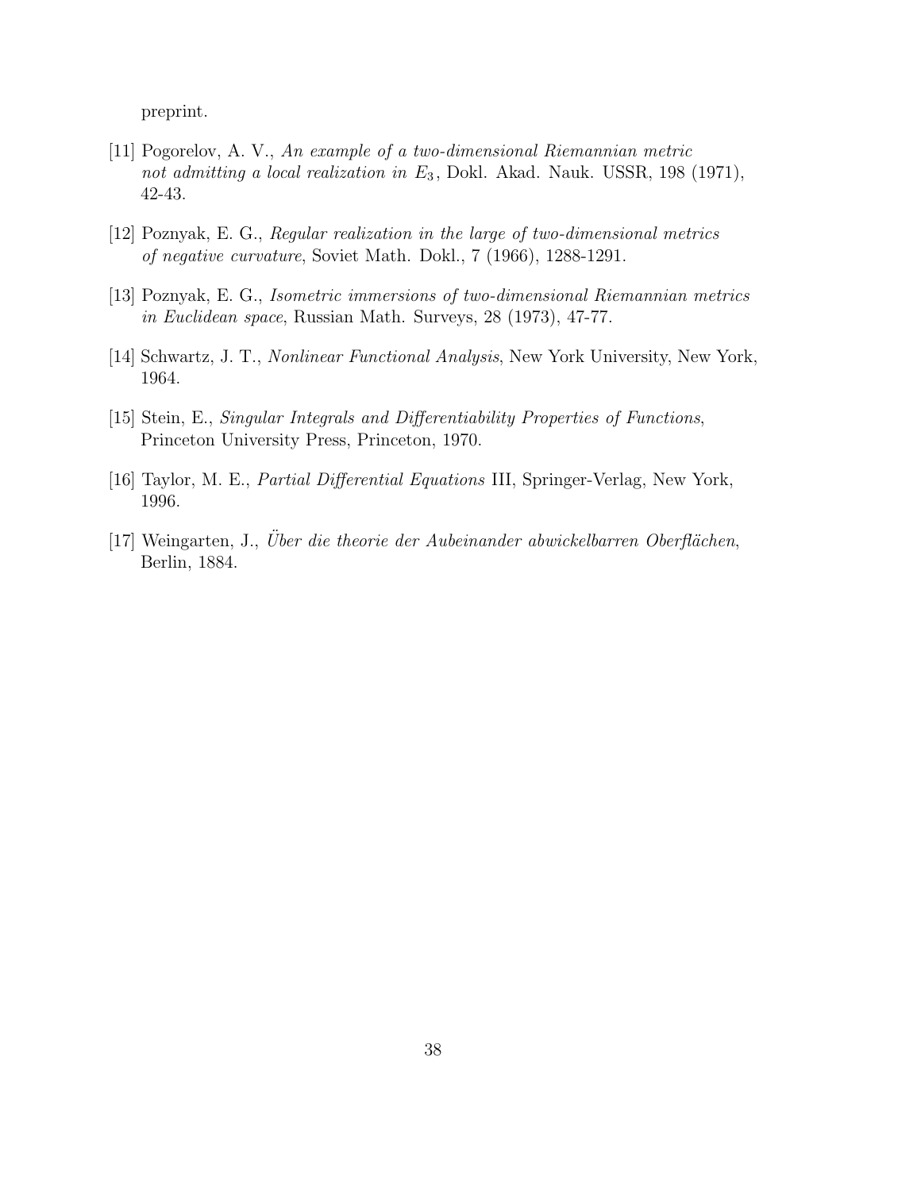preprint.

[11] Pogorelov, A. V., *An example of a two-dimensional Riemannian metric not admitting a local realization in $E_3$*, Dokl. Akad. Nauk. USSR, 198 (1971), 42-43.

[12] Poznyak, E. G., *Regular realization in the large of two-dimensional metrics of negative curvature*, Soviet Math. Dokl., 7 (1966), 1288-1291.

[13] Poznyak, E. G., *Isometric immersions of two-dimensional Riemannian metrics in Euclidean space*, Russian Math. Surveys, 28 (1973), 47-77.

[14] Schwartz, J. T., *Nonlinear Functional Analysis*, New York University, New York, 1964.

[15] Stein, E., *Singular Integrals and Differentiability Properties of Functions*, Princeton University Press, Princeton, 1970.

[16] Taylor, M. E., *Partial Differential Equations* III, Springer-Verlag, New York, 1996.

[17] Weingarten, J., *Über die theorie der Aubeinander abwickelbarren Oberflächen*, Berlin, 1884.